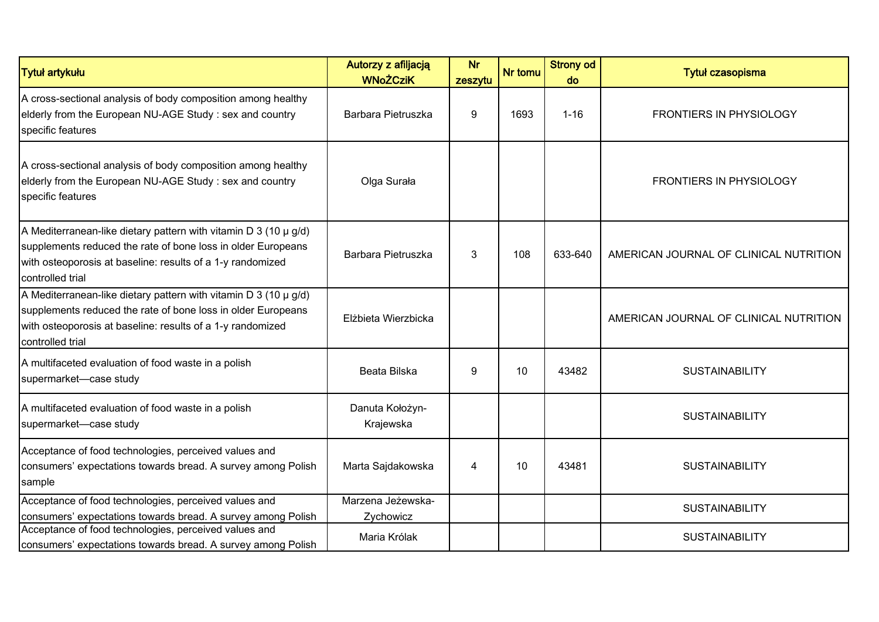| Tytuł artykułu | Autorzy z afiljacją WNoŻCziK | Nr zeszytu | Nr tomu | Strony od do | Tytuł czasopisma |
|---|---|---|---|---|---|
| A cross-sectional analysis of body composition among healthy elderly from the European NU-AGE Study : sex and country specific features | Barbara Pietruszka | 9 | 1693 | 1-16 | FRONTIERS IN PHYSIOLOGY |
| A cross-sectional analysis of body composition among healthy elderly from the European NU-AGE Study : sex and country specific features | Olga Surała | | | | FRONTIERS IN PHYSIOLOGY |
| A Mediterranean-like dietary pattern with vitamin D 3 (10 µ g/d) supplements reduced the rate of bone loss in older Europeans with osteoporosis at baseline: results of a 1-y randomized controlled trial | Barbara Pietruszka | 3 | 108 | 633-640 | AMERICAN JOURNAL OF CLINICAL NUTRITION |
| A Mediterranean-like dietary pattern with vitamin D 3 (10 µ g/d) supplements reduced the rate of bone loss in older Europeans with osteoporosis at baseline: results of a 1-y randomized controlled trial | Elżbieta Wierzbicka | | | | AMERICAN JOURNAL OF CLINICAL NUTRITION |
| A multifaceted evaluation of food waste in a polish supermarket—case study | Beata Bilska | 9 | 10 | 43482 | SUSTAINABILITY |
| A multifaceted evaluation of food waste in a polish supermarket—case study | Danuta Kołożyn-Krajewska | | | | SUSTAINABILITY |
| Acceptance of food technologies, perceived values and consumers' expectations towards bread. A survey among Polish sample | Marta Sajdakowska | 4 | 10 | 43481 | SUSTAINABILITY |
| Acceptance of food technologies, perceived values and consumers' expectations towards bread. A survey among Polish | Marzena Jeżewska-Zychowicz | | | | SUSTAINABILITY |
| Acceptance of food technologies, perceived values and consumers' expectations towards bread. A survey among Polish | Maria Królak | | | | SUSTAINABILITY |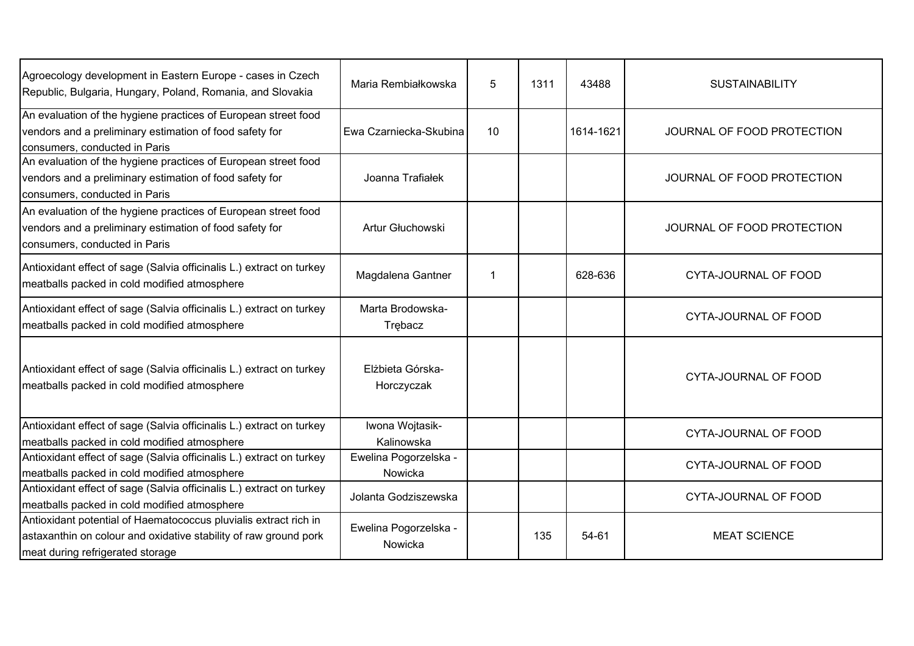| | | | | | |
|---|---|---|---|---|---|
| Agroecology development in Eastern Europe - cases in Czech Republic, Bulgaria, Hungary, Poland, Romania, and Slovakia | Maria Rembiałkowska | 5 | 1311 | 43488 | SUSTAINABILITY |
| An evaluation of the hygiene practices of European street food vendors and a preliminary estimation of food safety for consumers, conducted in Paris | Ewa Czarniecka-Skubina | 10 | | 1614-1621 | JOURNAL OF FOOD PROTECTION |
| An evaluation of the hygiene practices of European street food vendors and a preliminary estimation of food safety for consumers, conducted in Paris | Joanna Trafiałek | | | | JOURNAL OF FOOD PROTECTION |
| An evaluation of the hygiene practices of European street food vendors and a preliminary estimation of food safety for consumers, conducted in Paris | Artur Głuchowski | | | | JOURNAL OF FOOD PROTECTION |
| Antioxidant effect of sage (Salvia officinalis L.) extract on turkey meatballs packed in cold modified atmosphere | Magdalena Gantner | 1 | | 628-636 | CYTA-JOURNAL OF FOOD |
| Antioxidant effect of sage (Salvia officinalis L.) extract on turkey meatballs packed in cold modified atmosphere | Marta Brodowska-Trębacz | | | | CYTA-JOURNAL OF FOOD |
| Antioxidant effect of sage (Salvia officinalis L.) extract on turkey meatballs packed in cold modified atmosphere | Elżbieta Górska-Horczyczak | | | | CYTA-JOURNAL OF FOOD |
| Antioxidant effect of sage (Salvia officinalis L.) extract on turkey meatballs packed in cold modified atmosphere | Iwona Wojtasik-Kalinowska | | | | CYTA-JOURNAL OF FOOD |
| Antioxidant effect of sage (Salvia officinalis L.) extract on turkey meatballs packed in cold modified atmosphere | Ewelina Pogorzelska - Nowicka | | | | CYTA-JOURNAL OF FOOD |
| Antioxidant effect of sage (Salvia officinalis L.) extract on turkey meatballs packed in cold modified atmosphere | Jolanta Godziszewska | | | | CYTA-JOURNAL OF FOOD |
| Antioxidant potential of Haematococcus pluvialis extract rich in astaxanthin on colour and oxidative stability of raw ground pork meat during refrigerated storage | Ewelina Pogorzelska - Nowicka | | 135 | 54-61 | MEAT SCIENCE |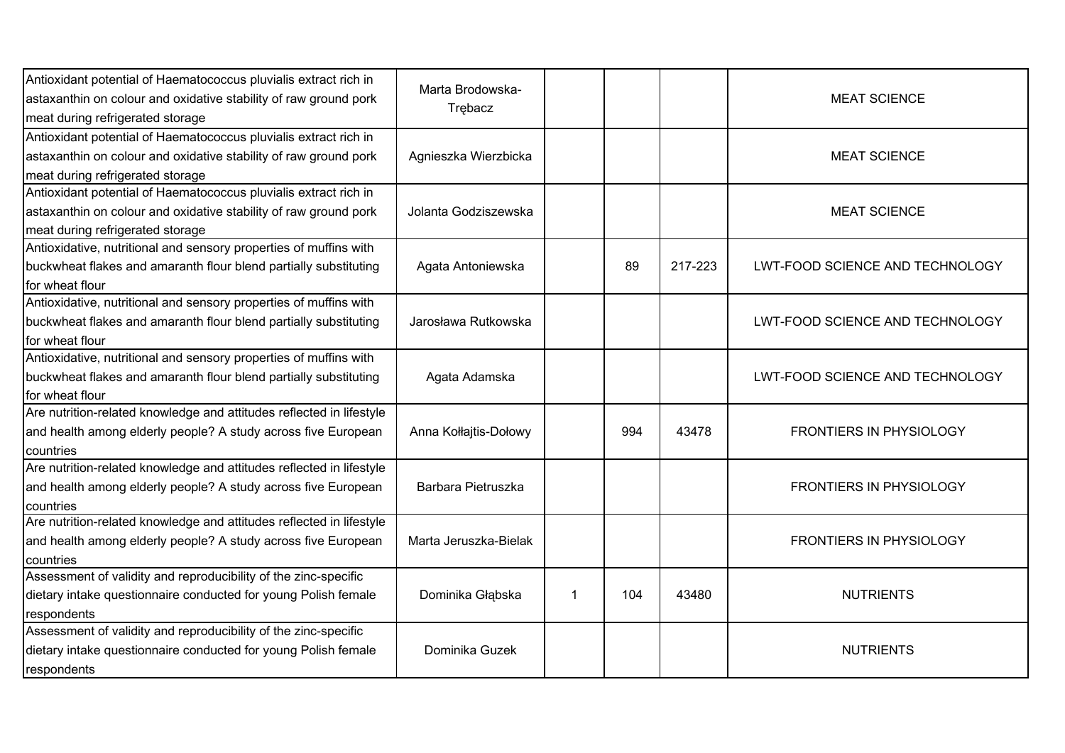| | | | | | |
|---|---|---|---|---|---|
| Antioxidant potential of Haematococcus pluvialis extract rich in astaxanthin on colour and oxidative stability of raw ground pork meat during refrigerated storage | Marta Brodowska-Trębacz | | | | MEAT SCIENCE |
| Antioxidant potential of Haematococcus pluvialis extract rich in astaxanthin on colour and oxidative stability of raw ground pork meat during refrigerated storage | Agnieszka Wierzbicka | | | | MEAT SCIENCE |
| Antioxidant potential of Haematococcus pluvialis extract rich in astaxanthin on colour and oxidative stability of raw ground pork meat during refrigerated storage | Jolanta Godziszewska | | | | MEAT SCIENCE |
| Antioxidative, nutritional and sensory properties of muffins with buckwheat flakes and amaranth flour blend partially substituting for wheat flour | Agata Antoniewska | | 89 | 217-223 | LWT-FOOD SCIENCE AND TECHNOLOGY |
| Antioxidative, nutritional and sensory properties of muffins with buckwheat flakes and amaranth flour blend partially substituting for wheat flour | Jarosława Rutkowska | | | | LWT-FOOD SCIENCE AND TECHNOLOGY |
| Antioxidative, nutritional and sensory properties of muffins with buckwheat flakes and amaranth flour blend partially substituting for wheat flour | Agata Adamska | | | | LWT-FOOD SCIENCE AND TECHNOLOGY |
| Are nutrition-related knowledge and attitudes reflected in lifestyle and health among elderly people? A study across five European countries | Anna Kołłajtis-Dołowy | | 994 | 43478 | FRONTIERS IN PHYSIOLOGY |
| Are nutrition-related knowledge and attitudes reflected in lifestyle and health among elderly people? A study across five European countries | Barbara Pietruszka | | | | FRONTIERS IN PHYSIOLOGY |
| Are nutrition-related knowledge and attitudes reflected in lifestyle and health among elderly people? A study across five European countries | Marta Jeruszka-Bielak | | | | FRONTIERS IN PHYSIOLOGY |
| Assessment of validity and reproducibility of the zinc-specific dietary intake questionnaire conducted for young Polish female respondents | Dominika Głąbska | 1 | 104 | 43480 | NUTRIENTS |
| Assessment of validity and reproducibility of the zinc-specific dietary intake questionnaire conducted for young Polish female respondents | Dominika Guzek | | | | NUTRIENTS |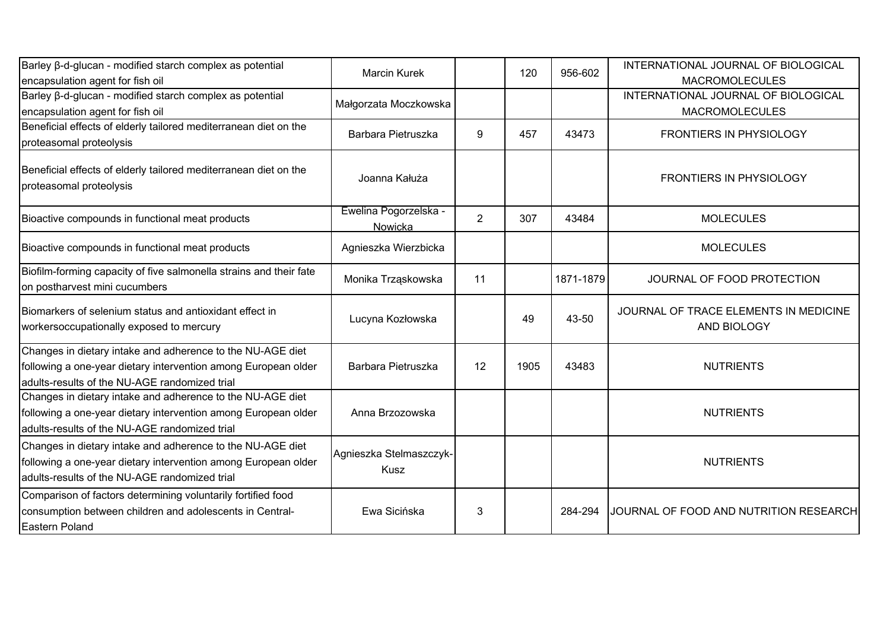| Barley β-d-glucan - modified starch complex as potential encapsulation agent for fish oil | Marcin Kurek | | 120 | 956-602 | INTERNATIONAL JOURNAL OF BIOLOGICAL MACROMOLECULES |
|---|---|---|---|---|---|
| Barley β-d-glucan - modified starch complex as potential encapsulation agent for fish oil | Małgorzata Moczkowska | | | | INTERNATIONAL JOURNAL OF BIOLOGICAL MACROMOLECULES |
| Beneficial effects of elderly tailored mediterranean diet on the proteasomal proteolysis | Barbara Pietruszka | 9 | 457 | 43473 | FRONTIERS IN PHYSIOLOGY |
| Beneficial effects of elderly tailored mediterranean diet on the proteasomal proteolysis | Joanna Kałuża | | | | FRONTIERS IN PHYSIOLOGY |
| Bioactive compounds in functional meat products | Ewelina Pogorzelska - Nowicka | 2 | 307 | 43484 | MOLECULES |
| Bioactive compounds in functional meat products | Agnieszka Wierzbicka | | | | MOLECULES |
| Biofilm-forming capacity of five salmonella strains and their fate on postharvest mini cucumbers | Monika Trząskowska | 11 | | 1871-1879 | JOURNAL OF FOOD PROTECTION |
| Biomarkers of selenium status and antioxidant effect in workersoccupationally exposed to mercury | Lucyna Kozłowska | | 49 | 43-50 | JOURNAL OF TRACE ELEMENTS IN MEDICINE AND BIOLOGY |
| Changes in dietary intake and adherence to the NU-AGE diet following a one-year dietary intervention among European older adults-results of the NU-AGE randomized trial | Barbara Pietruszka | 12 | 1905 | 43483 | NUTRIENTS |
| Changes in dietary intake and adherence to the NU-AGE diet following a one-year dietary intervention among European older adults-results of the NU-AGE randomized trial | Anna Brzozowska | | | | NUTRIENTS |
| Changes in dietary intake and adherence to the NU-AGE diet following a one-year dietary intervention among European older adults-results of the NU-AGE randomized trial | Agnieszka Stelmaszczyk-Kusz | | | | NUTRIENTS |
| Comparison of factors determining voluntarily fortified food consumption between children and adolescents in Central-Eastern Poland | Ewa Sicińska | 3 | | 284-294 | JOURNAL OF FOOD AND NUTRITION RESEARCH |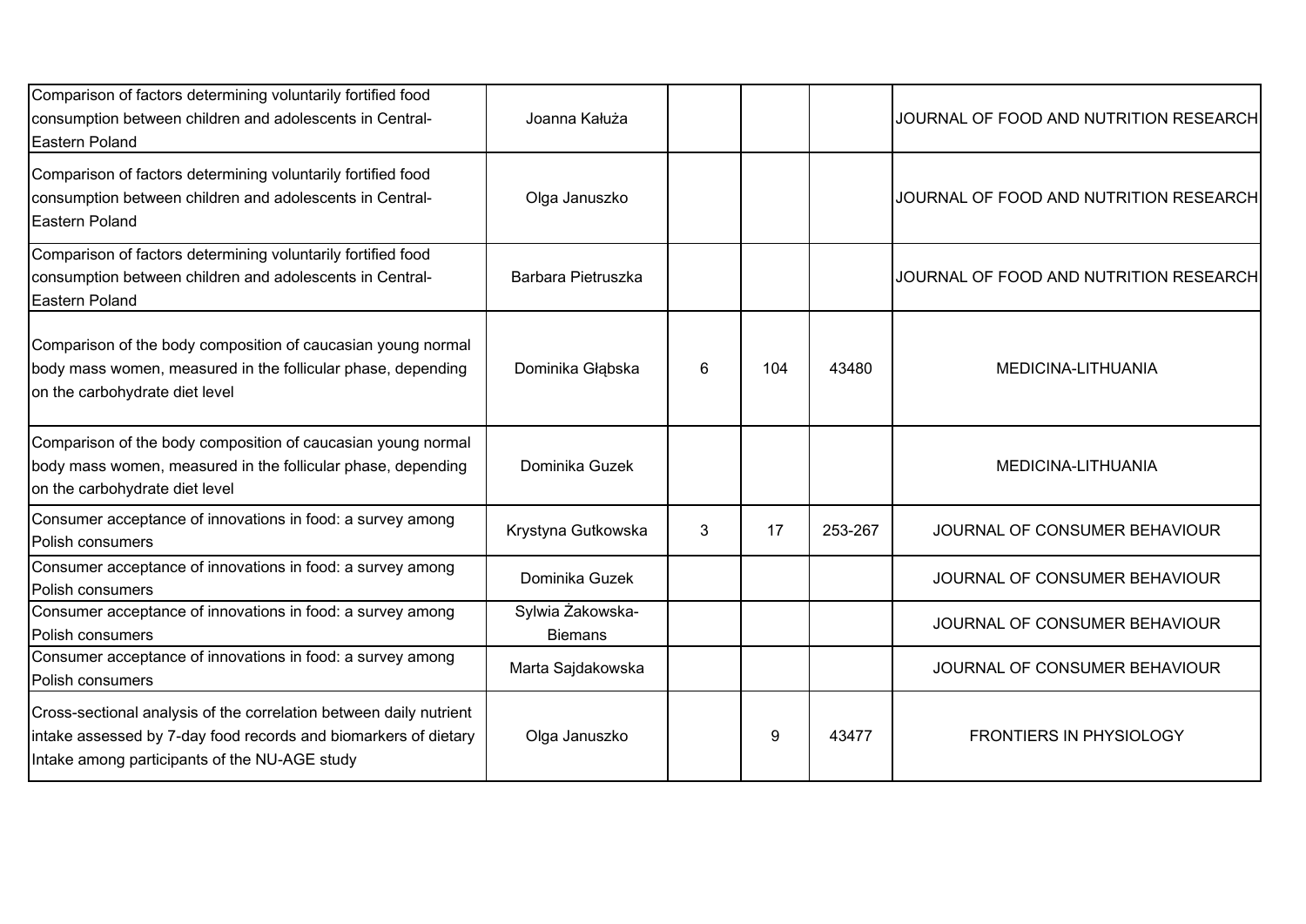| | | | | | |
|---|---|---|---|---|---|
| Comparison of factors determining voluntarily fortified food consumption between children and adolescents in Central-Eastern Poland | Joanna Kałuża | | | | JOURNAL OF FOOD AND NUTRITION RESEARCH |
| Comparison of factors determining voluntarily fortified food consumption between children and adolescents in Central-Eastern Poland | Olga Januszko | | | | JOURNAL OF FOOD AND NUTRITION RESEARCH |
| Comparison of factors determining voluntarily fortified food consumption between children and adolescents in Central-Eastern Poland | Barbara Pietruszka | | | | JOURNAL OF FOOD AND NUTRITION RESEARCH |
| Comparison of the body composition of caucasian young normal body mass women, measured in the follicular phase, depending on the carbohydrate diet level | Dominika Głąbska | 6 | 104 | 43480 | MEDICINA-LITHUANIA |
| Comparison of the body composition of caucasian young normal body mass women, measured in the follicular phase, depending on the carbohydrate diet level | Dominika Guzek | | | | MEDICINA-LITHUANIA |
| Consumer acceptance of innovations in food: a survey among Polish consumers | Krystyna Gutkowska | 3 | 17 | 253-267 | JOURNAL OF CONSUMER BEHAVIOUR |
| Consumer acceptance of innovations in food: a survey among Polish consumers | Dominika Guzek | | | | JOURNAL OF CONSUMER BEHAVIOUR |
| Consumer acceptance of innovations in food: a survey among Polish consumers | Sylwia Żakowska-Biemans | | | | JOURNAL OF CONSUMER BEHAVIOUR |
| Consumer acceptance of innovations in food: a survey among Polish consumers | Marta Sajdakowska | | | | JOURNAL OF CONSUMER BEHAVIOUR |
| Cross-sectional analysis of the correlation between daily nutrient intake assessed by 7-day food records and biomarkers of dietary Intake among participants of the NU-AGE study | Olga Januszko | | 9 | 43477 | FRONTIERS IN PHYSIOLOGY |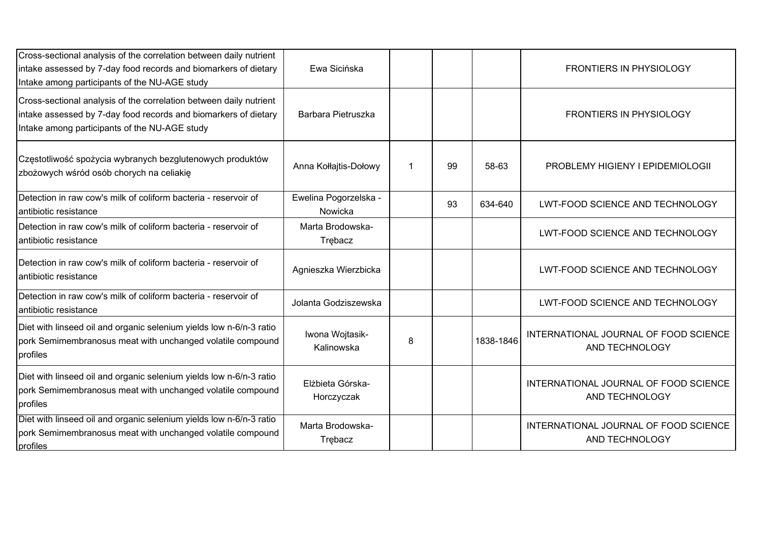|  |  |  |  |  |  |
|---|---|---|---|---|---|
| Cross-sectional analysis of the correlation between daily nutrient intake assessed by 7-day food records and biomarkers of dietary Intake among participants of the NU-AGE study | Ewa Sicińska |  |  |  | FRONTIERS IN PHYSIOLOGY |
| Cross-sectional analysis of the correlation between daily nutrient intake assessed by 7-day food records and biomarkers of dietary Intake among participants of the NU-AGE study | Barbara Pietruszka |  |  |  | FRONTIERS IN PHYSIOLOGY |
| Częstotliwość spożycia wybranych bezglutenowych produktów zbożowych wśród osób chorych na celiakię | Anna Kołłajtis-Dołowy | 1 | 99 | 58-63 | PROBLEMY HIGIENY I EPIDEMIOLOGII |
| Detection in raw cow's milk of coliform bacteria - reservoir of antibiotic resistance | Ewelina Pogorzelska - Nowicka |  | 93 | 634-640 | LWT-FOOD SCIENCE AND TECHNOLOGY |
| Detection in raw cow's milk of coliform bacteria - reservoir of antibiotic resistance | Marta Brodowska-Trębacz |  |  |  | LWT-FOOD SCIENCE AND TECHNOLOGY |
| Detection in raw cow's milk of coliform bacteria - reservoir of antibiotic resistance | Agnieszka Wierzbicka |  |  |  | LWT-FOOD SCIENCE AND TECHNOLOGY |
| Detection in raw cow's milk of coliform bacteria - reservoir of antibiotic resistance | Jolanta Godziszewska |  |  |  | LWT-FOOD SCIENCE AND TECHNOLOGY |
| Diet with linseed oil and organic selenium yields low n-6/n-3 ratio pork Semimembranosus meat with unchanged volatile compound profiles | Iwona Wojtasik-Kalinowska | 8 |  | 1838-1846 | INTERNATIONAL JOURNAL OF FOOD SCIENCE AND TECHNOLOGY |
| Diet with linseed oil and organic selenium yields low n-6/n-3 ratio pork Semimembranosus meat with unchanged volatile compound profiles | Elżbieta Górska-Horczyczak |  |  |  | INTERNATIONAL JOURNAL OF FOOD SCIENCE AND TECHNOLOGY |
| Diet with linseed oil and organic selenium yields low n-6/n-3 ratio pork Semimembranosus meat with unchanged volatile compound profiles | Marta Brodowska-Trębacz |  |  |  | INTERNATIONAL JOURNAL OF FOOD SCIENCE AND TECHNOLOGY |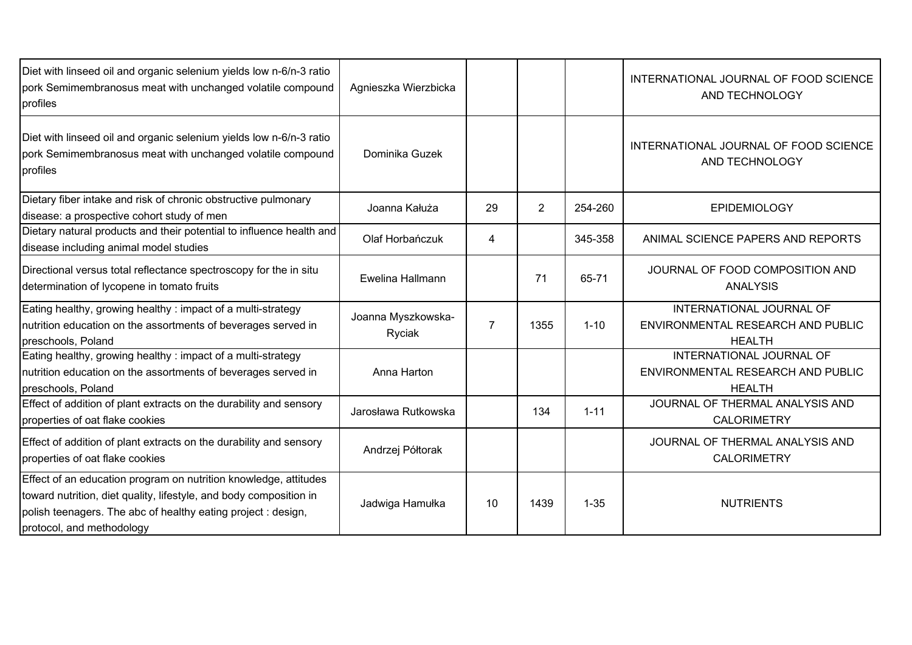| | | | | | |
|---|---|---|---|---|---|
| Diet with linseed oil and organic selenium yields low n-6/n-3 ratio pork Semimembranosus meat with unchanged volatile compound profiles | Agnieszka Wierzbicka | | | | INTERNATIONAL JOURNAL OF FOOD SCIENCE AND TECHNOLOGY |
| Diet with linseed oil and organic selenium yields low n-6/n-3 ratio pork Semimembranosus meat with unchanged volatile compound profiles | Dominika Guzek | | | | INTERNATIONAL JOURNAL OF FOOD SCIENCE AND TECHNOLOGY |
| Dietary fiber intake and risk of chronic obstructive pulmonary disease: a prospective cohort study of men | Joanna Kałuża | 29 | 2 | 254-260 | EPIDEMIOLOGY |
| Dietary natural products and their potential to influence health and disease including animal model studies | Olaf Horbańczuk | 4 | | 345-358 | ANIMAL SCIENCE PAPERS AND REPORTS |
| Directional versus total reflectance spectroscopy for the in situ determination of lycopene in tomato fruits | Ewelina Hallmann | | 71 | 65-71 | JOURNAL OF FOOD COMPOSITION AND ANALYSIS |
| Eating healthy, growing healthy : impact of a multi-strategy nutrition education on the assortments of beverages served in preschools, Poland | Joanna Myszkowska-Ryciak | 7 | 1355 | 1-10 | INTERNATIONAL JOURNAL OF ENVIRONMENTAL RESEARCH AND PUBLIC HEALTH |
| Eating healthy, growing healthy : impact of a multi-strategy nutrition education on the assortments of beverages served in preschools, Poland | Anna Harton | | | | INTERNATIONAL JOURNAL OF ENVIRONMENTAL RESEARCH AND PUBLIC HEALTH |
| Effect of addition of plant extracts on the durability and sensory properties of oat flake cookies | Jarosława Rutkowska | | 134 | 1-11 | JOURNAL OF THERMAL ANALYSIS AND CALORIMETRY |
| Effect of addition of plant extracts on the durability and sensory properties of oat flake cookies | Andrzej Półtorak | | | | JOURNAL OF THERMAL ANALYSIS AND CALORIMETRY |
| Effect of an education program on nutrition knowledge, attitudes toward nutrition, diet quality, lifestyle, and body composition in polish teenagers. The abc of healthy eating project : design, protocol, and methodology | Jadwiga Hamułka | 10 | 1439 | 1-35 | NUTRIENTS |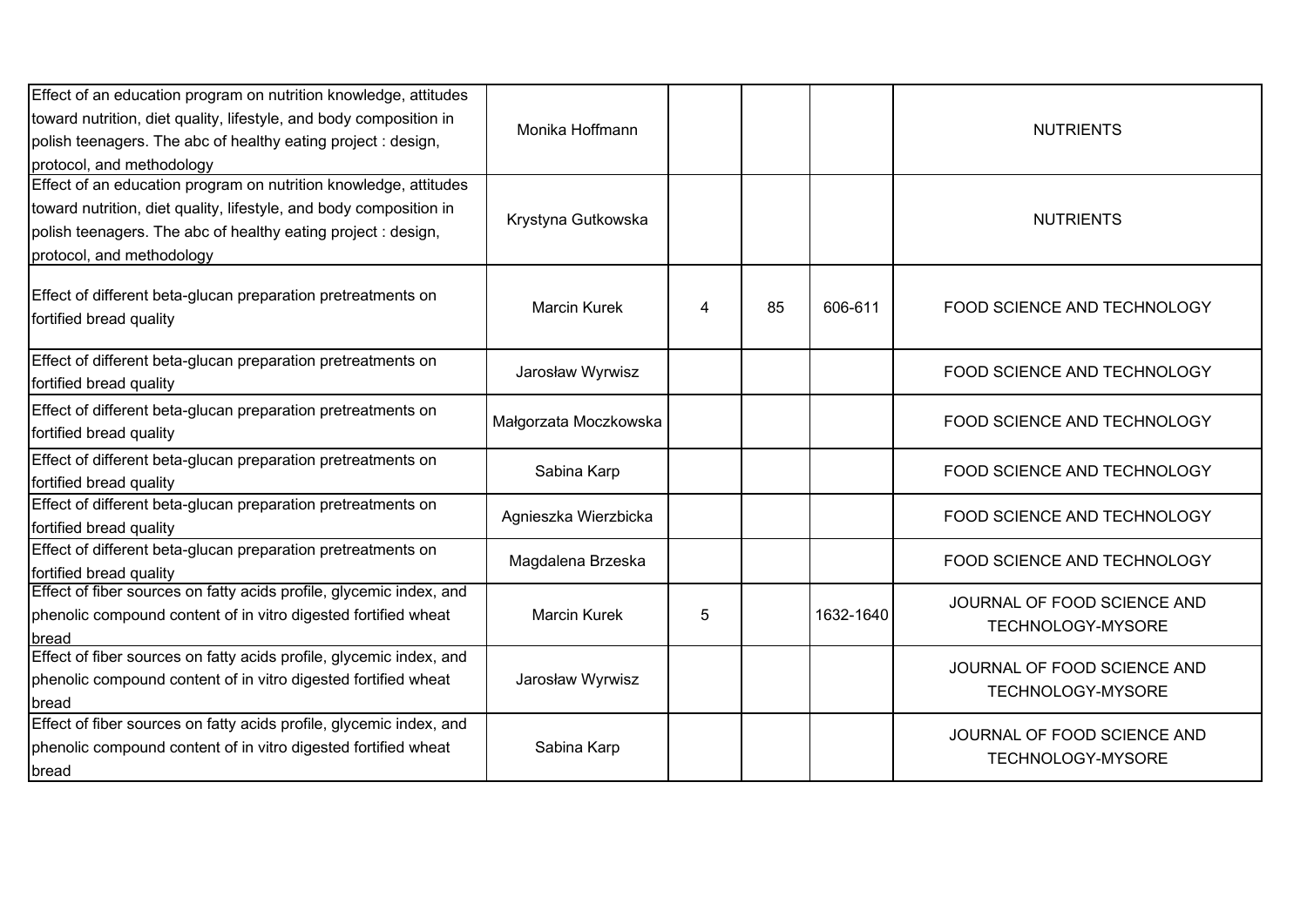| | | | | | |
|---|---|---|---|---|---|
| Effect of an education program on nutrition knowledge, attitudes toward nutrition, diet quality, lifestyle, and body composition in polish teenagers. The abc of healthy eating project : design, protocol, and methodology | Monika Hoffmann | | | | NUTRIENTS |
| Effect of an education program on nutrition knowledge, attitudes toward nutrition, diet quality, lifestyle, and body composition in polish teenagers. The abc of healthy eating project : design, protocol, and methodology | Krystyna Gutkowska | | | | NUTRIENTS |
| Effect of different beta-glucan preparation pretreatments on fortified bread quality | Marcin Kurek | 4 | 85 | 606-611 | FOOD SCIENCE AND TECHNOLOGY |
| Effect of different beta-glucan preparation pretreatments on fortified bread quality | Jarosław Wyrwisz | | | | FOOD SCIENCE AND TECHNOLOGY |
| Effect of different beta-glucan preparation pretreatments on fortified bread quality | Małgorzata Moczkowska | | | | FOOD SCIENCE AND TECHNOLOGY |
| Effect of different beta-glucan preparation pretreatments on fortified bread quality | Sabina Karp | | | | FOOD SCIENCE AND TECHNOLOGY |
| Effect of different beta-glucan preparation pretreatments on fortified bread quality | Agnieszka Wierzbicka | | | | FOOD SCIENCE AND TECHNOLOGY |
| Effect of different beta-glucan preparation pretreatments on fortified bread quality | Magdalena Brzeska | | | | FOOD SCIENCE AND TECHNOLOGY |
| Effect of fiber sources on fatty acids profile, glycemic index, and phenolic compound content of in vitro digested fortified wheat bread | Marcin Kurek | 5 | | 1632-1640 | JOURNAL OF FOOD SCIENCE AND TECHNOLOGY-MYSORE |
| Effect of fiber sources on fatty acids profile, glycemic index, and phenolic compound content of in vitro digested fortified wheat bread | Jarosław Wyrwisz | | | | JOURNAL OF FOOD SCIENCE AND TECHNOLOGY-MYSORE |
| Effect of fiber sources on fatty acids profile, glycemic index, and phenolic compound content of in vitro digested fortified wheat bread | Sabina Karp | | | | JOURNAL OF FOOD SCIENCE AND TECHNOLOGY-MYSORE |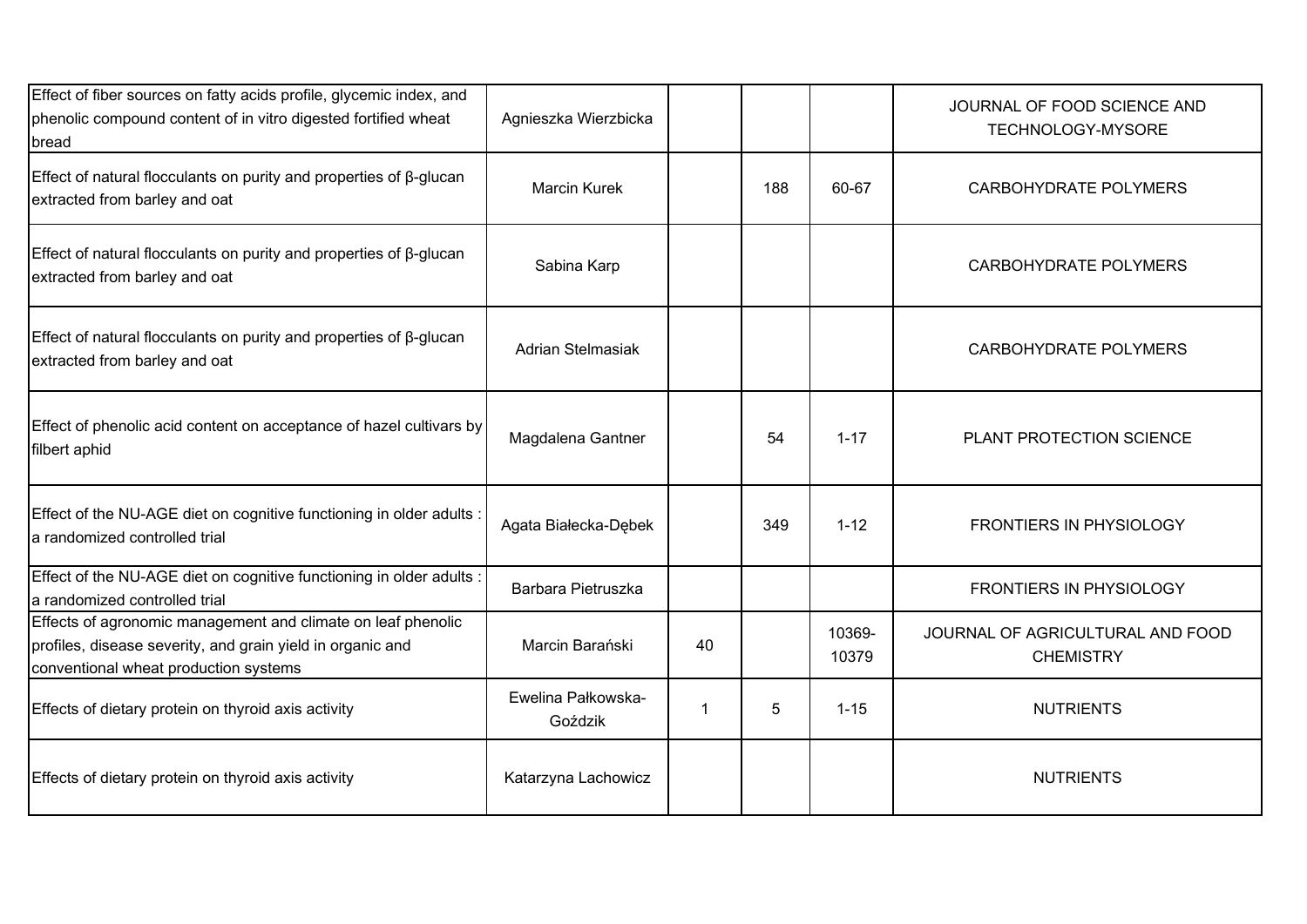| | | | | | |
|---|---|---|---|---|---|
| Effect of fiber sources on fatty acids profile, glycemic index, and phenolic compound content of in vitro digested fortified wheat bread | Agnieszka Wierzbicka | | | | JOURNAL OF FOOD SCIENCE AND TECHNOLOGY-MYSORE |
| Effect of natural flocculants on purity and properties of β-glucan extracted from barley and oat | Marcin Kurek | | 188 | 60-67 | CARBOHYDRATE POLYMERS |
| Effect of natural flocculants on purity and properties of β-glucan extracted from barley and oat | Sabina Karp | | | | CARBOHYDRATE POLYMERS |
| Effect of natural flocculants on purity and properties of β-glucan extracted from barley and oat | Adrian Stelmasiak | | | | CARBOHYDRATE POLYMERS |
| Effect of phenolic acid content on acceptance of hazel cultivars by filbert aphid | Magdalena Gantner | | 54 | 1-17 | PLANT PROTECTION SCIENCE |
| Effect of the NU-AGE diet on cognitive functioning in older adults : a randomized controlled trial | Agata Białecka-Dębek | | 349 | 1-12 | FRONTIERS IN PHYSIOLOGY |
| Effect of the NU-AGE diet on cognitive functioning in older adults : a randomized controlled trial | Barbara Pietruszka | | | | FRONTIERS IN PHYSIOLOGY |
| Effects of agronomic management and climate on leaf phenolic profiles, disease severity, and grain yield in organic and conventional wheat production systems | Marcin Barański | 40 | | 10369-10379 | JOURNAL OF AGRICULTURAL AND FOOD CHEMISTRY |
| Effects of dietary protein on thyroid axis activity | Ewelina Pałkowska-Goździk | 1 | 5 | 1-15 | NUTRIENTS |
| Effects of dietary protein on thyroid axis activity | Katarzyna Lachowicz | | | | NUTRIENTS |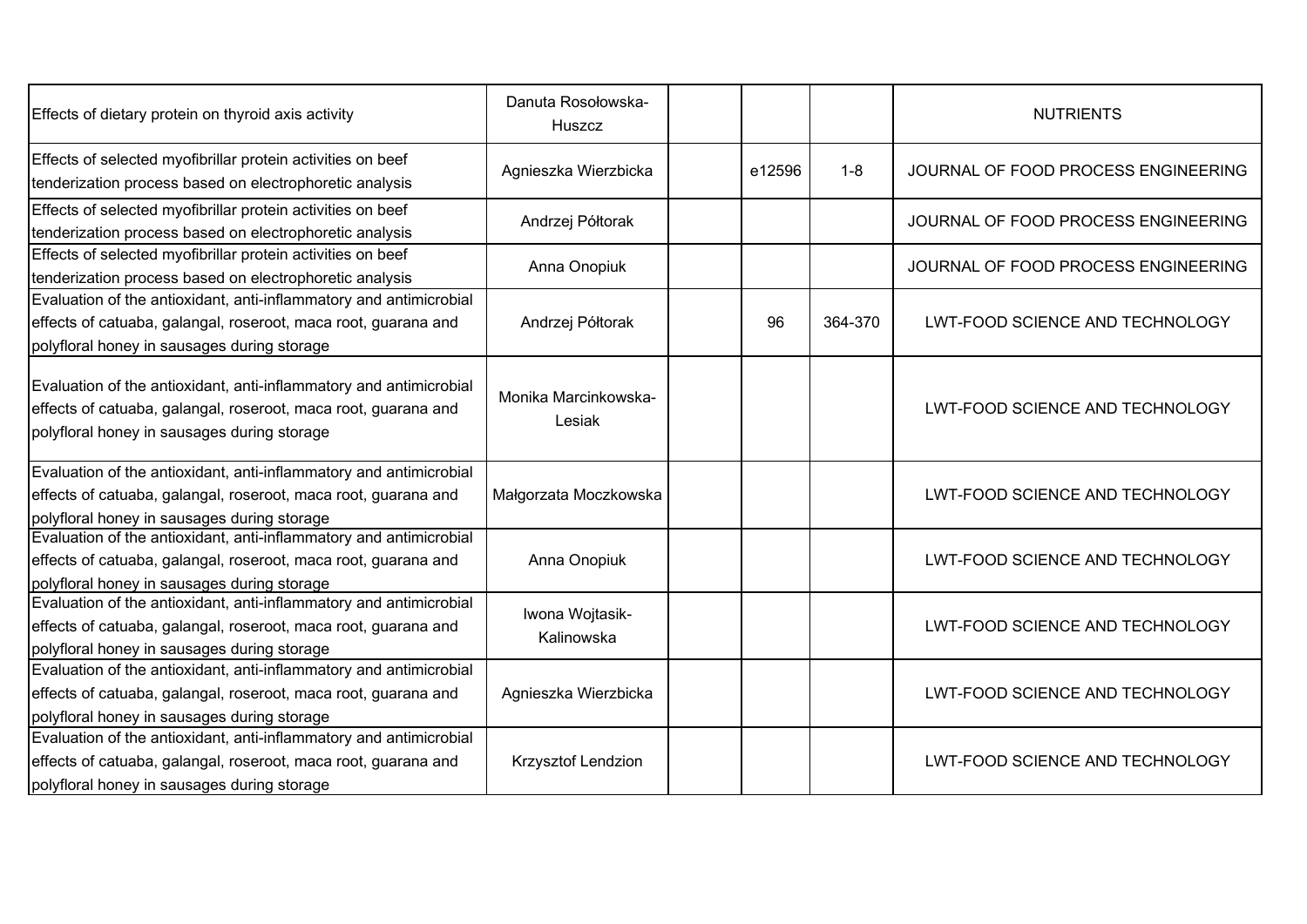| | | | | | |
|---|---|---|---|---|---|
| Effects of dietary protein on thyroid axis activity | Danuta Rosołowska-Huszcz | | | | NUTRIENTS |
| Effects of selected myofibrillar protein activities on beef tenderization process based on electrophoretic analysis | Agnieszka Wierzbicka | | e12596 | 1-8 | JOURNAL OF FOOD PROCESS ENGINEERING |
| Effects of selected myofibrillar protein activities on beef tenderization process based on electrophoretic analysis | Andrzej Półtorak | | | | JOURNAL OF FOOD PROCESS ENGINEERING |
| Effects of selected myofibrillar protein activities on beef tenderization process based on electrophoretic analysis | Anna Onopiuk | | | | JOURNAL OF FOOD PROCESS ENGINEERING |
| Evaluation of the antioxidant, anti-inflammatory and antimicrobial effects of catuaba, galangal, roseroot, maca root, guarana and polyfloral honey in sausages during storage | Andrzej Półtorak | | 96 | 364-370 | LWT-FOOD SCIENCE AND TECHNOLOGY |
| Evaluation of the antioxidant, anti-inflammatory and antimicrobial effects of catuaba, galangal, roseroot, maca root, guarana and polyfloral honey in sausages during storage | Monika Marcinkowska-Lesiak | | | | LWT-FOOD SCIENCE AND TECHNOLOGY |
| Evaluation of the antioxidant, anti-inflammatory and antimicrobial effects of catuaba, galangal, roseroot, maca root, guarana and polyfloral honey in sausages during storage | Małgorzata Moczkowska | | | | LWT-FOOD SCIENCE AND TECHNOLOGY |
| Evaluation of the antioxidant, anti-inflammatory and antimicrobial effects of catuaba, galangal, roseroot, maca root, guarana and polyfloral honey in sausages during storage | Anna Onopiuk | | | | LWT-FOOD SCIENCE AND TECHNOLOGY |
| Evaluation of the antioxidant, anti-inflammatory and antimicrobial effects of catuaba, galangal, roseroot, maca root, guarana and polyfloral honey in sausages during storage | Iwona Wojtasik-Kalinowska | | | | LWT-FOOD SCIENCE AND TECHNOLOGY |
| Evaluation of the antioxidant, anti-inflammatory and antimicrobial effects of catuaba, galangal, roseroot, maca root, guarana and polyfloral honey in sausages during storage | Agnieszka Wierzbicka | | | | LWT-FOOD SCIENCE AND TECHNOLOGY |
| Evaluation of the antioxidant, anti-inflammatory and antimicrobial effects of catuaba, galangal, roseroot, maca root, guarana and polyfloral honey in sausages during storage | Krzysztof Lendzion | | | | LWT-FOOD SCIENCE AND TECHNOLOGY |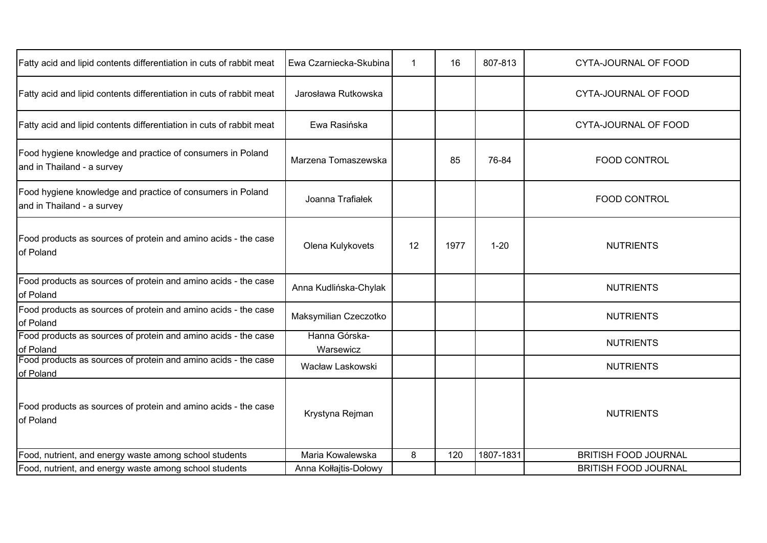| | | | | | |
|---|---|---|---|---|---|
| Fatty acid and lipid contents differentiation in cuts of rabbit meat | Ewa Czarniecka-Skubina | 1 | 16 | 807-813 | CYTA-JOURNAL OF FOOD |
| Fatty acid and lipid contents differentiation in cuts of rabbit meat | Jarosława Rutkowska | | | | CYTA-JOURNAL OF FOOD |
| Fatty acid and lipid contents differentiation in cuts of rabbit meat | Ewa Rasińska | | | | CYTA-JOURNAL OF FOOD |
| Food hygiene knowledge and practice of consumers in Poland and in Thailand - a survey | Marzena Tomaszewska | | 85 | 76-84 | FOOD CONTROL |
| Food hygiene knowledge and practice of consumers in Poland and in Thailand - a survey | Joanna Trafiałek | | | | FOOD CONTROL |
| Food products as sources of protein and amino acids - the case of Poland | Olena Kulykovets | 12 | 1977 | 1-20 | NUTRIENTS |
| Food products as sources of protein and amino acids - the case of Poland | Anna Kudlińska-Chylak | | | | NUTRIENTS |
| Food products as sources of protein and amino acids - the case of Poland | Maksymilian Czeczotko | | | | NUTRIENTS |
| Food products as sources of protein and amino acids - the case of Poland | Hanna Górska-Warsewicz | | | | NUTRIENTS |
| Food products as sources of protein and amino acids - the case of Poland | Wacław Laskowski | | | | NUTRIENTS |
| Food products as sources of protein and amino acids - the case of Poland | Krystyna Rejman | | | | NUTRIENTS |
| Food, nutrient, and energy waste among school students | Maria Kowalewska | 8 | 120 | 1807-1831 | BRITISH FOOD JOURNAL |
| Food, nutrient, and energy waste among school students | Anna Kołłajtis-Dołowy | | | | BRITISH FOOD JOURNAL |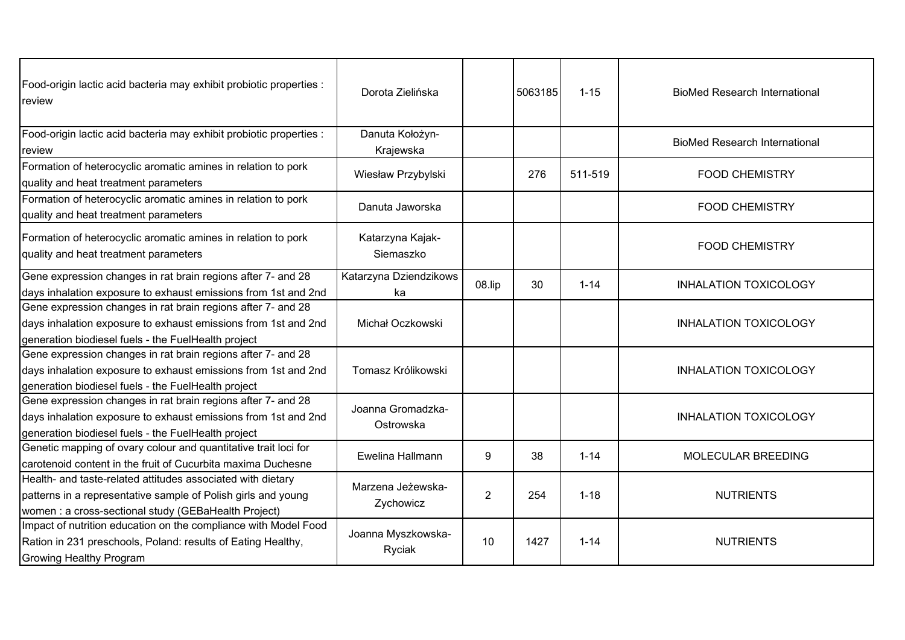| | | | | | |
|---|---|---|---|---|---|
| Food-origin lactic acid bacteria may exhibit probiotic properties : review | Dorota Zielińska | | 5063185 | 1-15 | BioMed Research International |
| Food-origin lactic acid bacteria may exhibit probiotic properties : review | Danuta Kołożyn-Krajewska | | | | BioMed Research International |
| Formation of heterocyclic aromatic amines in relation to pork quality and heat treatment parameters | Wiesław Przybylski | | 276 | 511-519 | FOOD CHEMISTRY |
| Formation of heterocyclic aromatic amines in relation to pork quality and heat treatment parameters | Danuta Jaworska | | | | FOOD CHEMISTRY |
| Formation of heterocyclic aromatic amines in relation to pork quality and heat treatment parameters | Katarzyna Kajak-Siemaszko | | | | FOOD CHEMISTRY |
| Gene expression changes in rat brain regions after 7- and 28 days inhalation exposure to exhaust emissions from 1st and 2nd | Katarzyna Dziendzikowska | 08.lip | 30 | 1-14 | INHALATION TOXICOLOGY |
| Gene expression changes in rat brain regions after 7- and 28 days inhalation exposure to exhaust emissions from 1st and 2nd generation biodiesel fuels - the FuelHealth project | Michał Oczkowski | | | | INHALATION TOXICOLOGY |
| Gene expression changes in rat brain regions after 7- and 28 days inhalation exposure to exhaust emissions from 1st and 2nd generation biodiesel fuels - the FuelHealth project | Tomasz Królikowski | | | | INHALATION TOXICOLOGY |
| Gene expression changes in rat brain regions after 7- and 28 days inhalation exposure to exhaust emissions from 1st and 2nd generation biodiesel fuels - the FuelHealth project | Joanna Gromadzka-Ostrowska | | | | INHALATION TOXICOLOGY |
| Genetic mapping of ovary colour and quantitative trait loci for carotenoid content in the fruit of Cucurbita maxima Duchesne | Ewelina Hallmann | 9 | 38 | 1-14 | MOLECULAR BREEDING |
| Health- and taste-related attitudes associated with dietary patterns in a representative sample of Polish girls and young women : a cross-sectional study (GEBaHealth Project) | Marzena Jeżewska-Zychowicz | 2 | 254 | 1-18 | NUTRIENTS |
| Impact of nutrition education on the compliance with Model Food Ration in 231 preschools, Poland: results of Eating Healthy, Growing Healthy Program | Joanna Myszkowska-Ryciak | 10 | 1427 | 1-14 | NUTRIENTS |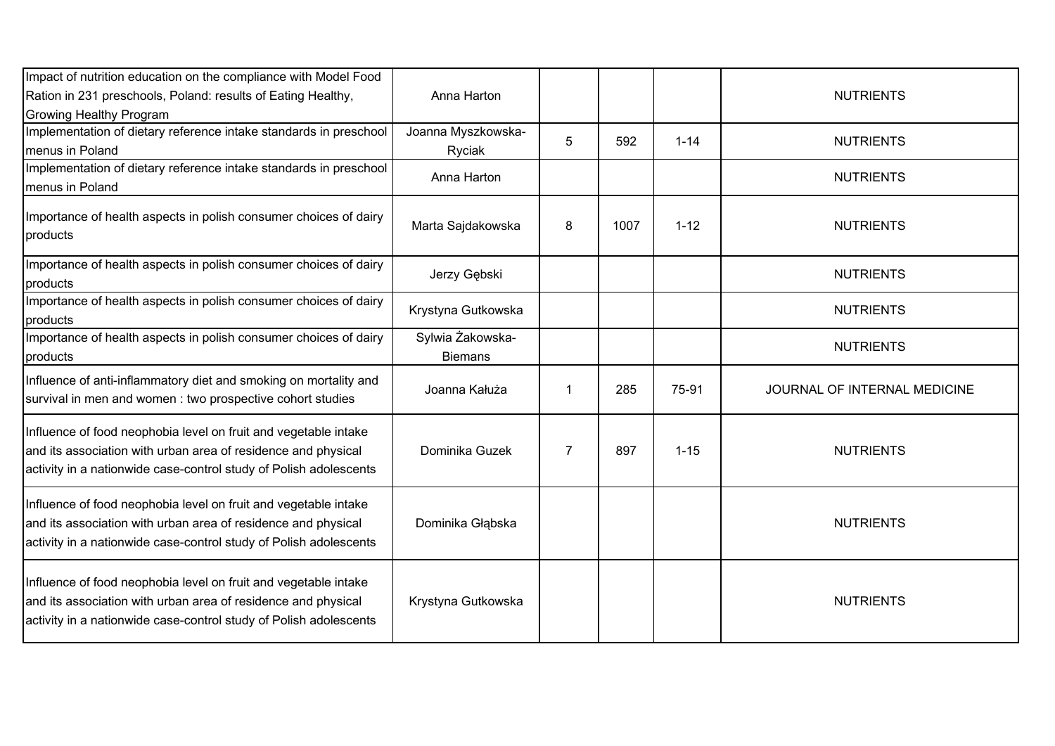| | | | | | |
|---|---|---|---|---|---|
| Impact of nutrition education on the compliance with Model Food Ration in 231 preschools, Poland: results of Eating Healthy, Growing Healthy Program | Anna Harton | | | | NUTRIENTS |
| Implementation of dietary reference intake standards in preschool menus in Poland | Joanna Myszkowska-Ryciak | 5 | 592 | 1-14 | NUTRIENTS |
| Implementation of dietary reference intake standards in preschool menus in Poland | Anna Harton | | | | NUTRIENTS |
| Importance of health aspects in polish consumer choices of dairy products | Marta Sajdakowska | 8 | 1007 | 1-12 | NUTRIENTS |
| Importance of health aspects in polish consumer choices of dairy products | Jerzy Gębski | | | | NUTRIENTS |
| Importance of health aspects in polish consumer choices of dairy products | Krystyna Gutkowska | | | | NUTRIENTS |
| Importance of health aspects in polish consumer choices of dairy products | Sylwia Żakowska-Biemans | | | | NUTRIENTS |
| Influence of anti-inflammatory diet and smoking on mortality and survival in men and women : two prospective cohort studies | Joanna Kałuża | 1 | 285 | 75-91 | JOURNAL OF INTERNAL MEDICINE |
| Influence of food neophobia level on fruit and vegetable intake and its association with urban area of residence and physical activity in a nationwide case-control study of Polish adolescents | Dominika Guzek | 7 | 897 | 1-15 | NUTRIENTS |
| Influence of food neophobia level on fruit and vegetable intake and its association with urban area of residence and physical activity in a nationwide case-control study of Polish adolescents | Dominika Głąbska | | | | NUTRIENTS |
| Influence of food neophobia level on fruit and vegetable intake and its association with urban area of residence and physical activity in a nationwide case-control study of Polish adolescents | Krystyna Gutkowska | | | | NUTRIENTS |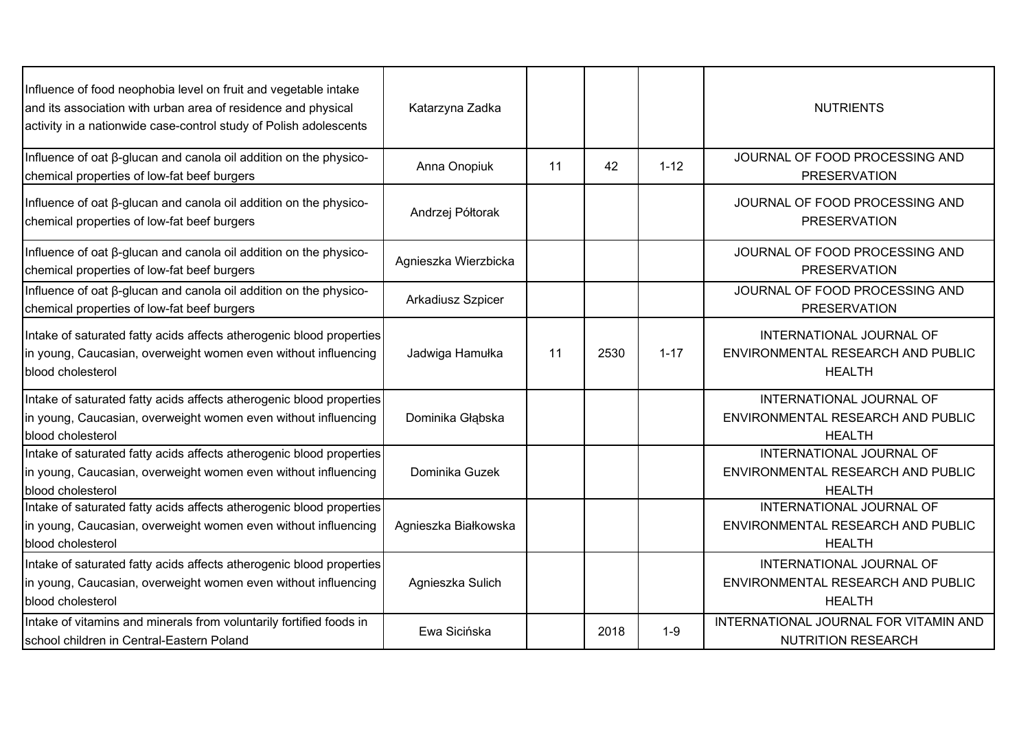| | | | | | |
|---|---|---|---|---|---|
| Influence of food neophobia level on fruit and vegetable intake and its association with urban area of residence and physical activity in a nationwide case-control study of Polish adolescents | Katarzyna Zadka | | | | NUTRIENTS |
| Influence of oat β-glucan and canola oil addition on the physico-chemical properties of low-fat beef burgers | Anna Onopiuk | 11 | 42 | 1-12 | JOURNAL OF FOOD PROCESSING AND PRESERVATION |
| Influence of oat β-glucan and canola oil addition on the physico-chemical properties of low-fat beef burgers | Andrzej Półtorak | | | | JOURNAL OF FOOD PROCESSING AND PRESERVATION |
| Influence of oat β-glucan and canola oil addition on the physico-chemical properties of low-fat beef burgers | Agnieszka Wierzbicka | | | | JOURNAL OF FOOD PROCESSING AND PRESERVATION |
| Influence of oat β-glucan and canola oil addition on the physico-chemical properties of low-fat beef burgers | Arkadiusz Szpicer | | | | JOURNAL OF FOOD PROCESSING AND PRESERVATION |
| Intake of saturated fatty acids affects atherogenic blood properties in young, Caucasian, overweight women even without influencing blood cholesterol | Jadwiga Hamułka | 11 | 2530 | 1-17 | INTERNATIONAL JOURNAL OF ENVIRONMENTAL RESEARCH AND PUBLIC HEALTH |
| Intake of saturated fatty acids affects atherogenic blood properties in young, Caucasian, overweight women even without influencing blood cholesterol | Dominika Głąbska | | | | INTERNATIONAL JOURNAL OF ENVIRONMENTAL RESEARCH AND PUBLIC HEALTH |
| Intake of saturated fatty acids affects atherogenic blood properties in young, Caucasian, overweight women even without influencing blood cholesterol | Dominika Guzek | | | | INTERNATIONAL JOURNAL OF ENVIRONMENTAL RESEARCH AND PUBLIC HEALTH |
| Intake of saturated fatty acids affects atherogenic blood properties in young, Caucasian, overweight women even without influencing blood cholesterol | Agnieszka Białkowska | | | | INTERNATIONAL JOURNAL OF ENVIRONMENTAL RESEARCH AND PUBLIC HEALTH |
| Intake of saturated fatty acids affects atherogenic blood properties in young, Caucasian, overweight women even without influencing blood cholesterol | Agnieszka Sulich | | | | INTERNATIONAL JOURNAL OF ENVIRONMENTAL RESEARCH AND PUBLIC HEALTH |
| Intake of vitamins and minerals from voluntarily fortified foods in school children in Central-Eastern Poland | Ewa Sicińska | | 2018 | 1-9 | INTERNATIONAL JOURNAL FOR VITAMIN AND NUTRITION RESEARCH |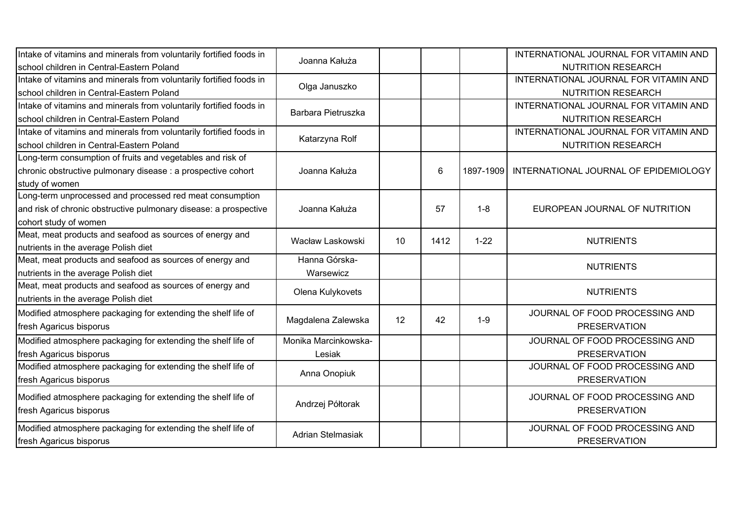| | | | | | |
|---|---|---|---|---|---|
| Intake of vitamins and minerals from voluntarily fortified foods in school children in Central-Eastern Poland | Joanna Kałuża | | | | INTERNATIONAL JOURNAL FOR VITAMIN AND NUTRITION RESEARCH |
| Intake of vitamins and minerals from voluntarily fortified foods in school children in Central-Eastern Poland | Olga Januszko | | | | INTERNATIONAL JOURNAL FOR VITAMIN AND NUTRITION RESEARCH |
| Intake of vitamins and minerals from voluntarily fortified foods in school children in Central-Eastern Poland | Barbara Pietruszka | | | | INTERNATIONAL JOURNAL FOR VITAMIN AND NUTRITION RESEARCH |
| Intake of vitamins and minerals from voluntarily fortified foods in school children in Central-Eastern Poland | Katarzyna Rolf | | | | INTERNATIONAL JOURNAL FOR VITAMIN AND NUTRITION RESEARCH |
| Long-term consumption of fruits and vegetables and risk of chronic obstructive pulmonary disease : a prospective cohort study of women | Joanna Kałuża | | 6 | 1897-1909 | INTERNATIONAL JOURNAL OF EPIDEMIOLOGY |
| Long-term unprocessed and processed red meat consumption and risk of chronic obstructive pulmonary disease: a prospective cohort study of women | Joanna Kałuża | | 57 | 1-8 | EUROPEAN JOURNAL OF NUTRITION |
| Meat, meat products and seafood as sources of energy and nutrients in the average Polish diet | Wacław Laskowski | 10 | 1412 | 1-22 | NUTRIENTS |
| Meat, meat products and seafood as sources of energy and nutrients in the average Polish diet | Hanna Górska-Warsewicz | | | | NUTRIENTS |
| Meat, meat products and seafood as sources of energy and nutrients in the average Polish diet | Olena Kulykovets | | | | NUTRIENTS |
| Modified atmosphere packaging for extending the shelf life of fresh Agaricus bisporus | Magdalena Zalewska | 12 | 42 | 1-9 | JOURNAL OF FOOD PROCESSING AND PRESERVATION |
| Modified atmosphere packaging for extending the shelf life of fresh Agaricus bisporus | Monika Marcinkowska-Lesiak | | | | JOURNAL OF FOOD PROCESSING AND PRESERVATION |
| Modified atmosphere packaging for extending the shelf life of fresh Agaricus bisporus | Anna Onopiuk | | | | JOURNAL OF FOOD PROCESSING AND PRESERVATION |
| Modified atmosphere packaging for extending the shelf life of fresh Agaricus bisporus | Andrzej Półtorak | | | | JOURNAL OF FOOD PROCESSING AND PRESERVATION |
| Modified atmosphere packaging for extending the shelf life of fresh Agaricus bisporus | Adrian Stelmasiak | | | | JOURNAL OF FOOD PROCESSING AND PRESERVATION |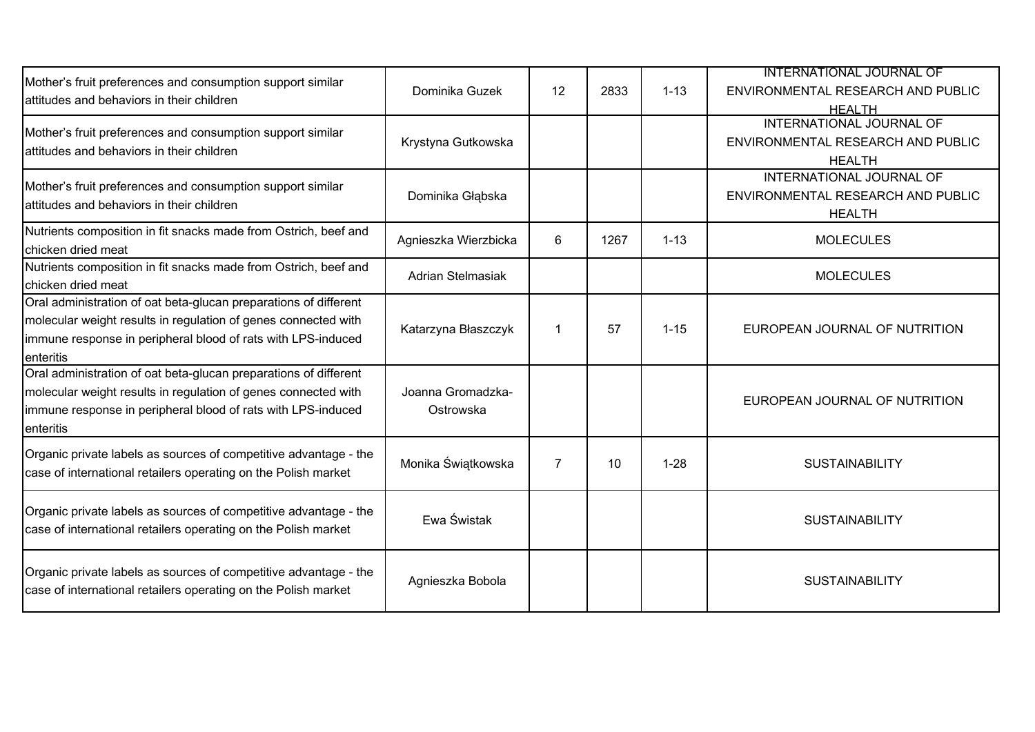| | | | | | |
|---|---|---|---|---|---|
| Mother's fruit preferences and consumption support similar attitudes and behaviors in their children | Dominika Guzek | 12 | 2833 | 1-13 | INTERNATIONAL JOURNAL OF ENVIRONMENTAL RESEARCH AND PUBLIC HEALTH |
| Mother's fruit preferences and consumption support similar attitudes and behaviors in their children | Krystyna Gutkowska | | | | INTERNATIONAL JOURNAL OF ENVIRONMENTAL RESEARCH AND PUBLIC HEALTH |
| Mother's fruit preferences and consumption support similar attitudes and behaviors in their children | Dominika Głąbska | | | | INTERNATIONAL JOURNAL OF ENVIRONMENTAL RESEARCH AND PUBLIC HEALTH |
| Nutrients composition in fit snacks made from Ostrich, beef and chicken dried meat | Agnieszka Wierzbicka | 6 | 1267 | 1-13 | MOLECULES |
| Nutrients composition in fit snacks made from Ostrich, beef and chicken dried meat | Adrian Stelmasiak | | | | MOLECULES |
| Oral administration of oat beta-glucan preparations of different molecular weight results in regulation of genes connected with immune response in peripheral blood of rats with LPS-induced enteritis | Katarzyna Błaszczyk | 1 | 57 | 1-15 | EUROPEAN JOURNAL OF NUTRITION |
| Oral administration of oat beta-glucan preparations of different molecular weight results in regulation of genes connected with immune response in peripheral blood of rats with LPS-induced enteritis | Joanna Gromadzka-Ostrowska | | | | EUROPEAN JOURNAL OF NUTRITION |
| Organic private labels as sources of competitive advantage - the case of international retailers operating on the Polish market | Monika Świątkowska | 7 | 10 | 1-28 | SUSTAINABILITY |
| Organic private labels as sources of competitive advantage - the case of international retailers operating on the Polish market | Ewa Świstak | | | | SUSTAINABILITY |
| Organic private labels as sources of competitive advantage - the case of international retailers operating on the Polish market | Agnieszka Bobola | | | | SUSTAINABILITY |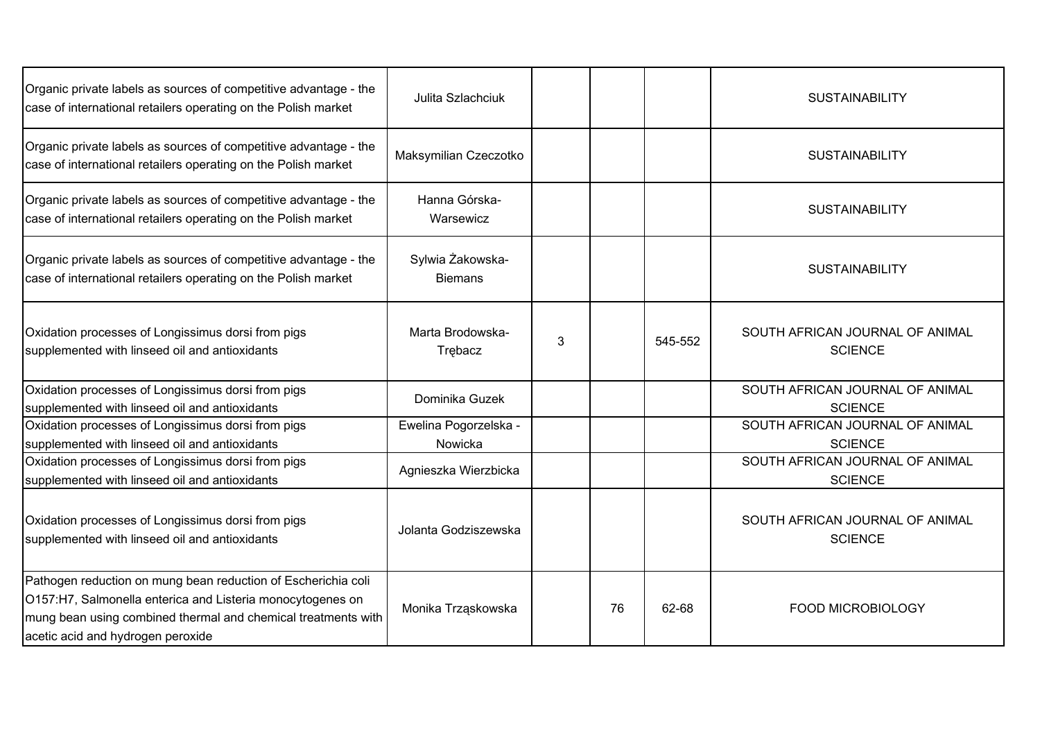| | | | | | |
|---|---|---|---|---|---|
| Organic private labels as sources of competitive advantage - the case of international retailers operating on the Polish market | Julita Szlachciuk | | | | SUSTAINABILITY |
| Organic private labels as sources of competitive advantage - the case of international retailers operating on the Polish market | Maksymilian Czeczotko | | | | SUSTAINABILITY |
| Organic private labels as sources of competitive advantage - the case of international retailers operating on the Polish market | Hanna Górska-Warsewicz | | | | SUSTAINABILITY |
| Organic private labels as sources of competitive advantage - the case of international retailers operating on the Polish market | Sylwia Żakowska-Biemans | | | | SUSTAINABILITY |
| Oxidation processes of Longissimus dorsi from pigs supplemented with linseed oil and antioxidants | Marta Brodowska-Trębacz | 3 | | 545-552 | SOUTH AFRICAN JOURNAL OF ANIMAL SCIENCE |
| Oxidation processes of Longissimus dorsi from pigs supplemented with linseed oil and antioxidants | Dominika Guzek | | | | SOUTH AFRICAN JOURNAL OF ANIMAL SCIENCE |
| Oxidation processes of Longissimus dorsi from pigs supplemented with linseed oil and antioxidants | Ewelina Pogorzelska - Nowicka | | | | SOUTH AFRICAN JOURNAL OF ANIMAL SCIENCE |
| Oxidation processes of Longissimus dorsi from pigs supplemented with linseed oil and antioxidants | Agnieszka Wierzbicka | | | | SOUTH AFRICAN JOURNAL OF ANIMAL SCIENCE |
| Oxidation processes of Longissimus dorsi from pigs supplemented with linseed oil and antioxidants | Jolanta Godziszewska | | | | SOUTH AFRICAN JOURNAL OF ANIMAL SCIENCE |
| Pathogen reduction on mung bean reduction of Escherichia coli O157:H7, Salmonella enterica and Listeria monocytogenes on mung bean using combined thermal and chemical treatments with acetic acid and hydrogen peroxide | Monika Trząskowska | | 76 | 62-68 | FOOD MICROBIOLOGY |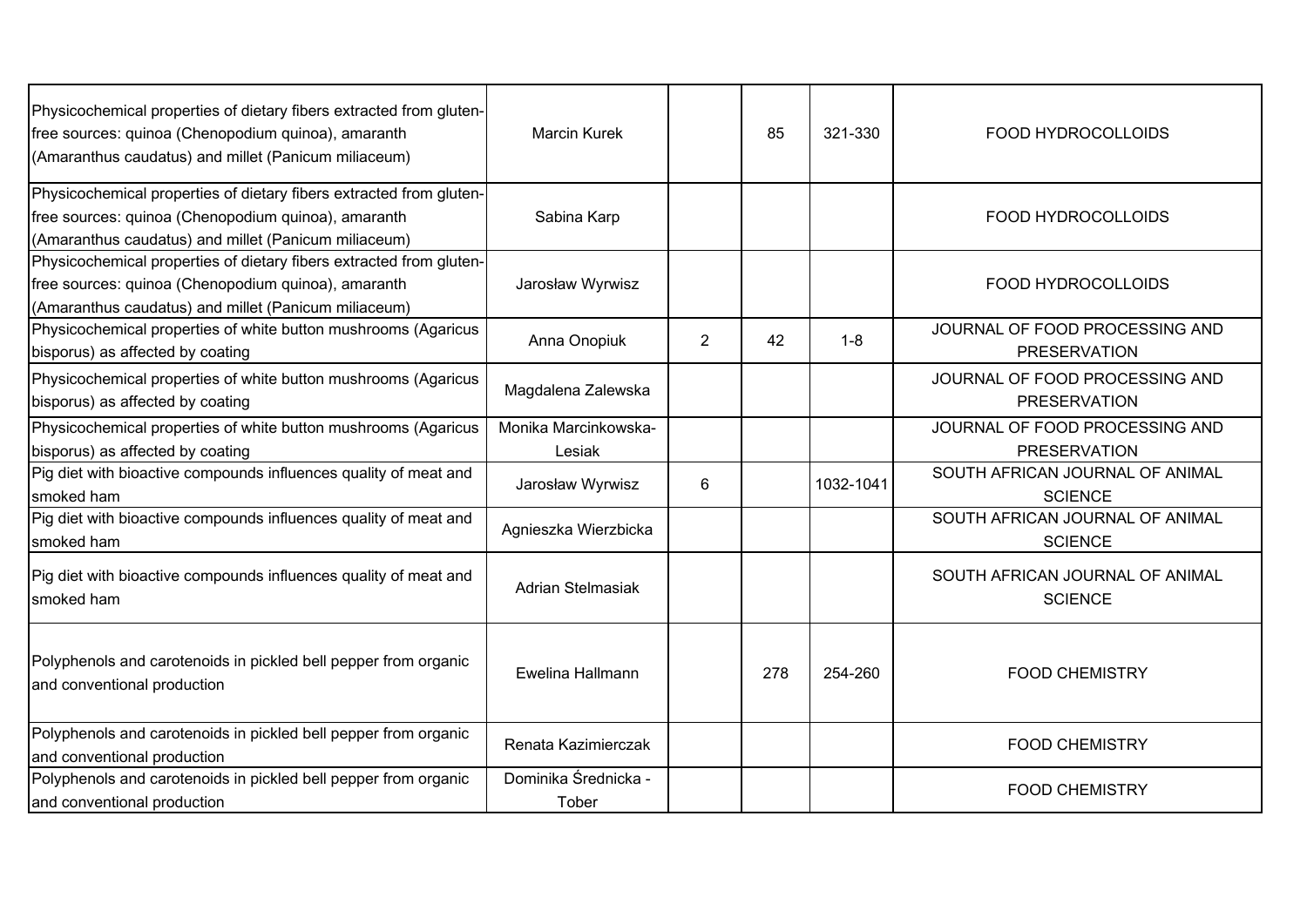| | | | | | |
|---|---|---|---|---|---|
| Physicochemical properties of dietary fibers extracted from gluten-free sources: quinoa (Chenopodium quinoa), amaranth (Amaranthus caudatus) and millet (Panicum miliaceum) | Marcin Kurek | | 85 | 321-330 | FOOD HYDROCOLLOIDS |
| Physicochemical properties of dietary fibers extracted from gluten-free sources: quinoa (Chenopodium quinoa), amaranth (Amaranthus caudatus) and millet (Panicum miliaceum) | Sabina Karp | | | | FOOD HYDROCOLLOIDS |
| Physicochemical properties of dietary fibers extracted from gluten-free sources: quinoa (Chenopodium quinoa), amaranth (Amaranthus caudatus) and millet (Panicum miliaceum) | Jarosław Wyrwisz | | | | FOOD HYDROCOLLOIDS |
| Physicochemical properties of white button mushrooms (Agaricus bisporus) as affected by coating | Anna Onopiuk | 2 | 42 | 1-8 | JOURNAL OF FOOD PROCESSING AND PRESERVATION |
| Physicochemical properties of white button mushrooms (Agaricus bisporus) as affected by coating | Magdalena Zalewska | | | | JOURNAL OF FOOD PROCESSING AND PRESERVATION |
| Physicochemical properties of white button mushrooms (Agaricus bisporus) as affected by coating | Monika Marcinkowska-Lesiak | | | | JOURNAL OF FOOD PROCESSING AND PRESERVATION |
| Pig diet with bioactive compounds influences quality of meat and smoked ham | Jarosław Wyrwisz | 6 | | 1032-1041 | SOUTH AFRICAN JOURNAL OF ANIMAL SCIENCE |
| Pig diet with bioactive compounds influences quality of meat and smoked ham | Agnieszka Wierzbicka | | | | SOUTH AFRICAN JOURNAL OF ANIMAL SCIENCE |
| Pig diet with bioactive compounds influences quality of meat and smoked ham | Adrian Stelmasiak | | | | SOUTH AFRICAN JOURNAL OF ANIMAL SCIENCE |
| Polyphenols and carotenoids in pickled bell pepper from organic and conventional production | Ewelina Hallmann | | 278 | 254-260 | FOOD CHEMISTRY |
| Polyphenols and carotenoids in pickled bell pepper from organic and conventional production | Renata Kazimierczak | | | | FOOD CHEMISTRY |
| Polyphenols and carotenoids in pickled bell pepper from organic and conventional production | Dominika Średnicka - Tober | | | | FOOD CHEMISTRY |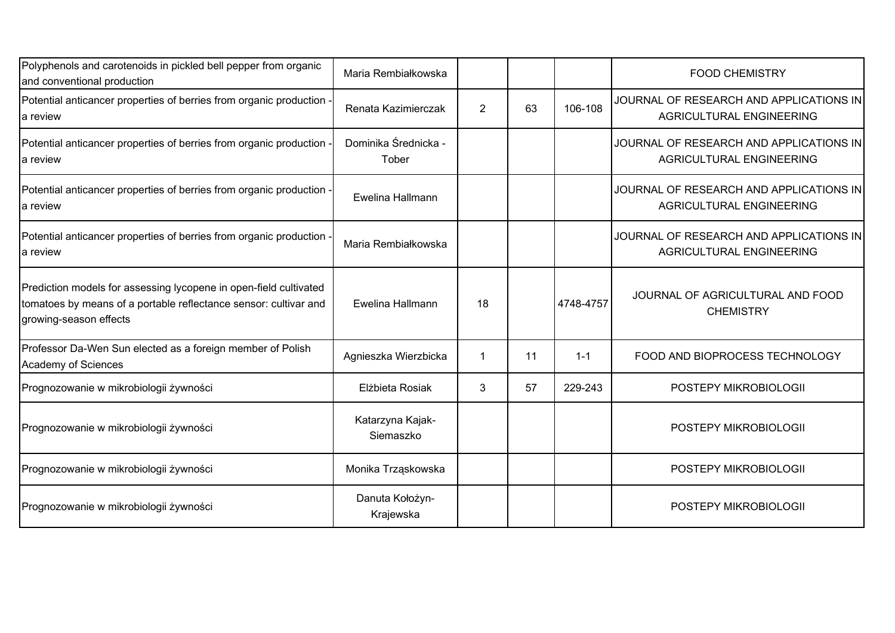| | | | | | |
|---|---|---|---|---|---|
| Polyphenols and carotenoids in pickled bell pepper from organic and conventional production | Maria Rembiałkowska | | | | FOOD CHEMISTRY |
| Potential anticancer properties of berries from organic production - a review | Renata Kazimierczak | 2 | 63 | 106-108 | JOURNAL OF RESEARCH AND APPLICATIONS IN AGRICULTURAL ENGINEERING |
| Potential anticancer properties of berries from organic production - a review | Dominika Średnicka - Tober | | | | JOURNAL OF RESEARCH AND APPLICATIONS IN AGRICULTURAL ENGINEERING |
| Potential anticancer properties of berries from organic production - a review | Ewelina Hallmann | | | | JOURNAL OF RESEARCH AND APPLICATIONS IN AGRICULTURAL ENGINEERING |
| Potential anticancer properties of berries from organic production - a review | Maria Rembiałkowska | | | | JOURNAL OF RESEARCH AND APPLICATIONS IN AGRICULTURAL ENGINEERING |
| Prediction models for assessing lycopene in open-field cultivated tomatoes by means of a portable reflectance sensor: cultivar and growing-season effects | Ewelina Hallmann | 18 | | 4748-4757 | JOURNAL OF AGRICULTURAL AND FOOD CHEMISTRY |
| Professor Da-Wen Sun elected as a foreign member of Polish Academy of Sciences | Agnieszka Wierzbicka | 1 | 11 | 1-1 | FOOD AND BIOPROCESS TECHNOLOGY |
| Prognozowanie w mikrobiologii żywności | Elżbieta Rosiak | 3 | 57 | 229-243 | POSTEPY MIKROBIOLOGII |
| Prognozowanie w mikrobiologii żywności | Katarzyna Kajak-Siemaszko | | | | POSTEPY MIKROBIOLOGII |
| Prognozowanie w mikrobiologii żywności | Monika Trząskowska | | | | POSTEPY MIKROBIOLOGII |
| Prognozowanie w mikrobiologii żywności | Danuta Kołożyn-Krajewska | | | | POSTEPY MIKROBIOLOGII |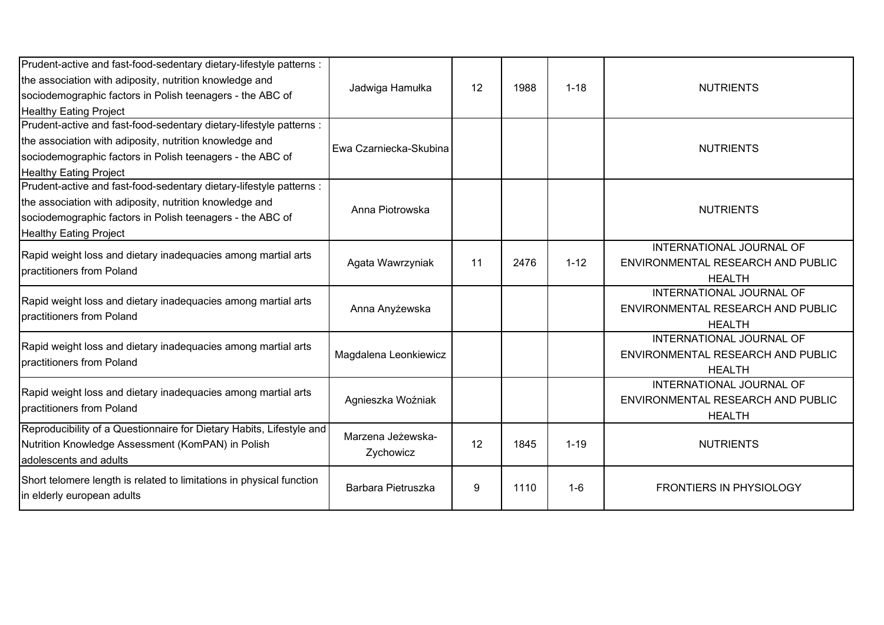| | | | | | |
|---|---|---|---|---|---|
| Prudent-active and fast-food-sedentary dietary-lifestyle patterns : the association with adiposity, nutrition knowledge and sociodemographic factors in Polish teenagers - the ABC of Healthy Eating Project | Jadwiga Hamułka | 12 | 1988 | 1-18 | NUTRIENTS |
| Prudent-active and fast-food-sedentary dietary-lifestyle patterns : the association with adiposity, nutrition knowledge and sociodemographic factors in Polish teenagers - the ABC of Healthy Eating Project | Ewa Czarniecka-Skubina | | | | NUTRIENTS |
| Prudent-active and fast-food-sedentary dietary-lifestyle patterns : the association with adiposity, nutrition knowledge and sociodemographic factors in Polish teenagers - the ABC of Healthy Eating Project | Anna Piotrowska | | | | NUTRIENTS |
| Rapid weight loss and dietary inadequacies among martial arts practitioners from Poland | Agata Wawrzyniak | 11 | 2476 | 1-12 | INTERNATIONAL JOURNAL OF ENVIRONMENTAL RESEARCH AND PUBLIC HEALTH |
| Rapid weight loss and dietary inadequacies among martial arts practitioners from Poland | Anna Anyżewska | | | | INTERNATIONAL JOURNAL OF ENVIRONMENTAL RESEARCH AND PUBLIC HEALTH |
| Rapid weight loss and dietary inadequacies among martial arts practitioners from Poland | Magdalena Leonkiewicz | | | | INTERNATIONAL JOURNAL OF ENVIRONMENTAL RESEARCH AND PUBLIC HEALTH |
| Rapid weight loss and dietary inadequacies among martial arts practitioners from Poland | Agnieszka Woźniak | | | | INTERNATIONAL JOURNAL OF ENVIRONMENTAL RESEARCH AND PUBLIC HEALTH |
| Reproducibility of a Questionnaire for Dietary Habits, Lifestyle and Nutrition Knowledge Assessment (KomPAN) in Polish adolescents and adults | Marzena Jeżewska-Zychowicz | 12 | 1845 | 1-19 | NUTRIENTS |
| Short telomere length is related to limitations in physical function in elderly european adults | Barbara Pietruszka | 9 | 1110 | 1-6 | FRONTIERS IN PHYSIOLOGY |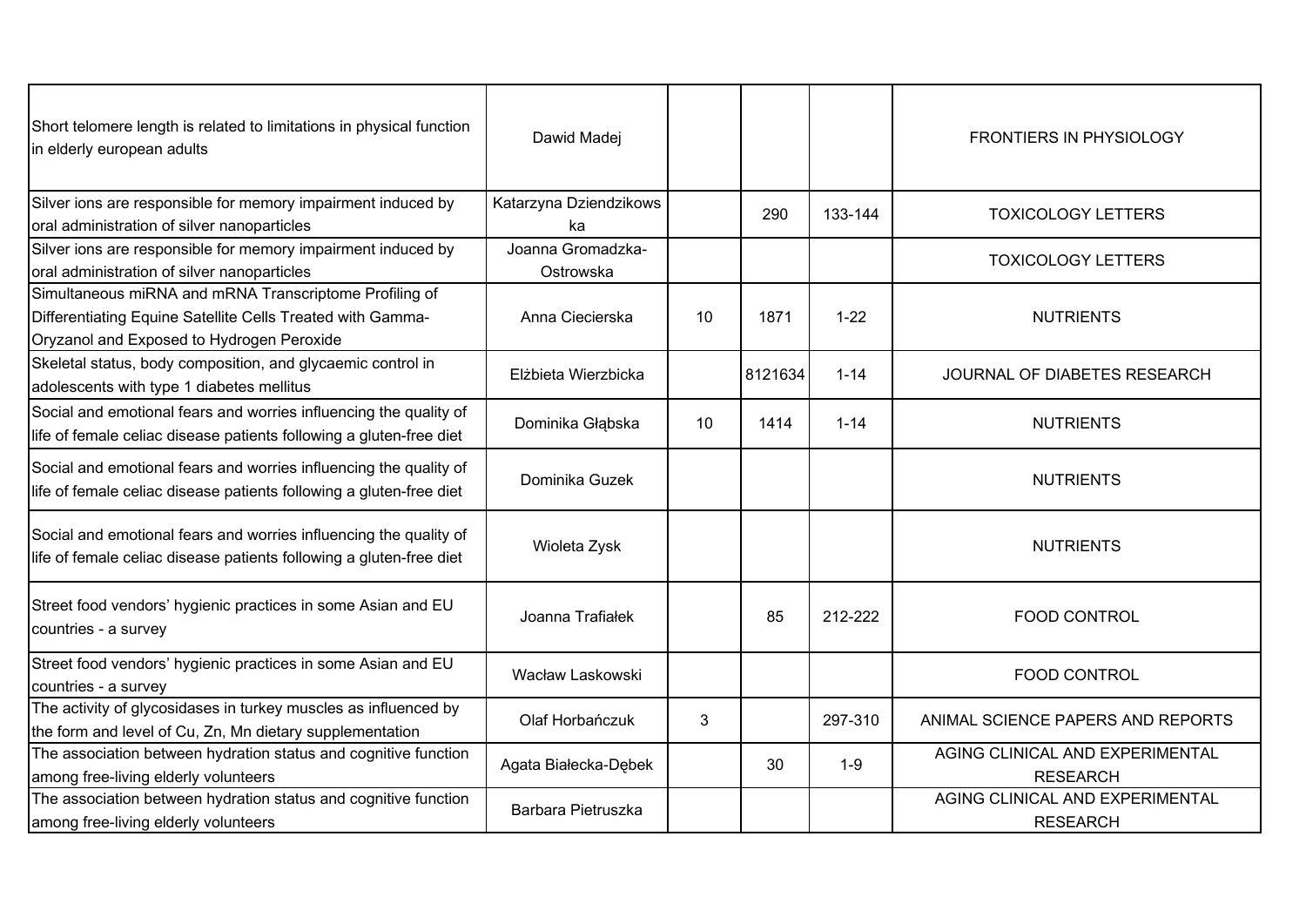| | | | | | |
|---|---|---|---|---|---|
| Short telomere length is related to limitations in physical function in elderly european adults | Dawid Madej | | | | FRONTIERS IN PHYSIOLOGY |
| Silver ions are responsible for memory impairment induced by oral administration of silver nanoparticles | Katarzyna Dziendzikowska | | 290 | 133-144 | TOXICOLOGY LETTERS |
| Silver ions are responsible for memory impairment induced by oral administration of silver nanoparticles | Joanna Gromadzka-Ostrowska | | | | TOXICOLOGY LETTERS |
| Simultaneous miRNA and mRNA Transcriptome Profiling of Differentiating Equine Satellite Cells Treated with Gamma-Oryzanol and Exposed to Hydrogen Peroxide | Anna Ciecierska | 10 | 1871 | 1-22 | NUTRIENTS |
| Skeletal status, body composition, and glycaemic control in adolescents with type 1 diabetes mellitus | Elżbieta Wierzbicka | | 8121634 | 1-14 | JOURNAL OF DIABETES RESEARCH |
| Social and emotional fears and worries influencing the quality of life of female celiac disease patients following a gluten-free diet | Dominika Głąbska | 10 | 1414 | 1-14 | NUTRIENTS |
| Social and emotional fears and worries influencing the quality of life of female celiac disease patients following a gluten-free diet | Dominika Guzek | | | | NUTRIENTS |
| Social and emotional fears and worries influencing the quality of life of female celiac disease patients following a gluten-free diet | Wioleta Zysk | | | | NUTRIENTS |
| Street food vendors' hygienic practices in some Asian and EU countries - a survey | Joanna Trafiałek | | 85 | 212-222 | FOOD CONTROL |
| Street food vendors' hygienic practices in some Asian and EU countries - a survey | Wacław Laskowski | | | | FOOD CONTROL |
| The activity of glycosidases in turkey muscles as influenced by the form and level of Cu, Zn, Mn dietary supplementation | Olaf Horbańczuk | 3 | | 297-310 | ANIMAL SCIENCE PAPERS AND REPORTS |
| The association between hydration status and cognitive function among free-living elderly volunteers | Agata Białecka-Dębek | | 30 | 1-9 | AGING CLINICAL AND EXPERIMENTAL RESEARCH |
| The association between hydration status and cognitive function among free-living elderly volunteers | Barbara Pietruszka | | | | AGING CLINICAL AND EXPERIMENTAL RESEARCH |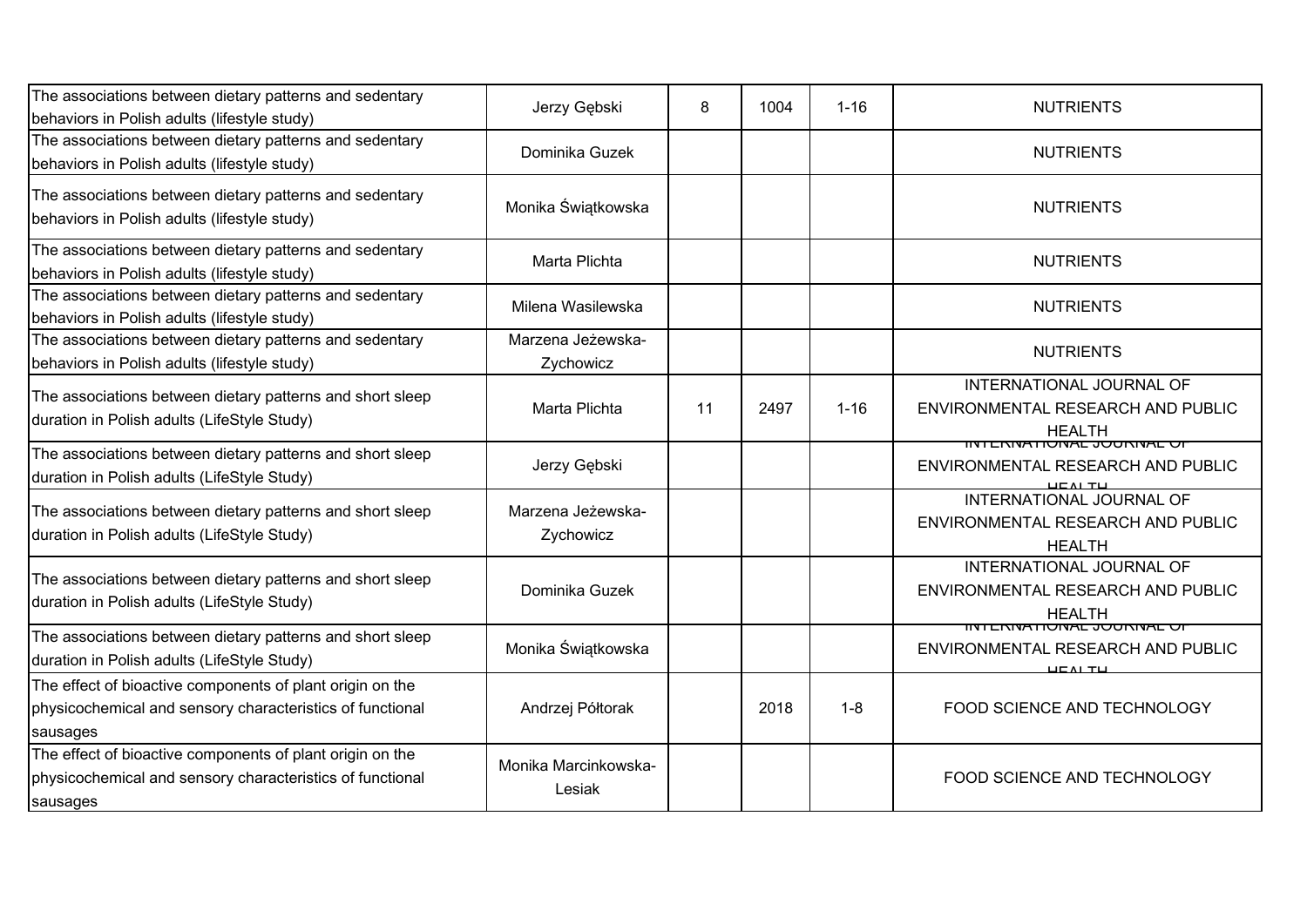| | | | | | |
|---|---|---|---|---|---|
| The associations between dietary patterns and sedentary behaviors in Polish adults (lifestyle study) | Jerzy Gębski | 8 | 1004 | 1-16 | NUTRIENTS |
| The associations between dietary patterns and sedentary behaviors in Polish adults (lifestyle study) | Dominika Guzek | | | | NUTRIENTS |
| The associations between dietary patterns and sedentary behaviors in Polish adults (lifestyle study) | Monika Świątkowska | | | | NUTRIENTS |
| The associations between dietary patterns and sedentary behaviors in Polish adults (lifestyle study) | Marta Plichta | | | | NUTRIENTS |
| The associations between dietary patterns and sedentary behaviors in Polish adults (lifestyle study) | Milena Wasilewska | | | | NUTRIENTS |
| The associations between dietary patterns and sedentary behaviors in Polish adults (lifestyle study) | Marzena Jeżewska-Zychowicz | | | | NUTRIENTS |
| The associations between dietary patterns and short sleep duration in Polish adults (LifeStyle Study) | Marta Plichta | 11 | 2497 | 1-16 | INTERNATIONAL JOURNAL OF ENVIRONMENTAL RESEARCH AND PUBLIC HEALTH |
| The associations between dietary patterns and short sleep duration in Polish adults (LifeStyle Study) | Jerzy Gębski | | | | INTERNATIONAL JOURNAL OF ENVIRONMENTAL RESEARCH AND PUBLIC HEALTH |
| The associations between dietary patterns and short sleep duration in Polish adults (LifeStyle Study) | Marzena Jeżewska-Zychowicz | | | | INTERNATIONAL JOURNAL OF ENVIRONMENTAL RESEARCH AND PUBLIC HEALTH |
| The associations between dietary patterns and short sleep duration in Polish adults (LifeStyle Study) | Dominika Guzek | | | | INTERNATIONAL JOURNAL OF ENVIRONMENTAL RESEARCH AND PUBLIC HEALTH |
| The associations between dietary patterns and short sleep duration in Polish adults (LifeStyle Study) | Monika Świątkowska | | | | INTERNATIONAL JOURNAL OF ENVIRONMENTAL RESEARCH AND PUBLIC HEALTH |
| The effect of bioactive components of plant origin on the physicochemical and sensory characteristics of functional sausages | Andrzej Półtorak | | 2018 | 1-8 | FOOD SCIENCE AND TECHNOLOGY |
| The effect of bioactive components of plant origin on the physicochemical and sensory characteristics of functional sausages | Monika Marcinkowska-Lesiak | | | | FOOD SCIENCE AND TECHNOLOGY |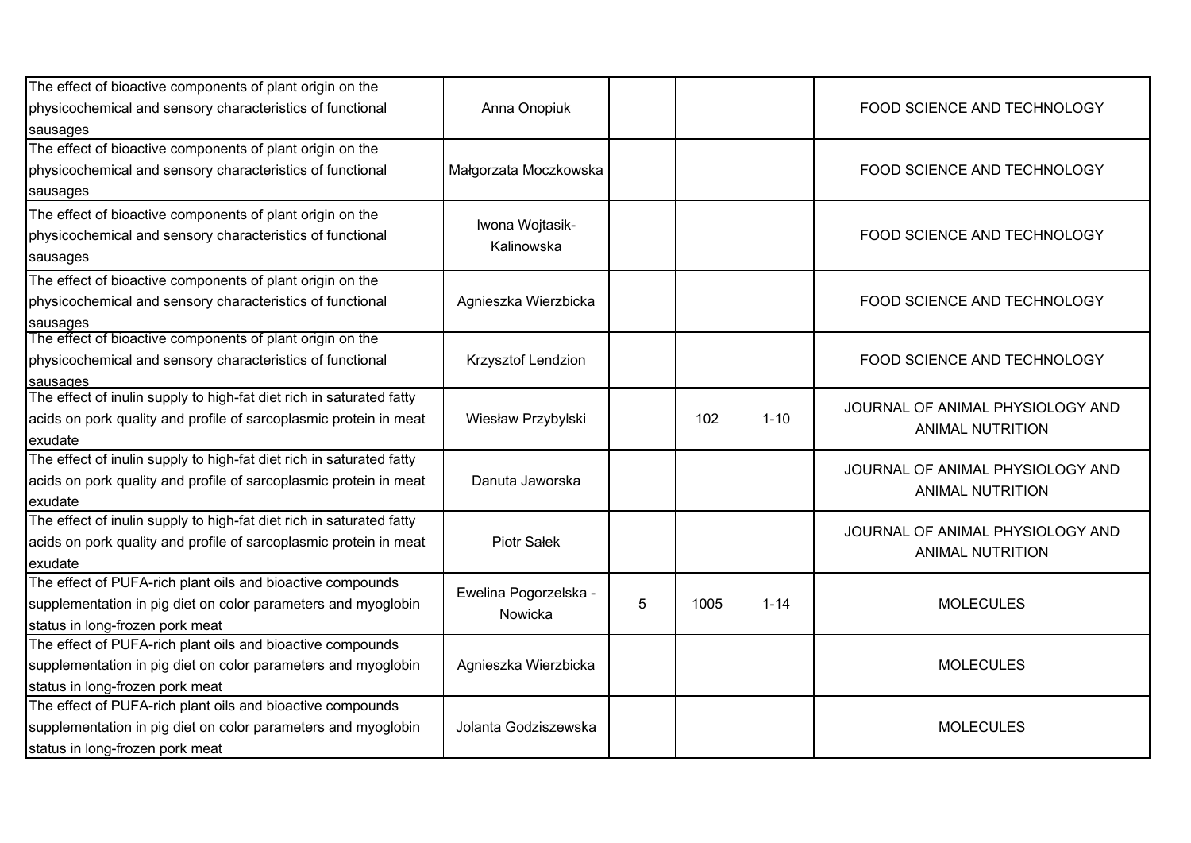| | | | | | |
|---|---|---|---|---|---|
| The effect of bioactive components of plant origin on the physicochemical and sensory characteristics of functional sausages | Anna Onopiuk | | | | FOOD SCIENCE AND TECHNOLOGY |
| The effect of bioactive components of plant origin on the physicochemical and sensory characteristics of functional sausages | Małgorzata Moczkowska | | | | FOOD SCIENCE AND TECHNOLOGY |
| The effect of bioactive components of plant origin on the physicochemical and sensory characteristics of functional sausages | Iwona Wojtasik-Kalinowska | | | | FOOD SCIENCE AND TECHNOLOGY |
| The effect of bioactive components of plant origin on the physicochemical and sensory characteristics of functional sausages | Agnieszka Wierzbicka | | | | FOOD SCIENCE AND TECHNOLOGY |
| The effect of bioactive components of plant origin on the physicochemical and sensory characteristics of functional sausages | Krzysztof Lendzion | | | | FOOD SCIENCE AND TECHNOLOGY |
| The effect of inulin supply to high-fat diet rich in saturated fatty acids on pork quality and profile of sarcoplasmic protein in meat exudate | Wiesław Przybylski | | 102 | 1-10 | JOURNAL OF ANIMAL PHYSIOLOGY AND ANIMAL NUTRITION |
| The effect of inulin supply to high-fat diet rich in saturated fatty acids on pork quality and profile of sarcoplasmic protein in meat exudate | Danuta Jaworska | | | | JOURNAL OF ANIMAL PHYSIOLOGY AND ANIMAL NUTRITION |
| The effect of inulin supply to high-fat diet rich in saturated fatty acids on pork quality and profile of sarcoplasmic protein in meat exudate | Piotr Sałek | | | | JOURNAL OF ANIMAL PHYSIOLOGY AND ANIMAL NUTRITION |
| The effect of PUFA-rich plant oils and bioactive compounds supplementation in pig diet on color parameters and myoglobin status in long-frozen pork meat | Ewelina Pogorzelska - Nowicka | 5 | 1005 | 1-14 | MOLECULES |
| The effect of PUFA-rich plant oils and bioactive compounds supplementation in pig diet on color parameters and myoglobin status in long-frozen pork meat | Agnieszka Wierzbicka | | | | MOLECULES |
| The effect of PUFA-rich plant oils and bioactive compounds supplementation in pig diet on color parameters and myoglobin status in long-frozen pork meat | Jolanta Godziszewska | | | | MOLECULES |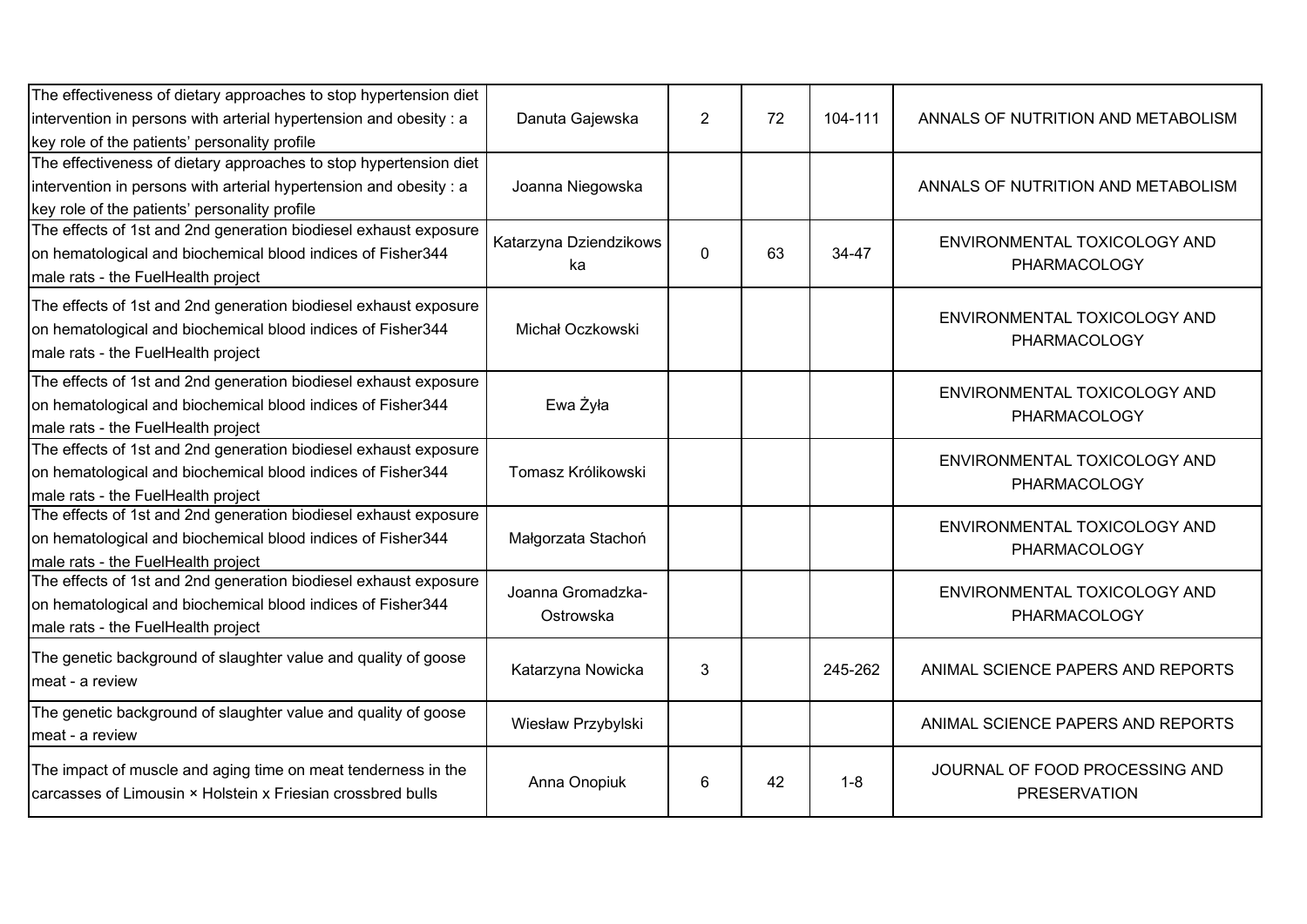| | | | | | |
|---|---|---|---|---|---|
| The effectiveness of dietary approaches to stop hypertension diet intervention in persons with arterial hypertension and obesity : a key role of the patients' personality profile | Danuta Gajewska | 2 | 72 | 104-111 | ANNALS OF NUTRITION AND METABOLISM |
| The effectiveness of dietary approaches to stop hypertension diet intervention in persons with arterial hypertension and obesity : a key role of the patients' personality profile | Joanna Niegowska | | | | ANNALS OF NUTRITION AND METABOLISM |
| The effects of 1st and 2nd generation biodiesel exhaust exposure on hematological and biochemical blood indices of Fisher344 male rats - the FuelHealth project | Katarzyna Dziendzikowska | 0 | 63 | 34-47 | ENVIRONMENTAL TOXICOLOGY AND PHARMACOLOGY |
| The effects of 1st and 2nd generation biodiesel exhaust exposure on hematological and biochemical blood indices of Fisher344 male rats - the FuelHealth project | Michał Oczkowski | | | | ENVIRONMENTAL TOXICOLOGY AND PHARMACOLOGY |
| The effects of 1st and 2nd generation biodiesel exhaust exposure on hematological and biochemical blood indices of Fisher344 male rats - the FuelHealth project | Ewa Żyła | | | | ENVIRONMENTAL TOXICOLOGY AND PHARMACOLOGY |
| The effects of 1st and 2nd generation biodiesel exhaust exposure on hematological and biochemical blood indices of Fisher344 male rats - the FuelHealth project | Tomasz Królikowski | | | | ENVIRONMENTAL TOXICOLOGY AND PHARMACOLOGY |
| The effects of 1st and 2nd generation biodiesel exhaust exposure on hematological and biochemical blood indices of Fisher344 male rats - the FuelHealth project | Małgorzata Stachoń | | | | ENVIRONMENTAL TOXICOLOGY AND PHARMACOLOGY |
| The effects of 1st and 2nd generation biodiesel exhaust exposure on hematological and biochemical blood indices of Fisher344 male rats - the FuelHealth project | Joanna Gromadzka-Ostrowska | | | | ENVIRONMENTAL TOXICOLOGY AND PHARMACOLOGY |
| The genetic background of slaughter value and quality of goose meat - a review | Katarzyna Nowicka | 3 | | 245-262 | ANIMAL SCIENCE PAPERS AND REPORTS |
| The genetic background of slaughter value and quality of goose meat - a review | Wiesław Przybylski | | | | ANIMAL SCIENCE PAPERS AND REPORTS |
| The impact of muscle and aging time on meat tenderness in the carcasses of Limousin × Holstein x Friesian crossbred bulls | Anna Onopiuk | 6 | 42 | 1-8 | JOURNAL OF FOOD PROCESSING AND PRESERVATION |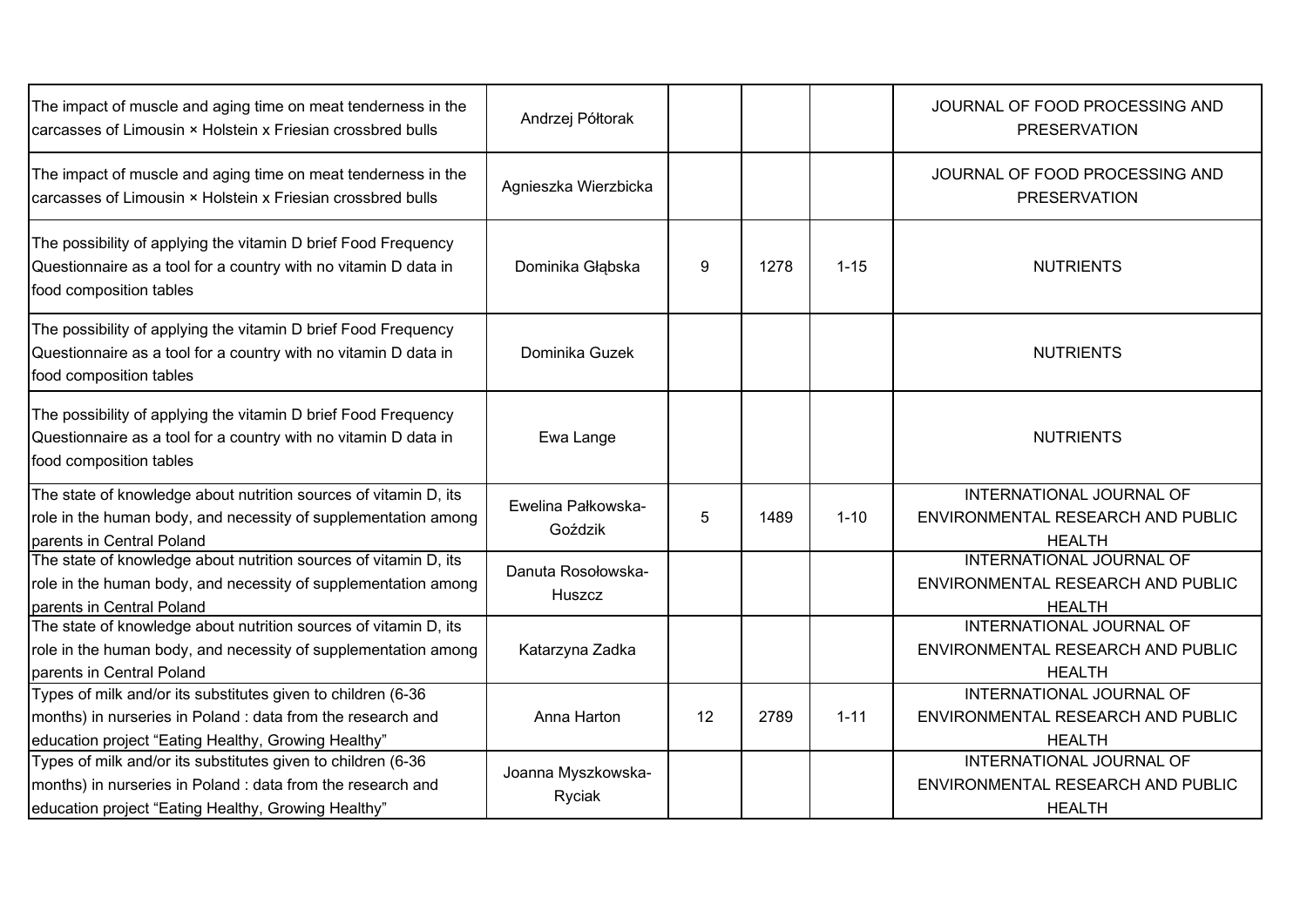| | | | | | |
|---|---|---|---|---|---|
| The impact of muscle and aging time on meat tenderness in the carcasses of Limousin × Holstein x Friesian crossbred bulls | Andrzej Półtorak | | | | JOURNAL OF FOOD PROCESSING AND PRESERVATION |
| The impact of muscle and aging time on meat tenderness in the carcasses of Limousin × Holstein x Friesian crossbred bulls | Agnieszka Wierzbicka | | | | JOURNAL OF FOOD PROCESSING AND PRESERVATION |
| The possibility of applying the vitamin D brief Food Frequency Questionnaire as a tool for a country with no vitamin D data in food composition tables | Dominika Głąbska | 9 | 1278 | 1-15 | NUTRIENTS |
| The possibility of applying the vitamin D brief Food Frequency Questionnaire as a tool for a country with no vitamin D data in food composition tables | Dominika Guzek | | | | NUTRIENTS |
| The possibility of applying the vitamin D brief Food Frequency Questionnaire as a tool for a country with no vitamin D data in food composition tables | Ewa Lange | | | | NUTRIENTS |
| The state of knowledge about nutrition sources of vitamin D, its role in the human body, and necessity of supplementation among parents in Central Poland | Ewelina Pałkowska-Goździk | 5 | 1489 | 1-10 | INTERNATIONAL JOURNAL OF ENVIRONMENTAL RESEARCH AND PUBLIC HEALTH |
| The state of knowledge about nutrition sources of vitamin D, its role in the human body, and necessity of supplementation among parents in Central Poland | Danuta Rosołowska-Huszcz | | | | INTERNATIONAL JOURNAL OF ENVIRONMENTAL RESEARCH AND PUBLIC HEALTH |
| The state of knowledge about nutrition sources of vitamin D, its role in the human body, and necessity of supplementation among parents in Central Poland | Katarzyna Zadka | | | | INTERNATIONAL JOURNAL OF ENVIRONMENTAL RESEARCH AND PUBLIC HEALTH |
| Types of milk and/or its substitutes given to children (6-36 months) in nurseries in Poland : data from the research and education project “Eating Healthy, Growing Healthy” | Anna Harton | 12 | 2789 | 1-11 | INTERNATIONAL JOURNAL OF ENVIRONMENTAL RESEARCH AND PUBLIC HEALTH |
| Types of milk and/or its substitutes given to children (6-36 months) in nurseries in Poland : data from the research and education project “Eating Healthy, Growing Healthy” | Joanna Myszkowska-Ryciak | | | | INTERNATIONAL JOURNAL OF ENVIRONMENTAL RESEARCH AND PUBLIC HEALTH |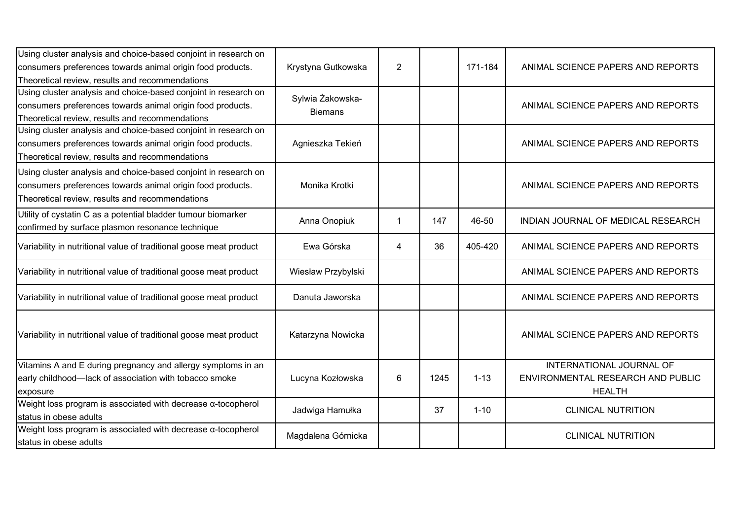| | | | | | |
|---|---|---|---|---|---|
| Using cluster analysis and choice-based conjoint in research on consumers preferences towards animal origin food products. Theoretical review, results and recommendations | Krystyna Gutkowska | 2 | | 171-184 | ANIMAL SCIENCE PAPERS AND REPORTS |
| Using cluster analysis and choice-based conjoint in research on consumers preferences towards animal origin food products. Theoretical review, results and recommendations | Sylwia Żakowska-Biemans | | | | ANIMAL SCIENCE PAPERS AND REPORTS |
| Using cluster analysis and choice-based conjoint in research on consumers preferences towards animal origin food products. Theoretical review, results and recommendations | Agnieszka Tekień | | | | ANIMAL SCIENCE PAPERS AND REPORTS |
| Using cluster analysis and choice-based conjoint in research on consumers preferences towards animal origin food products. Theoretical review, results and recommendations | Monika Krotki | | | | ANIMAL SCIENCE PAPERS AND REPORTS |
| Utility of cystatin C as a potential bladder tumour biomarker confirmed by surface plasmon resonance technique | Anna Onopiuk | 1 | 147 | 46-50 | INDIAN JOURNAL OF MEDICAL RESEARCH |
| Variability in nutritional value of traditional goose meat product | Ewa Górska | 4 | 36 | 405-420 | ANIMAL SCIENCE PAPERS AND REPORTS |
| Variability in nutritional value of traditional goose meat product | Wiesław Przybylski | | | | ANIMAL SCIENCE PAPERS AND REPORTS |
| Variability in nutritional value of traditional goose meat product | Danuta Jaworska | | | | ANIMAL SCIENCE PAPERS AND REPORTS |
| Variability in nutritional value of traditional goose meat product | Katarzyna Nowicka | | | | ANIMAL SCIENCE PAPERS AND REPORTS |
| Vitamins A and E during pregnancy and allergy symptoms in an early childhood—lack of association with tobacco smoke exposure | Lucyna Kozłowska | 6 | 1245 | 1-13 | INTERNATIONAL JOURNAL OF ENVIRONMENTAL RESEARCH AND PUBLIC HEALTH |
| Weight loss program is associated with decrease α-tocopherol status in obese adults | Jadwiga Hamułka | | 37 | 1-10 | CLINICAL NUTRITION |
| Weight loss program is associated with decrease α-tocopherol status in obese adults | Magdalena Górnicka | | | | CLINICAL NUTRITION |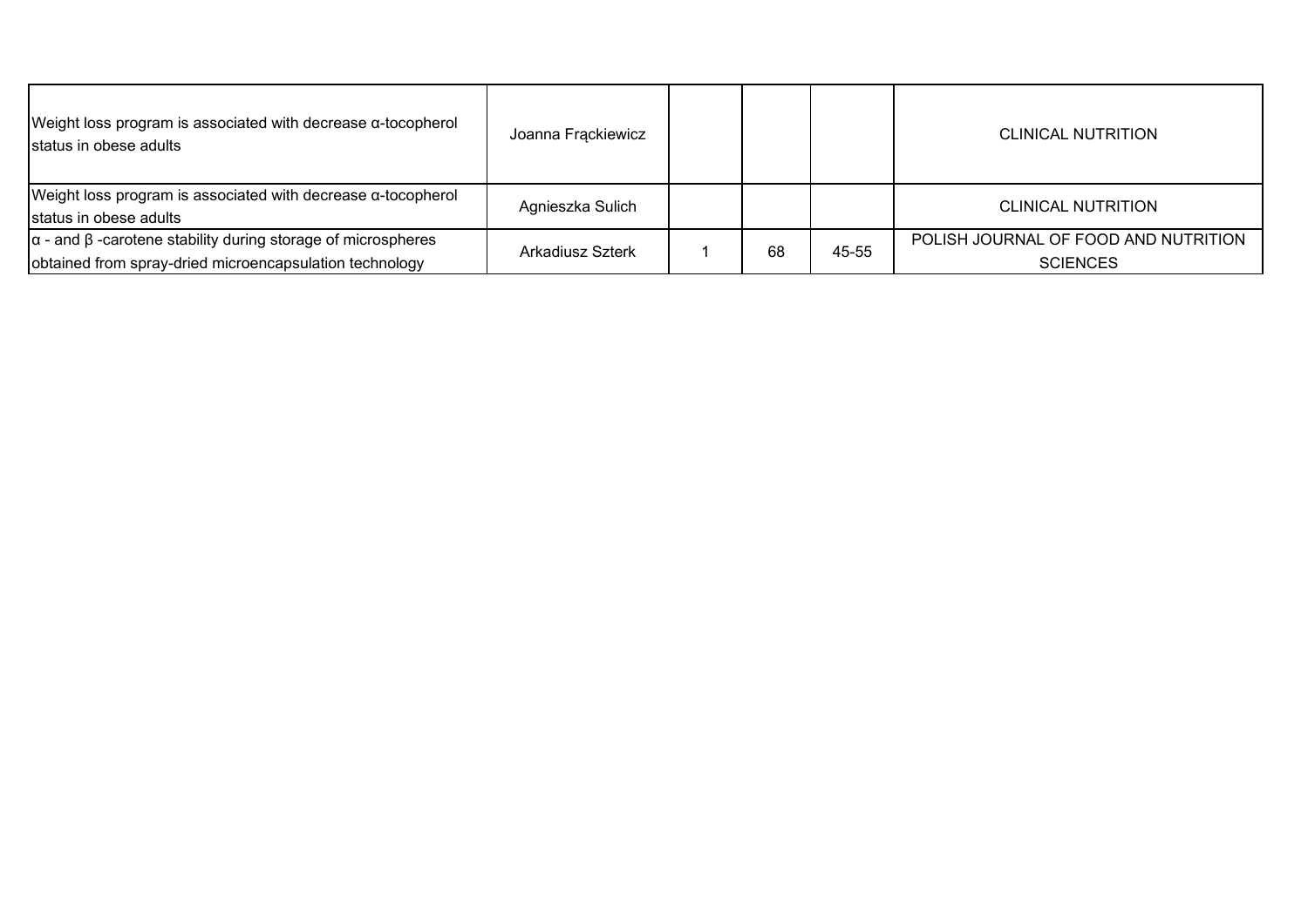| | | | | | |
|---|---|---|---|---|---|
| Weight loss program is associated with decrease α-tocopherol status in obese adults | Joanna Frąckiewicz | | | | CLINICAL NUTRITION |
| Weight loss program is associated with decrease α-tocopherol status in obese adults | Agnieszka Sulich | | | | CLINICAL NUTRITION |
| α - and β -carotene stability during storage of microspheres obtained from spray-dried microencapsulation technology | Arkadiusz Szterk | 1 | 68 | 45-55 | POLISH JOURNAL OF FOOD AND NUTRITION SCIENCES |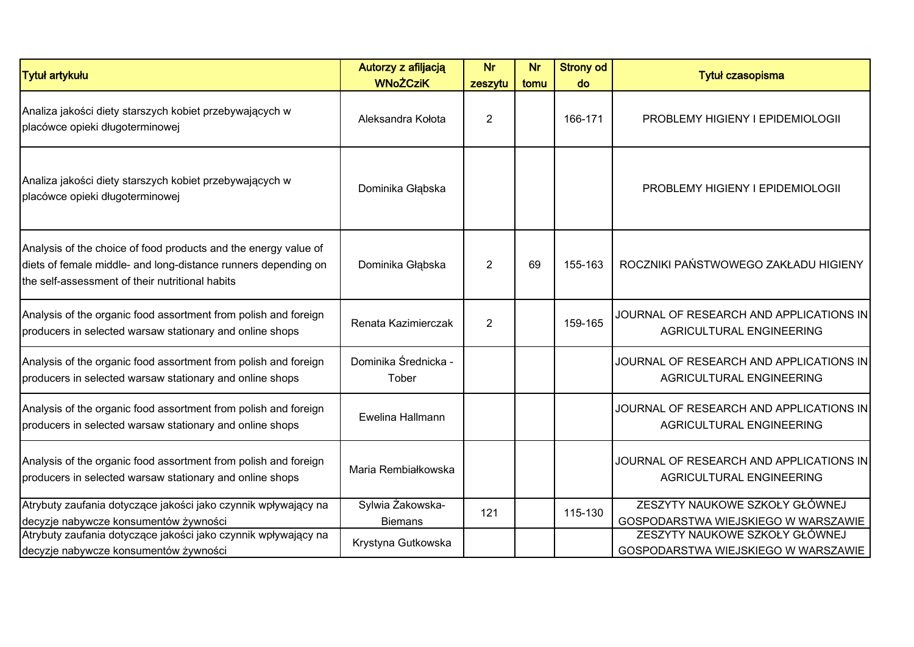| Tytuł artykułu | Autorzy z afiljacją WNoŻCziK | Nr zeszytu | Nr tomu | Strony od do | Tytuł czasopisma |
|---|---|---|---|---|---|
| Analiza jakości diety starszych kobiet przebywających w placówce opieki długoterminowej | Aleksandra Kołota | 2 | | 166-171 | PROBLEMY HIGIENY I EPIDEMIOLOGII |
| Analiza jakości diety starszych kobiet przebywających w placówce opieki długoterminowej | Dominika Głąbska | | | | PROBLEMY HIGIENY I EPIDEMIOLOGII |
| Analysis of the choice of food products and the energy value of diets of female middle- and long-distance runners depending on the self-assessment of their nutritional habits | Dominika Głąbska | 2 | 69 | 155-163 | ROCZNIKI PAŃSTWOWEGO ZAKŁADU HIGIENY |
| Analysis of the organic food assortment from polish and foreign producers in selected warsaw stationary and online shops | Renata Kazimierczak | 2 | | 159-165 | JOURNAL OF RESEARCH AND APPLICATIONS IN AGRICULTURAL ENGINEERING |
| Analysis of the organic food assortment from polish and foreign producers in selected warsaw stationary and online shops | Dominika Średnicka - Tober | | | | JOURNAL OF RESEARCH AND APPLICATIONS IN AGRICULTURAL ENGINEERING |
| Analysis of the organic food assortment from polish and foreign producers in selected warsaw stationary and online shops | Ewelina Hallmann | | | | JOURNAL OF RESEARCH AND APPLICATIONS IN AGRICULTURAL ENGINEERING |
| Analysis of the organic food assortment from polish and foreign producers in selected warsaw stationary and online shops | Maria Rembiałkowska | | | | JOURNAL OF RESEARCH AND APPLICATIONS IN AGRICULTURAL ENGINEERING |
| Atrybuty zaufania dotyczące jakości jako czynnik wpływający na decyzje nabywcze konsumentów żywności | Sylwia Żakowska-Biemans | 121 | | 115-130 | ZESZYTY NAUKOWE SZKOŁY GŁÓWNEJ GOSPODARSTWA WIEJSKIEGO W WARSZAWIE |
| Atrybuty zaufania dotyczące jakości jako czynnik wpływający na decyzje nabywcze konsumentów żywności | Krystyna Gutkowska | | | | ZESZYTY NAUKOWE SZKOŁY GŁÓWNEJ GOSPODARSTWA WIEJSKIEGO W WARSZAWIE |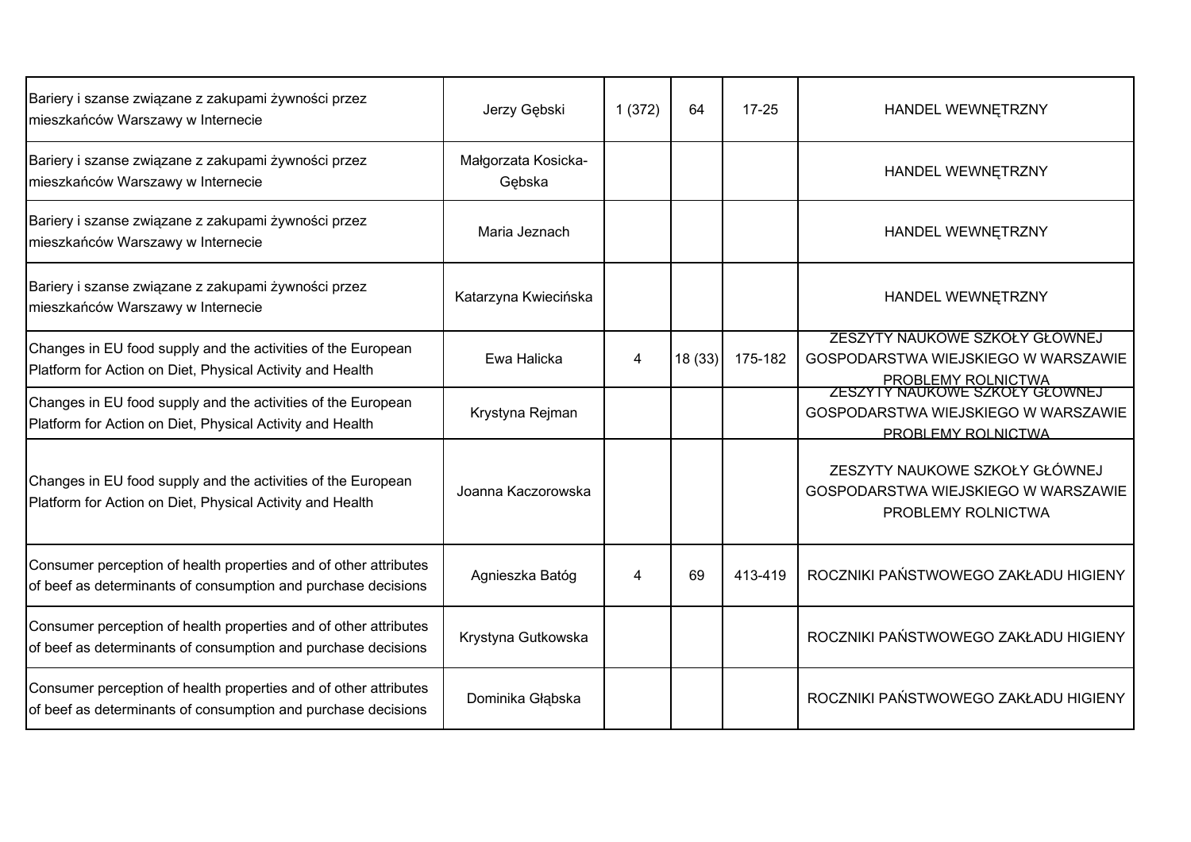| | | | | | |
|---|---|---|---|---|---|
| Bariery i szanse związane z zakupami żywności przez mieszkańców Warszawy w Internecie | Jerzy Gębski | 1 (372) | 64 | 17-25 | HANDEL WEWNĘTRZNY |
| Bariery i szanse związane z zakupami żywności przez mieszkańców Warszawy w Internecie | Małgorzata Kosicka-Gębska | | | | HANDEL WEWNĘTRZNY |
| Bariery i szanse związane z zakupami żywności przez mieszkańców Warszawy w Internecie | Maria Jeznach | | | | HANDEL WEWNĘTRZNY |
| Bariery i szanse związane z zakupami żywności przez mieszkańców Warszawy w Internecie | Katarzyna Kwiecińska | | | | HANDEL WEWNĘTRZNY |
| Changes in EU food supply and the activities of the European Platform for Action on Diet, Physical Activity and Health | Ewa Halicka | 4 | 18 (33) | 175-182 | ZESZYTY NAUKOWE SZKOŁY GŁÓWNEJ GOSPODARSTWA WIEJSKIEGO W WARSZAWIE PROBLEMY ROLNICTWA |
| Changes in EU food supply and the activities of the European Platform for Action on Diet, Physical Activity and Health | Krystyna Rejman | | | | ZESZYTY NAUKOWE SZKOŁY GŁÓWNEJ GOSPODARSTWA WIEJSKIEGO W WARSZAWIE PROBLEMY ROLNICTWA |
| Changes in EU food supply and the activities of the European Platform for Action on Diet, Physical Activity and Health | Joanna Kaczorowska | | | | ZESZYTY NAUKOWE SZKOŁY GŁÓWNEJ GOSPODARSTWA WIEJSKIEGO W WARSZAWIE PROBLEMY ROLNICTWA |
| Consumer perception of health properties and of other attributes of beef as determinants of consumption and purchase decisions | Agnieszka Batóg | 4 | 69 | 413-419 | ROCZNIKI PAŃSTWOWEGO ZAKŁADU HIGIENY |
| Consumer perception of health properties and of other attributes of beef as determinants of consumption and purchase decisions | Krystyna Gutkowska | | | | ROCZNIKI PAŃSTWOWEGO ZAKŁADU HIGIENY |
| Consumer perception of health properties and of other attributes of beef as determinants of consumption and purchase decisions | Dominika Głąbska | | | | ROCZNIKI PAŃSTWOWEGO ZAKŁADU HIGIENY |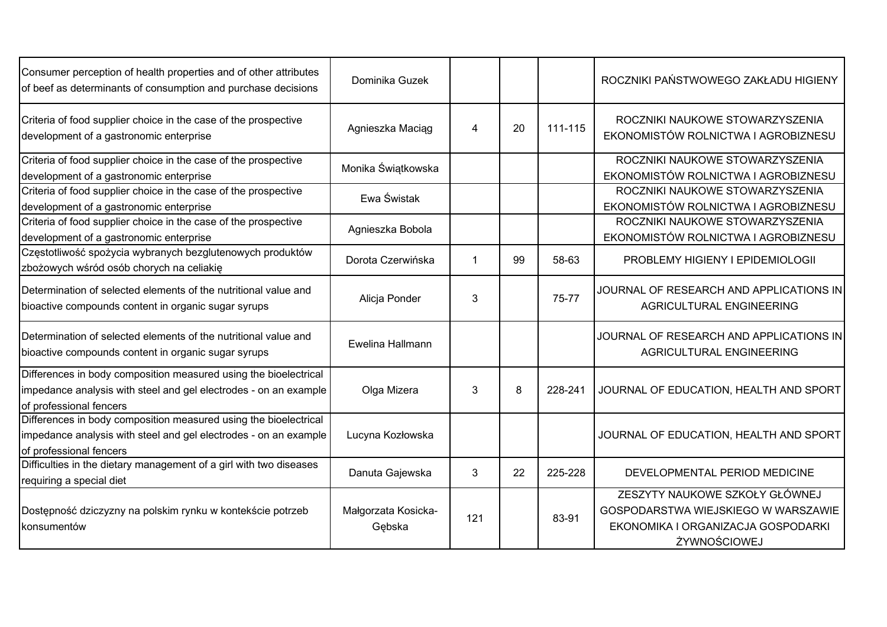| | | | | | |
|---|---|---|---|---|---|
| Consumer perception of health properties and of other attributes of beef as determinants of consumption and purchase decisions | Dominika Guzek | | | | ROCZNIKI PAŃSTWOWEGO ZAKŁADU HIGIENY |
| Criteria of food supplier choice in the case of the prospective development of a gastronomic enterprise | Agnieszka Maciąg | 4 | 20 | 111-115 | ROCZNIKI NAUKOWE STOWARZYSZENIA EKONOMISTÓW ROLNICTWA I AGROBIZNESU |
| Criteria of food supplier choice in the case of the prospective development of a gastronomic enterprise | Monika Świątkowska | | | | ROCZNIKI NAUKOWE STOWARZYSZENIA EKONOMISTÓW ROLNICTWA I AGROBIZNESU |
| Criteria of food supplier choice in the case of the prospective development of a gastronomic enterprise | Ewa Świstak | | | | ROCZNIKI NAUKOWE STOWARZYSZENIA EKONOMISTÓW ROLNICTWA I AGROBIZNESU |
| Criteria of food supplier choice in the case of the prospective development of a gastronomic enterprise | Agnieszka Bobola | | | | ROCZNIKI NAUKOWE STOWARZYSZENIA EKONOMISTÓW ROLNICTWA I AGROBIZNESU |
| Częstotliwość spożycia wybranych bezglutenowych produktów zbożowych wśród osób chorych na celiakię | Dorota Czerwińska | 1 | 99 | 58-63 | PROBLEMY HIGIENY I EPIDEMIOLOGII |
| Determination of selected elements of the nutritional value and bioactive compounds content in organic sugar syrups | Alicja Ponder | 3 | | 75-77 | JOURNAL OF RESEARCH AND APPLICATIONS IN AGRICULTURAL ENGINEERING |
| Determination of selected elements of the nutritional value and bioactive compounds content in organic sugar syrups | Ewelina Hallmann | | | | JOURNAL OF RESEARCH AND APPLICATIONS IN AGRICULTURAL ENGINEERING |
| Differences in body composition measured using the bioelectrical impedance analysis with steel and gel electrodes - on an example of professional fencers | Olga Mizera | 3 | 8 | 228-241 | JOURNAL OF EDUCATION, HEALTH AND SPORT |
| Differences in body composition measured using the bioelectrical impedance analysis with steel and gel electrodes - on an example of professional fencers | Lucyna Kozłowska | | | | JOURNAL OF EDUCATION, HEALTH AND SPORT |
| Difficulties in the dietary management of a girl with two diseases requiring a special diet | Danuta Gajewska | 3 | 22 | 225-228 | DEVELOPMENTAL PERIOD MEDICINE |
| Dostępność dziczyzny na polskim rynku w kontekście potrzeb konsumentów | Małgorzata Kosicka-Gębska | 121 | | 83-91 | ZESZYTY NAUKOWE SZKOŁY GŁÓWNEJ GOSPODARSTWA WIEJSKIEGO W WARSZAWIE EKONOMIKA I ORGANIZACJA GOSPODARKI ŻYWNOŚCIOWEJ |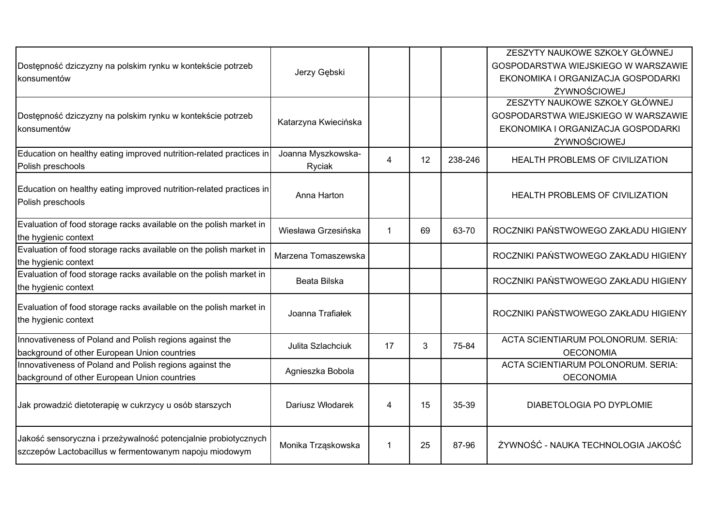| | | | | | |
|---|---|---|---|---|---|
| Dostępność dziczyzny na polskim rynku w kontekście potrzeb konsumentów | Jerzy Gębski | | | | ZESZYTY NAUKOWE SZKOŁY GŁÓWNEJ GOSPODARSTWA WIEJSKIEGO W WARSZAWIE EKONOMIKA I ORGANIZACJA GOSPODARKI ŻYWNOŚCIOWEJ |
| Dostępność dziczyzny na polskim rynku w kontekście potrzeb konsumentów | Katarzyna Kwiecińska | | | | ZESZYTY NAUKOWE SZKOŁY GŁÓWNEJ GOSPODARSTWA WIEJSKIEGO W WARSZAWIE EKONOMIKA I ORGANIZACJA GOSPODARKI ŻYWNOŚCIOWEJ |
| Education on healthy eating improved nutrition-related practices in Polish preschools | Joanna Myszkowska-Ryciak | 4 | 12 | 238-246 | HEALTH PROBLEMS OF CIVILIZATION |
| Education on healthy eating improved nutrition-related practices in Polish preschools | Anna Harton | | | | HEALTH PROBLEMS OF CIVILIZATION |
| Evaluation of food storage racks available on the polish market in the hygienic context | Wiesława Grzesińska | 1 | 69 | 63-70 | ROCZNIKI PAŃSTWOWEGO ZAKŁADU HIGIENY |
| Evaluation of food storage racks available on the polish market in the hygienic context | Marzena Tomaszewska | | | | ROCZNIKI PAŃSTWOWEGO ZAKŁADU HIGIENY |
| Evaluation of food storage racks available on the polish market in the hygienic context | Beata Bilska | | | | ROCZNIKI PAŃSTWOWEGO ZAKŁADU HIGIENY |
| Evaluation of food storage racks available on the polish market in the hygienic context | Joanna Trafiałek | | | | ROCZNIKI PAŃSTWOWEGO ZAKŁADU HIGIENY |
| Innovativeness of Poland and Polish regions against the background of other European Union countries | Julita Szlachciuk | 17 | 3 | 75-84 | ACTA SCIENTIARUM POLONORUM. SERIA: OECONOMIA |
| Innovativeness of Poland and Polish regions against the background of other European Union countries | Agnieszka Bobola | | | | ACTA SCIENTIARUM POLONORUM. SERIA: OECONOMIA |
| Jak prowadzić dietoterapię w cukrzycy u osób starszych | Dariusz Włodarek | 4 | 15 | 35-39 | DIABETOLOGIA PO DYPLOMIE |
| Jakość sensoryczna i przeżywalność potencjalnie probiotycznych szczepów Lactobacillus w fermentowanym napoju miodowym | Monika Trząskowska | 1 | 25 | 87-96 | ŻYWNOŚĆ - NAUKA TECHNOLOGIA JAKOŚĆ |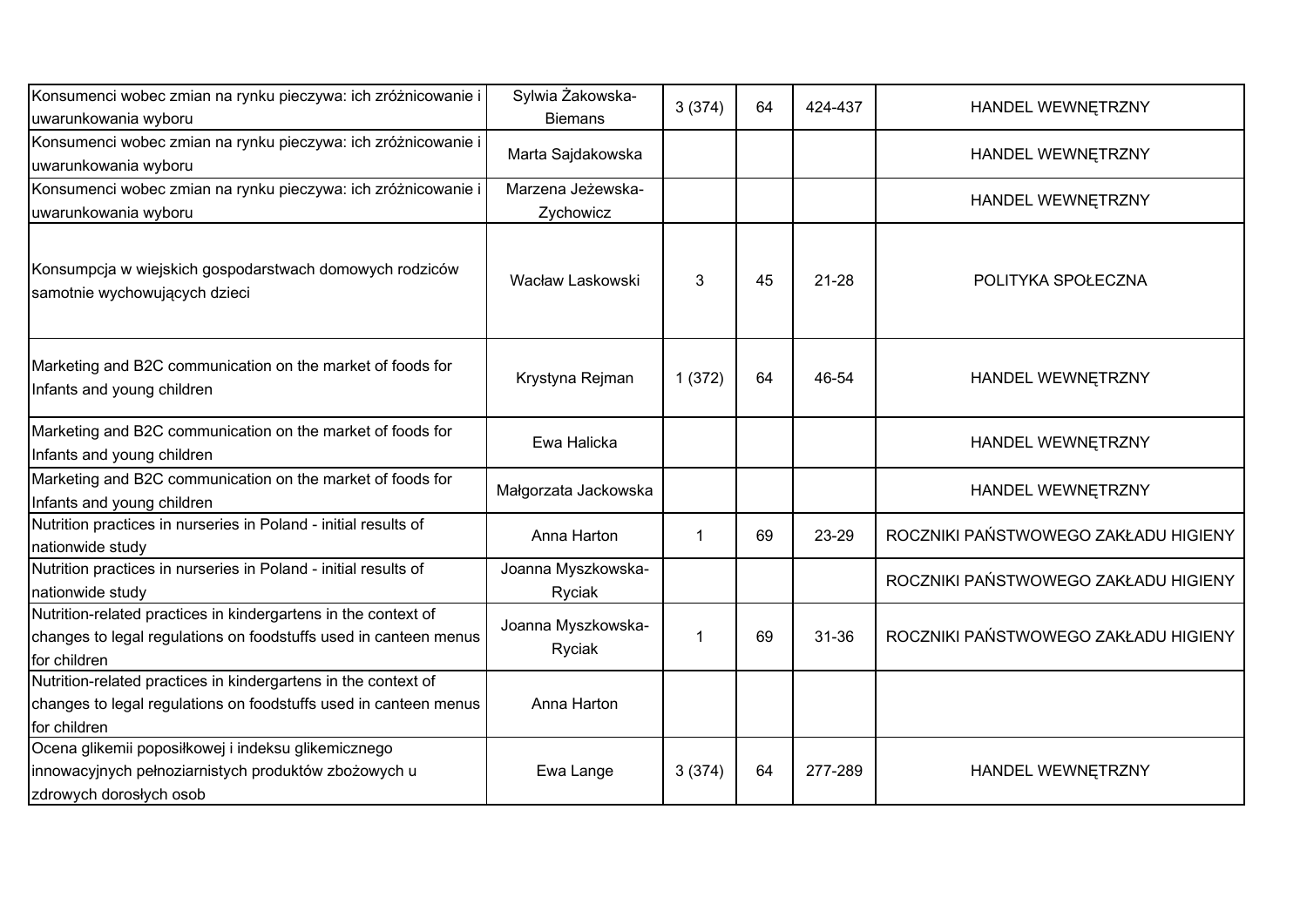| | | | | | |
|---|---|---|---|---|---|
| Konsumenci wobec zmian na rynku pieczywa: ich zróżnicowanie i uwarunkowania wyboru | Sylwia Żakowska-Biemans | 3 (374) | 64 | 424-437 | HANDEL WEWNĘTRZNY |
| Konsumenci wobec zmian na rynku pieczywa: ich zróżnicowanie i uwarunkowania wyboru | Marta Sajdakowska | | | | HANDEL WEWNĘTRZNY |
| Konsumenci wobec zmian na rynku pieczywa: ich zróżnicowanie i uwarunkowania wyboru | Marzena Jeżewska-Zychowicz | | | | HANDEL WEWNĘTRZNY |
| Konsumpcja w wiejskich gospodarstwach domowych rodziców samotnie wychowujących dzieci | Wacław Laskowski | 3 | 45 | 21-28 | POLITYKA SPOŁECZNA |
| Marketing and B2C communication on the market of foods for Infants and young children | Krystyna Rejman | 1 (372) | 64 | 46-54 | HANDEL WEWNĘTRZNY |
| Marketing and B2C communication on the market of foods for Infants and young children | Ewa Halicka | | | | HANDEL WEWNĘTRZNY |
| Marketing and B2C communication on the market of foods for Infants and young children | Małgorzata Jackowska | | | | HANDEL WEWNĘTRZNY |
| Nutrition practices in nurseries in Poland - initial results of nationwide study | Anna Harton | 1 | 69 | 23-29 | ROCZNIKI PAŃSTWOWEGO ZAKŁADU HIGIENY |
| Nutrition practices in nurseries in Poland - initial results of nationwide study | Joanna Myszkowska-Ryciak | | | | ROCZNIKI PAŃSTWOWEGO ZAKŁADU HIGIENY |
| Nutrition-related practices in kindergartens in the context of changes to legal regulations on foodstuffs used in canteen menus for children | Joanna Myszkowska-Ryciak | 1 | 69 | 31-36 | ROCZNIKI PAŃSTWOWEGO ZAKŁADU HIGIENY |
| Nutrition-related practices in kindergartens in the context of changes to legal regulations on foodstuffs used in canteen menus for children | Anna Harton | | | | |
| Ocena glikemii poposiłkowej i indeksu glikemicznego innowacyjnych pełnoziarnistych produktów zbożowych u zdrowych dorosłych osob | Ewa Lange | 3 (374) | 64 | 277-289 | HANDEL WEWNĘTRZNY |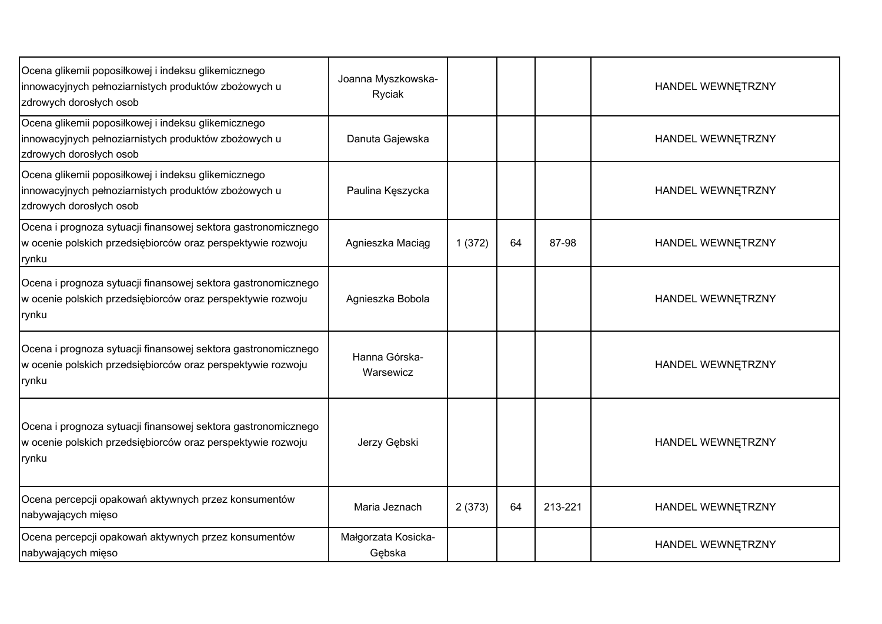| | | | | | |
|---|---|---|---|---|---|
| Ocena glikemii poposiłkowej i indeksu glikemicznego innowacyjnych pełnoziarnistych produktów zbożowych u zdrowych dorosłych osob | Joanna Myszkowska-Ryciak | | | | HANDEL WEWNĘTRZNY |
| Ocena glikemii poposiłkowej i indeksu glikemicznego innowacyjnych pełnoziarnistych produktów zbożowych u zdrowych dorosłych osob | Danuta Gajewska | | | | HANDEL WEWNĘTRZNY |
| Ocena glikemii poposiłkowej i indeksu glikemicznego innowacyjnych pełnoziarnistych produktów zbożowych u zdrowych dorosłych osob | Paulina Kęszycka | | | | HANDEL WEWNĘTRZNY |
| Ocena i prognoza sytuacji finansowej sektora gastronomicznego w ocenie polskich przedsiębiorców oraz perspektywie rozwoju rynku | Agnieszka Maciąg | 1 (372) | 64 | 87-98 | HANDEL WEWNĘTRZNY |
| Ocena i prognoza sytuacji finansowej sektora gastronomicznego w ocenie polskich przedsiębiorców oraz perspektywie rozwoju rynku | Agnieszka Bobola | | | | HANDEL WEWNĘTRZNY |
| Ocena i prognoza sytuacji finansowej sektora gastronomicznego w ocenie polskich przedsiębiorców oraz perspektywie rozwoju rynku | Hanna Górska-Warsewicz | | | | HANDEL WEWNĘTRZNY |
| Ocena i prognoza sytuacji finansowej sektora gastronomicznego w ocenie polskich przedsiębiorców oraz perspektywie rozwoju rynku | Jerzy Gębski | | | | HANDEL WEWNĘTRZNY |
| Ocena percepcji opakowań aktywnych przez konsumentów nabywających mięso | Maria Jeznach | 2 (373) | 64 | 213-221 | HANDEL WEWNĘTRZNY |
| Ocena percepcji opakowań aktywnych przez konsumentów nabywających mięso | Małgorzata Kosicka-Gębska | | | | HANDEL WEWNĘTRZNY |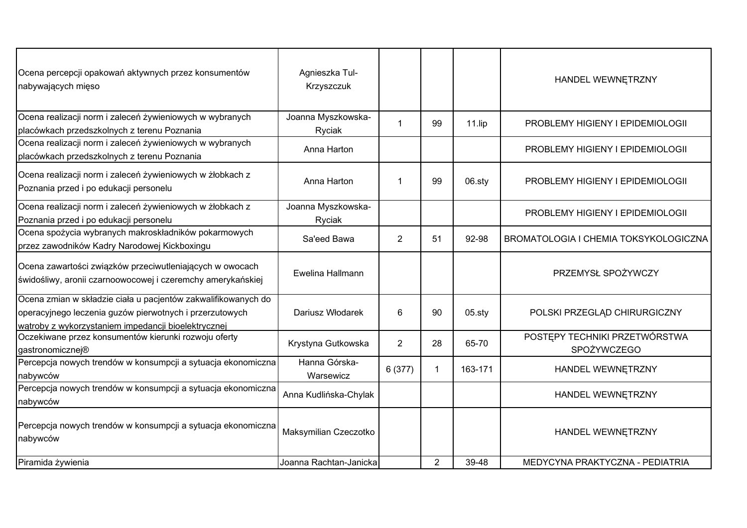| | | | | | |
|---|---|---|---|---|---|
| Ocena percepcji opakowań aktywnych przez konsumentów nabywających mięso | Agnieszka Tul-Krzyszczuk | | | | HANDEL WEWNĘTRZNY |
| Ocena realizacji norm i zaleceń żywieniowych w wybranych placówkach przedszkolnych z terenu Poznania | Joanna Myszkowska-Ryciak | 1 | 99 | 11.lip | PROBLEMY HIGIENY I EPIDEMIOLOGII |
| Ocena realizacji norm i zaleceń żywieniowych w wybranych placówkach przedszkolnych z terenu Poznania | Anna Harton | | | | PROBLEMY HIGIENY I EPIDEMIOLOGII |
| Ocena realizacji norm i zaleceń żywieniowych w żłobkach z Poznania przed i po edukacji personelu | Anna Harton | 1 | 99 | 06.sty | PROBLEMY HIGIENY I EPIDEMIOLOGII |
| Ocena realizacji norm i zaleceń żywieniowych w żłobkach z Poznania przed i po edukacji personelu | Joanna Myszkowska-Ryciak | | | | PROBLEMY HIGIENY I EPIDEMIOLOGII |
| Ocena spożycia wybranych makroskładników pokarmowych przez zawodników Kadry Narodowej Kickboxingu | Sa'eed Bawa | 2 | 51 | 92-98 | BROMATOLOGIA I CHEMIA TOKSYKOLOGICZNA |
| Ocena zawartości związków przeciwutleniających w owocach świdośliwy, aronii czarnoowocowej i czeremchy amerykańskiej | Ewelina Hallmann | | | | PRZEMYSŁ SPOŻYWCZY |
| Ocena zmian w składzie ciała u pacjentów zakwalifikowanych do operacyjnego leczenia guzów pierwotnych i przerzutowych wątroby z wykorzystaniem impedancji bioelektrycznej | Dariusz Włodarek | 6 | 90 | 05.sty | POLSKI PRZEGLĄD CHIRURGICZNY |
| Oczekiwane przez konsumentów kierunki rozwoju oferty gastronomicznej® | Krystyna Gutkowska | 2 | 28 | 65-70 | POSTĘPY TECHNIKI PRZETWÓRSTWA SPOŻYWCZEGO |
| Percepcja nowych trendów w konsumpcji a sytuacja ekonomiczna nabywców | Hanna Górska-Warsewicz | 6 (377) | 1 | 163-171 | HANDEL WEWNĘTRZNY |
| Percepcja nowych trendów w konsumpcji a sytuacja ekonomiczna nabywców | Anna Kudlińska-Chylak | | | | HANDEL WEWNĘTRZNY |
| Percepcja nowych trendów w konsumpcji a sytuacja ekonomiczna nabywców | Maksymilian Czeczotko | | | | HANDEL WEWNĘTRZNY |
| Piramida żywienia | Joanna Rachtan-Janicka | | 2 | 39-48 | MEDYCYNA PRAKTYCZNA - PEDIATRIA |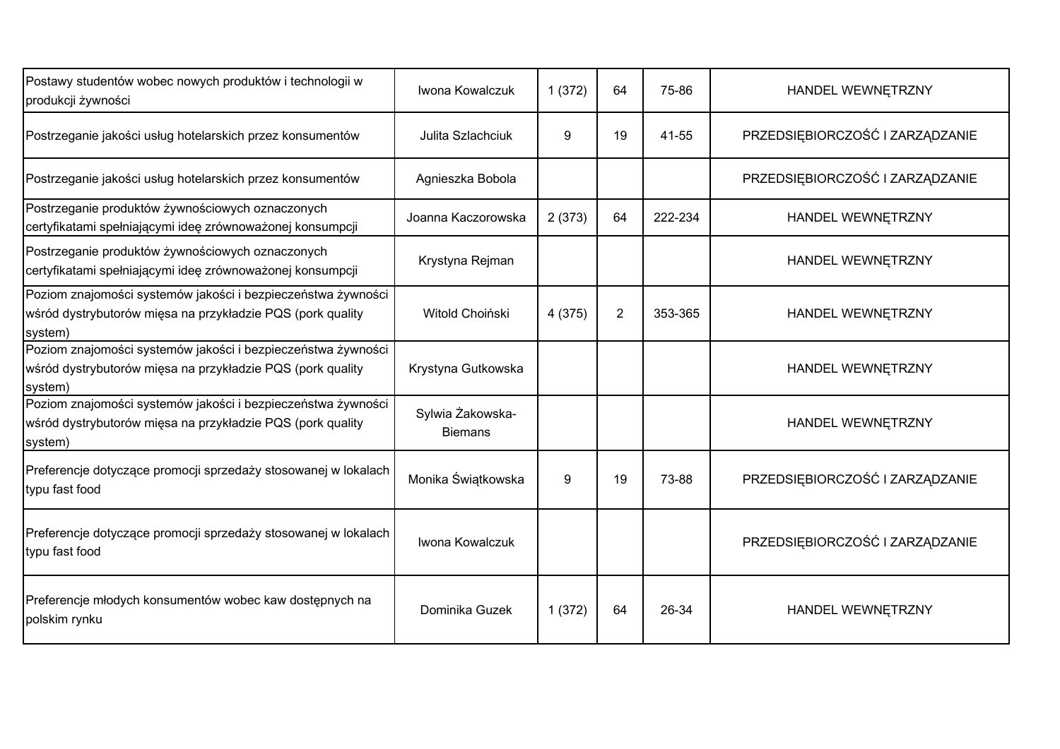| | | | | | |
|---|---|---|---|---|---|
| Postawy studentów wobec nowych produktów i technologii w produkcji żywności | Iwona Kowalczuk | 1 (372) | 64 | 75-86 | HANDEL WEWNĘTRZNY |
| Postrzeganie jakości usług hotelarskich przez konsumentów | Julita Szlachciuk | 9 | 19 | 41-55 | PRZEDSIĘBIORCZOŚĆ I ZARZĄDZANIE |
| Postrzeganie jakości usług hotelarskich przez konsumentów | Agnieszka Bobola | | | | PRZEDSIĘBIORCZOŚĆ I ZARZĄDZANIE |
| Postrzeganie produktów żywnościowych oznaczonych certyfikatami spełniającymi ideę zrównoważonej konsumpcji | Joanna Kaczorowska | 2 (373) | 64 | 222-234 | HANDEL WEWNĘTRZNY |
| Postrzeganie produktów żywnościowych oznaczonych certyfikatami spełniającymi ideę zrównoważonej konsumpcji | Krystyna Rejman | | | | HANDEL WEWNĘTRZNY |
| Poziom znajomości systemów jakości i bezpieczeństwa żywności wśród dystrybutorów mięsa na przykładzie PQS (pork quality system) | Witold Choiński | 4 (375) | 2 | 353-365 | HANDEL WEWNĘTRZNY |
| Poziom znajomości systemów jakości i bezpieczeństwa żywności wśród dystrybutorów mięsa na przykładzie PQS (pork quality system) | Krystyna Gutkowska | | | | HANDEL WEWNĘTRZNY |
| Poziom znajomości systemów jakości i bezpieczeństwa żywności wśród dystrybutorów mięsa na przykładzie PQS (pork quality system) | Sylwia Żakowska-Biemans | | | | HANDEL WEWNĘTRZNY |
| Preferencje dotyczące promocji sprzedaży stosowanej w lokalach typu fast food | Monika Świątkowska | 9 | 19 | 73-88 | PRZEDSIĘBIORCZOŚĆ I ZARZĄDZANIE |
| Preferencje dotyczące promocji sprzedaży stosowanej w lokalach typu fast food | Iwona Kowalczuk | | | | PRZEDSIĘBIORCZOŚĆ I ZARZĄDZANIE |
| Preferencje młodych konsumentów wobec kaw dostępnych na polskim rynku | Dominika Guzek | 1 (372) | 64 | 26-34 | HANDEL WEWNĘTRZNY |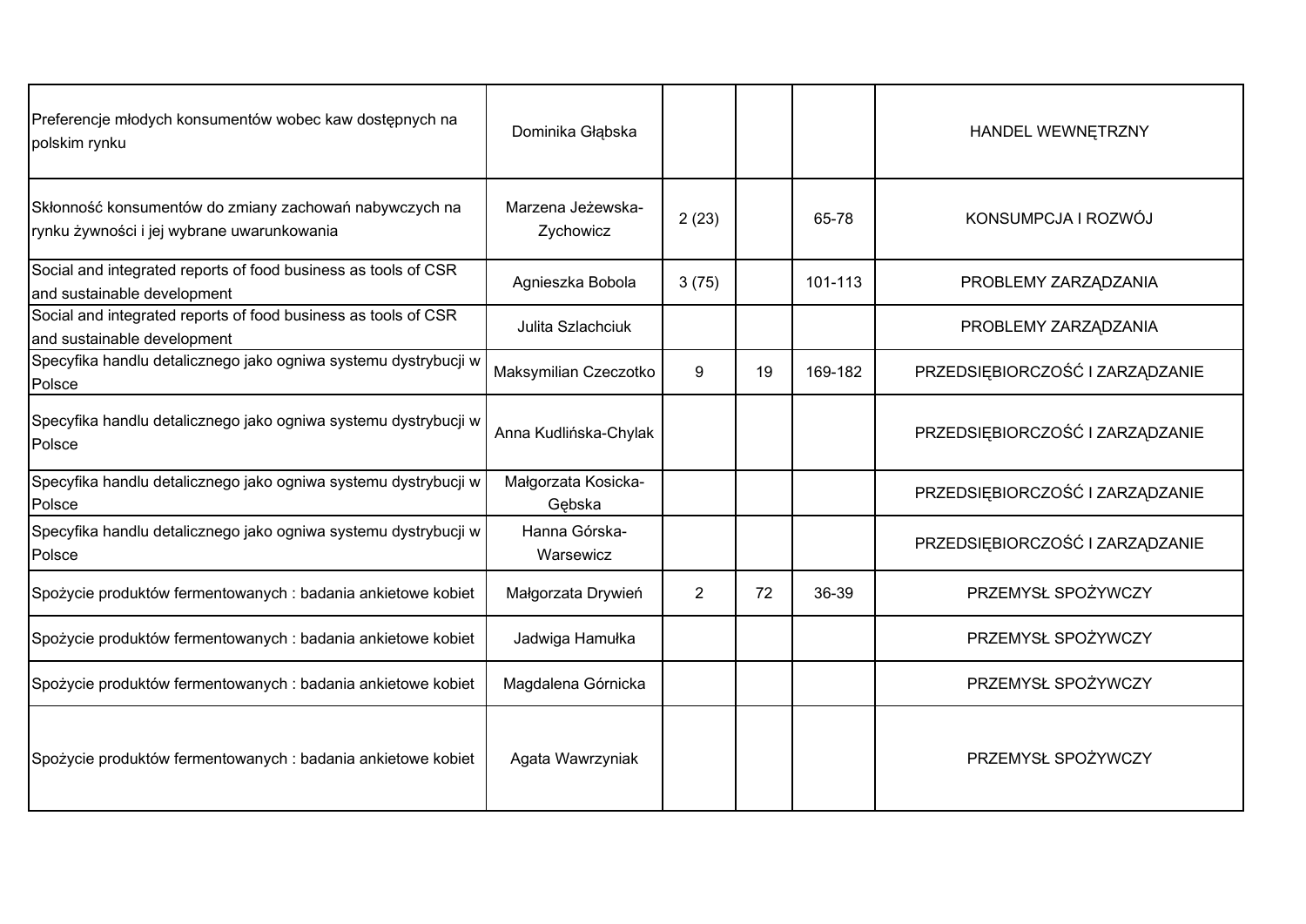| | | | | | |
|---|---|---|---|---|---|
| Preferencje młodych konsumentów wobec kaw dostępnych na polskim rynku | Dominika Głąbska | | | | HANDEL WEWNĘTRZNY |
| Skłonność konsumentów do zmiany zachowań nabywczych na rynku żywności i jej wybrane uwarunkowania | Marzena Jeżewska-Zychowicz | 2 (23) | | 65-78 | KONSUMPCJA I ROZWÓJ |
| Social and integrated reports of food business as tools of CSR and sustainable development | Agnieszka Bobola | 3 (75) | | 101-113 | PROBLEMY ZARZĄDZANIA |
| Social and integrated reports of food business as tools of CSR and sustainable development | Julita Szlachciuk | | | | PROBLEMY ZARZĄDZANIA |
| Specyfika handlu detalicznego jako ogniwa systemu dystrybucji w Polsce | Maksymilian Czeczotko | 9 | 19 | 169-182 | PRZEDSIĘBIORCZOŚĆ I ZARZĄDZANIE |
| Specyfika handlu detalicznego jako ogniwa systemu dystrybucji w Polsce | Anna Kudlińska-Chylak | | | | PRZEDSIĘBIORCZOŚĆ I ZARZĄDZANIE |
| Specyfika handlu detalicznego jako ogniwa systemu dystrybucji w Polsce | Małgorzata Kosicka-Gębska | | | | PRZEDSIĘBIORCZOŚĆ I ZARZĄDZANIE |
| Specyfika handlu detalicznego jako ogniwa systemu dystrybucji w Polsce | Hanna Górska-Warsewicz | | | | PRZEDSIĘBIORCZOŚĆ I ZARZĄDZANIE |
| Spożycie produktów fermentowanych : badania ankietowe kobiet | Małgorzata Drywień | 2 | 72 | 36-39 | PRZEMYSŁ SPOŻYWCZY |
| Spożycie produktów fermentowanych : badania ankietowe kobiet | Jadwiga Hamułka | | | | PRZEMYSŁ SPOŻYWCZY |
| Spożycie produktów fermentowanych : badania ankietowe kobiet | Magdalena Górnicka | | | | PRZEMYSŁ SPOŻYWCZY |
| Spożycie produktów fermentowanych : badania ankietowe kobiet | Agata Wawrzyniak | | | | PRZEMYSŁ SPOŻYWCZY |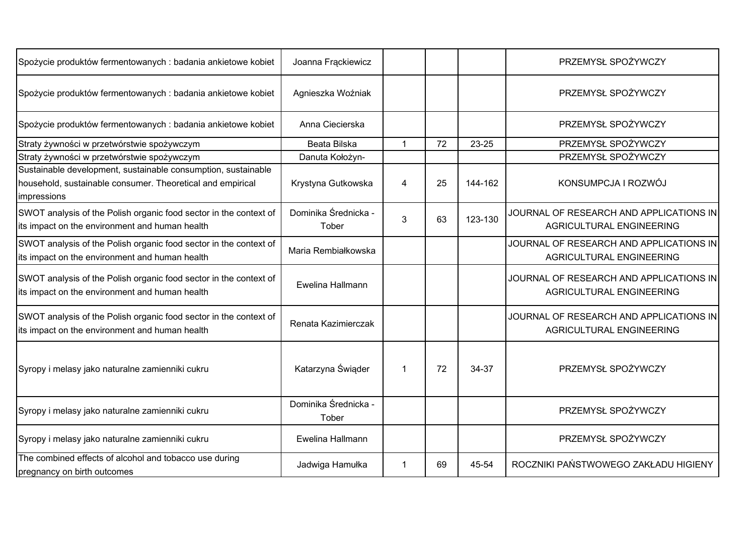| | | | | | |
|---|---|---|---|---|---|
| Spożycie produktów fermentowanych : badania ankietowe kobiet | Joanna Frąckiewicz | | | | PRZEMYSŁ SPOŻYWCZY |
| Spożycie produktów fermentowanych : badania ankietowe kobiet | Agnieszka Woźniak | | | | PRZEMYSŁ SPOŻYWCZY |
| Spożycie produktów fermentowanych : badania ankietowe kobiet | Anna Ciecierska | | | | PRZEMYSŁ SPOŻYWCZY |
| Straty żywności w przetwórstwie spożywczym | Beata Bilska | 1 | 72 | 23-25 | PRZEMYSŁ SPOŻYWCZY |
| Straty żywności w przetwórstwie spożywczym | Danuta Kołożyn- | | | | PRZEMYSŁ SPOŻYWCZY |
| Sustainable development, sustainable consumption, sustainable household, sustainable consumer. Theoretical and empirical impressions | Krystyna Gutkowska | 4 | 25 | 144-162 | KONSUMPCJA I ROZWÓJ |
| SWOT analysis of the Polish organic food sector in the context of its impact on the environment and human health | Dominika Średnicka - Tober | 3 | 63 | 123-130 | JOURNAL OF RESEARCH AND APPLICATIONS IN AGRICULTURAL ENGINEERING |
| SWOT analysis of the Polish organic food sector in the context of its impact on the environment and human health | Maria Rembiałkowska | | | | JOURNAL OF RESEARCH AND APPLICATIONS IN AGRICULTURAL ENGINEERING |
| SWOT analysis of the Polish organic food sector in the context of its impact on the environment and human health | Ewelina Hallmann | | | | JOURNAL OF RESEARCH AND APPLICATIONS IN AGRICULTURAL ENGINEERING |
| SWOT analysis of the Polish organic food sector in the context of its impact on the environment and human health | Renata Kazimierczak | | | | JOURNAL OF RESEARCH AND APPLICATIONS IN AGRICULTURAL ENGINEERING |
| Syropy i melasy jako naturalne zamienniki cukru | Katarzyna Świąder | 1 | 72 | 34-37 | PRZEMYSŁ SPOŻYWCZY |
| Syropy i melasy jako naturalne zamienniki cukru | Dominika Średnicka - Tober | | | | PRZEMYSŁ SPOŻYWCZY |
| Syropy i melasy jako naturalne zamienniki cukru | Ewelina Hallmann | | | | PRZEMYSŁ SPOŻYWCZY |
| The combined effects of alcohol and tobacco use during pregnancy on birth outcomes | Jadwiga Hamułka | 1 | 69 | 45-54 | ROCZNIKI PAŃSTWOWEGO ZAKŁADU HIGIENY |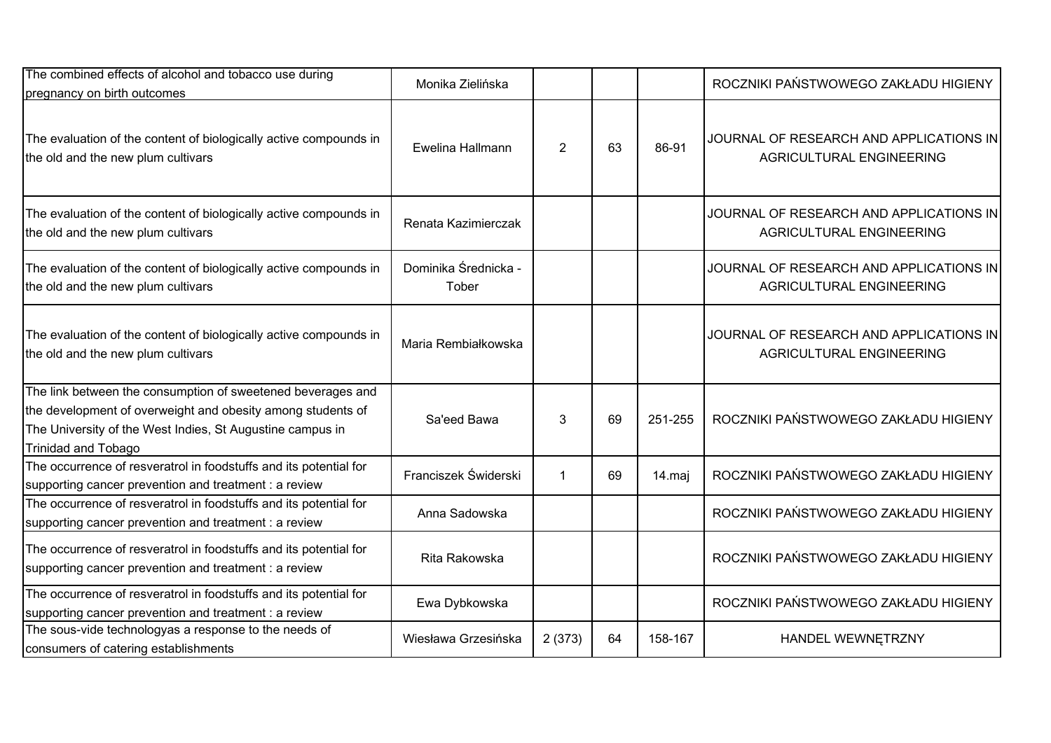| | | | | | |
|---|---|---|---|---|---|
| The combined effects of alcohol and tobacco use during pregnancy on birth outcomes | Monika Zielińska | | | | ROCZNIKI PAŃSTWOWEGO ZAKŁADU HIGIENY |
| The evaluation of the content of biologically active compounds in the old and the new plum cultivars | Ewelina Hallmann | 2 | 63 | 86-91 | JOURNAL OF RESEARCH AND APPLICATIONS IN AGRICULTURAL ENGINEERING |
| The evaluation of the content of biologically active compounds in the old and the new plum cultivars | Renata Kazimierczak | | | | JOURNAL OF RESEARCH AND APPLICATIONS IN AGRICULTURAL ENGINEERING |
| The evaluation of the content of biologically active compounds in the old and the new plum cultivars | Dominika Średnicka - Tober | | | | JOURNAL OF RESEARCH AND APPLICATIONS IN AGRICULTURAL ENGINEERING |
| The evaluation of the content of biologically active compounds in the old and the new plum cultivars | Maria Rembiałkowska | | | | JOURNAL OF RESEARCH AND APPLICATIONS IN AGRICULTURAL ENGINEERING |
| The link between the consumption of sweetened beverages and the development of overweight and obesity among students of The University of the West Indies, St Augustine campus in Trinidad and Tobago | Sa'eed Bawa | 3 | 69 | 251-255 | ROCZNIKI PAŃSTWOWEGO ZAKŁADU HIGIENY |
| The occurrence of resveratrol in foodstuffs and its potential for supporting cancer prevention and treatment : a review | Franciszek Świderski | 1 | 69 | 14.maj | ROCZNIKI PAŃSTWOWEGO ZAKŁADU HIGIENY |
| The occurrence of resveratrol in foodstuffs and its potential for supporting cancer prevention and treatment : a review | Anna Sadowska | | | | ROCZNIKI PAŃSTWOWEGO ZAKŁADU HIGIENY |
| The occurrence of resveratrol in foodstuffs and its potential for supporting cancer prevention and treatment : a review | Rita Rakowska | | | | ROCZNIKI PAŃSTWOWEGO ZAKŁADU HIGIENY |
| The occurrence of resveratrol in foodstuffs and its potential for supporting cancer prevention and treatment : a review | Ewa Dybkowska | | | | ROCZNIKI PAŃSTWOWEGO ZAKŁADU HIGIENY |
| The sous-vide technologyas a response to the needs of consumers of catering establishments | Wiesława Grzesińska | 2 (373) | 64 | 158-167 | HANDEL WEWNĘTRZNY |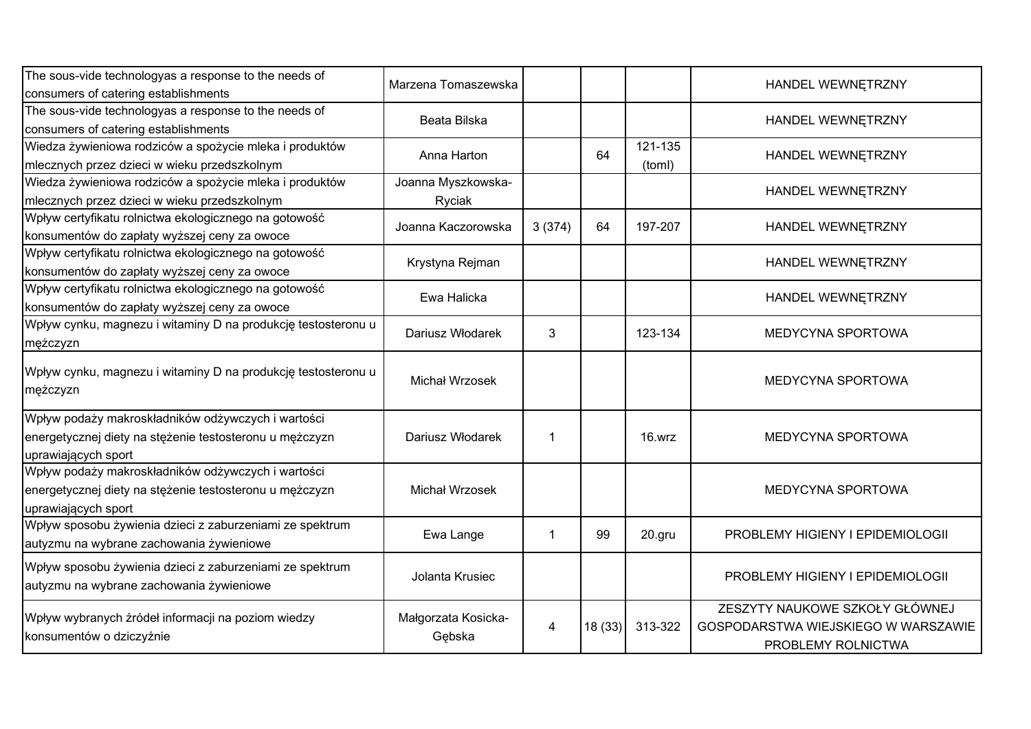| | | | | | |
|---|---|---|---|---|---|
| The sous-vide technologyas a response to the needs of consumers of catering establishments | Marzena Tomaszewska | | | | HANDEL WEWNĘTRZNY |
| The sous-vide technologyas a response to the needs of consumers of catering establishments | Beata Bilska | | | | HANDEL WEWNĘTRZNY |
| Wiedza żywieniowa rodziców a spożycie mleka i produktów mlecznych przez dzieci w wieku przedszkolnym | Anna Harton | | 64 | 121-135 (toml) | HANDEL WEWNĘTRZNY |
| Wiedza żywieniowa rodziców a spożycie mleka i produktów mlecznych przez dzieci w wieku przedszkolnym | Joanna Myszkowska-Ryciak | | | | HANDEL WEWNĘTRZNY |
| Wpływ certyfikatu rolnictwa ekologicznego na gotowość konsumentów do zapłaty wyższej ceny za owoce | Joanna Kaczorowska | 3 (374) | 64 | 197-207 | HANDEL WEWNĘTRZNY |
| Wpływ certyfikatu rolnictwa ekologicznego na gotowość konsumentów do zapłaty wyższej ceny za owoce | Krystyna Rejman | | | | HANDEL WEWNĘTRZNY |
| Wpływ certyfikatu rolnictwa ekologicznego na gotowość konsumentów do zapłaty wyższej ceny za owoce | Ewa Halicka | | | | HANDEL WEWNĘTRZNY |
| Wpływ cynku, magnezu i witaminy D na produkcję testosteronu u mężczyzn | Dariusz Włodarek | 3 | | 123-134 | MEDYCYNA SPORTOWA |
| Wpływ cynku, magnezu i witaminy D na produkcję testosteronu u mężczyzn | Michał Wrzosek | | | | MEDYCYNA SPORTOWA |
| Wpływ podaży makroskładników odżywczych i wartości energetycznej diety na stężenie testosteronu u mężczyzn uprawiających sport | Dariusz Włodarek | 1 | | 16.wrz | MEDYCYNA SPORTOWA |
| Wpływ podaży makroskładników odżywczych i wartości energetycznej diety na stężenie testosteronu u mężczyzn uprawiających sport | Michał Wrzosek | | | | MEDYCYNA SPORTOWA |
| Wpływ sposobu żywienia dzieci z zaburzeniami ze spektrum autyzmu na wybrane zachowania żywieniowe | Ewa Lange | 1 | 99 | 20.gru | PROBLEMY HIGIENY I EPIDEMIOLOGII |
| Wpływ sposobu żywienia dzieci z zaburzeniami ze spektrum autyzmu na wybrane zachowania żywieniowe | Jolanta Krusiec | | | | PROBLEMY HIGIENY I EPIDEMIOLOGII |
| Wpływ wybranych źródeł informacji na poziom wiedzy konsumentów o dziczyźnie | Małgorzata Kosicka-Gębska | 4 | 18 (33) | 313-322 | ZESZYTY NAUKOWE SZKOŁY GŁÓWNEJ GOSPODARSTWA WIEJSKIEGO W WARSZAWIE PROBLEMY ROLNICTWA |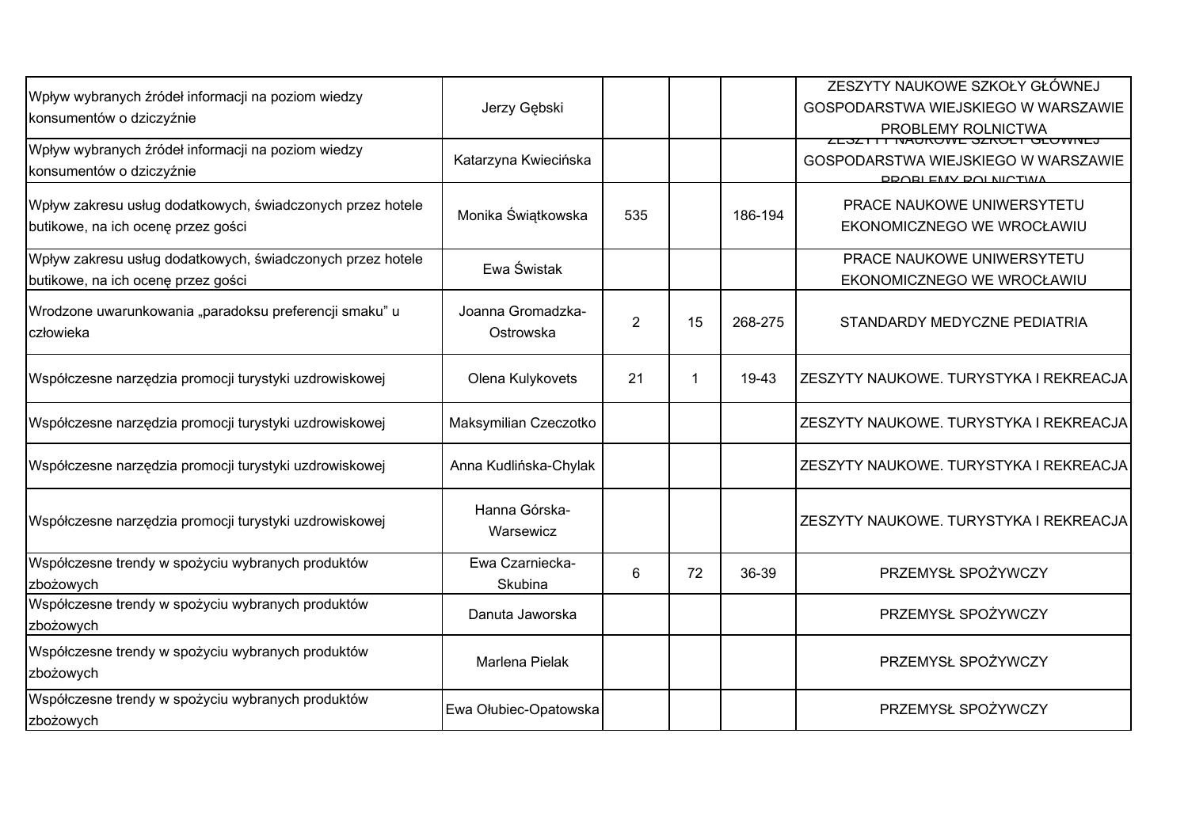| | | | | | |
|---|---|---|---|---|---|
| Wpływ wybranych źródeł informacji na poziom wiedzy konsumentów o dziczyźnie | Jerzy Gębski | | | | ZESZYTY NAUKOWE SZKOŁY GŁÓWNEJ GOSPODARSTWA WIEJSKIEGO W WARSZAWIE PROBLEMY ROLNICTWA |
| Wpływ wybranych źródeł informacji na poziom wiedzy konsumentów o dziczyźnie | Katarzyna Kwiecińska | | | | ZESZYTY NAUKOWE SZKOŁY GŁÓWNEJ GOSPODARSTWA WIEJSKIEGO W WARSZAWIE PROBLEMY ROLNICTWA |
| Wpływ zakresu usług dodatkowych, świadczonych przez hotele butikowe, na ich ocenę przez gości | Monika Świątkowska | 535 | | 186-194 | PRACE NAUKOWE UNIWERSYTETU EKONOMICZNEGO WE WROCŁAWIU |
| Wpływ zakresu usług dodatkowych, świadczonych przez hotele butikowe, na ich ocenę przez gości | Ewa Świstak | | | | PRACE NAUKOWE UNIWERSYTETU EKONOMICZNEGO WE WROCŁAWIU |
| Wrodzone uwarunkowania „paradoksu preferencji smaku" u człowieka | Joanna Gromadzka-Ostrowska | 2 | 15 | 268-275 | STANDARDY MEDYCZNE PEDIATRIA |
| Współczesne narzędzia promocji turystyki uzdrowiskowej | Olena Kulykovets | 21 | 1 | 19-43 | ZESZYTY NAUKOWE. TURYSTYKA I REKREACJA |
| Współczesne narzędzia promocji turystyki uzdrowiskowej | Maksymilian Czeczotko | | | | ZESZYTY NAUKOWE. TURYSTYKA I REKREACJA |
| Współczesne narzędzia promocji turystyki uzdrowiskowej | Anna Kudlińska-Chylak | | | | ZESZYTY NAUKOWE. TURYSTYKA I REKREACJA |
| Współczesne narzędzia promocji turystyki uzdrowiskowej | Hanna Górska-Warsewicz | | | | ZESZYTY NAUKOWE. TURYSTYKA I REKREACJA |
| Współczesne trendy w spożyciu wybranych produktów zbożowych | Ewa Czarniecka-Skubina | 6 | 72 | 36-39 | PRZEMYSŁ SPOŻYWCZY |
| Współczesne trendy w spożyciu wybranych produktów zbożowych | Danuta Jaworska | | | | PRZEMYSŁ SPOŻYWCZY |
| Współczesne trendy w spożyciu wybranych produktów zbożowych | Marlena Pielak | | | | PRZEMYSŁ SPOŻYWCZY |
| Współczesne trendy w spożyciu wybranych produktów zbożowych | Ewa Ołubiec-Opatowska | | | | PRZEMYSŁ SPOŻYWCZY |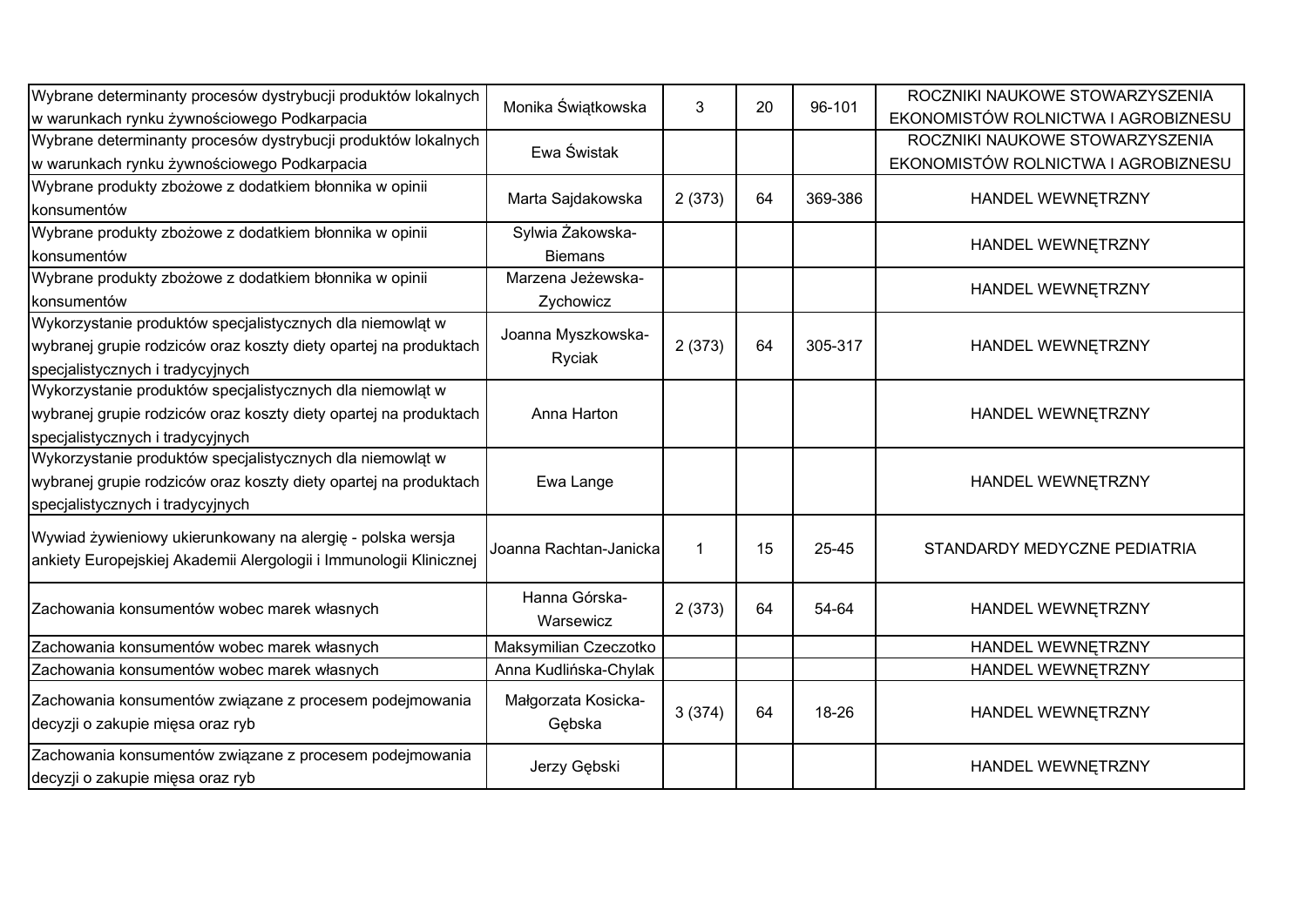| | | | | | |
|---|---|---|---|---|---|
| Wybrane determinanty procesów dystrybucji produktów lokalnych w warunkach rynku żywnościowego Podkarpacia | Monika Świątkowska | 3 | 20 | 96-101 | ROCZNIKI NAUKOWE STOWARZYSZENIA EKONOMISTÓW ROLNICTWA I AGROBIZNESU |
| Wybrane determinanty procesów dystrybucji produktów lokalnych w warunkach rynku żywnościowego Podkarpacia | Ewa Świstak | | | | ROCZNIKI NAUKOWE STOWARZYSZENIA EKONOMISTÓW ROLNICTWA I AGROBIZNESU |
| Wybrane produkty zbożowe z dodatkiem błonnika w opinii konsumentów | Marta Sajdakowska | 2 (373) | 64 | 369-386 | HANDEL WEWNĘTRZNY |
| Wybrane produkty zbożowe z dodatkiem błonnika w opinii konsumentów | Sylwia Żakowska-Biemans | | | | HANDEL WEWNĘTRZNY |
| Wybrane produkty zbożowe z dodatkiem błonnika w opinii konsumentów | Marzena Jeżewska-Zychowicz | | | | HANDEL WEWNĘTRZNY |
| Wykorzystanie produktów specjalistycznych dla niemowląt w wybranej grupie rodziców oraz koszty diety opartej na produktach specjalistycznych i tradycyjnych | Joanna Myszkowska-Ryciak | 2 (373) | 64 | 305-317 | HANDEL WEWNĘTRZNY |
| Wykorzystanie produktów specjalistycznych dla niemowląt w wybranej grupie rodziców oraz koszty diety opartej na produktach specjalistycznych i tradycyjnych | Anna Harton | | | | HANDEL WEWNĘTRZNY |
| Wykorzystanie produktów specjalistycznych dla niemowląt w wybranej grupie rodziców oraz koszty diety opartej na produktach specjalistycznych i tradycyjnych | Ewa Lange | | | | HANDEL WEWNĘTRZNY |
| Wywiad żywieniowy ukierunkowany na alergię - polska wersja ankiety Europejskiej Akademii Alergologii i Immunologii Klinicznej | Joanna Rachtan-Janicka | 1 | 15 | 25-45 | STANDARDY MEDYCZNE PEDIATRIA |
| Zachowania konsumentów wobec marek własnych | Hanna Górska-Warsewicz | 2 (373) | 64 | 54-64 | HANDEL WEWNĘTRZNY |
| Zachowania konsumentów wobec marek własnych | Maksymilian Czeczotko | | | | HANDEL WEWNĘTRZNY |
| Zachowania konsumentów wobec marek własnych | Anna Kudlińska-Chylak | | | | HANDEL WEWNĘTRZNY |
| Zachowania konsumentów związane z procesem podejmowania decyzji o zakupie mięsa oraz ryb | Małgorzata Kosicka-Gębska | 3 (374) | 64 | 18-26 | HANDEL WEWNĘTRZNY |
| Zachowania konsumentów związane z procesem podejmowania decyzji o zakupie mięsa oraz ryb | Jerzy Gębski | | | | HANDEL WEWNĘTRZNY |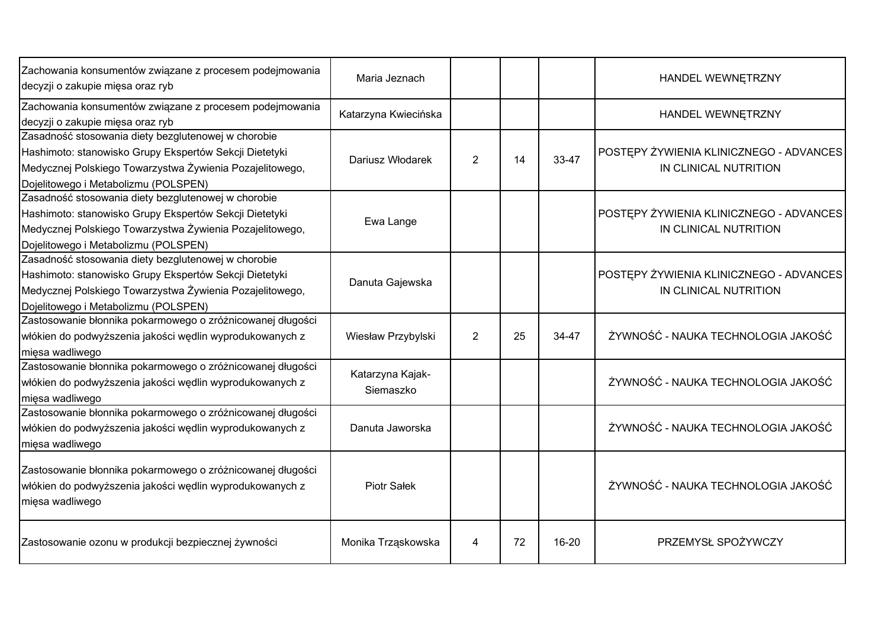| | | | | | |
|---|---|---|---|---|---|
| Zachowania konsumentów związane z procesem podejmowania decyzji o zakupie mięsa oraz ryb | Maria Jeznach | | | | HANDEL WEWNĘTRZNY |
| Zachowania konsumentów związane z procesem podejmowania decyzji o zakupie mięsa oraz ryb | Katarzyna Kwiecińska | | | | HANDEL WEWNĘTRZNY |
| Zasadność stosowania diety bezglutenowej w chorobie Hashimoto: stanowisko Grupy Ekspertów Sekcji Dietetyki Medycznej Polskiego Towarzystwa Żywienia Pozajelitowego, Dojelitowego i Metabolizmu (POLSPEN) | Dariusz Włodarek | 2 | 14 | 33-47 | POSTĘPY ŻYWIENIA KLINICZNEGO - ADVANCES IN CLINICAL NUTRITION |
| Zasadność stosowania diety bezglutenowej w chorobie Hashimoto: stanowisko Grupy Ekspertów Sekcji Dietetyki Medycznej Polskiego Towarzystwa Żywienia Pozajelitowego, Dojelitowego i Metabolizmu (POLSPEN) | Ewa Lange | | | | POSTĘPY ŻYWIENIA KLINICZNEGO - ADVANCES IN CLINICAL NUTRITION |
| Zasadność stosowania diety bezglutenowej w chorobie Hashimoto: stanowisko Grupy Ekspertów Sekcji Dietetyki Medycznej Polskiego Towarzystwa Żywienia Pozajelitowego, Dojelitowego i Metabolizmu (POLSPEN) | Danuta Gajewska | | | | POSTĘPY ŻYWIENIA KLINICZNEGO - ADVANCES IN CLINICAL NUTRITION |
| Zastosowanie błonnika pokarmowego o zróżnicowanej długości włókien do podwyższenia jakości wędlin wyprodukowanych z mięsa wadliwego | Wiesław Przybylski | 2 | 25 | 34-47 | ŻYWNOŚĆ - NAUKA TECHNOLOGIA JAKOŚĆ |
| Zastosowanie błonnika pokarmowego o zróżnicowanej długości włókien do podwyższenia jakości wędlin wyprodukowanych z mięsa wadliwego | Katarzyna Kajak-Siemaszko | | | | ŻYWNOŚĆ - NAUKA TECHNOLOGIA JAKOŚĆ |
| Zastosowanie błonnika pokarmowego o zróżnicowanej długości włókien do podwyższenia jakości wędlin wyprodukowanych z mięsa wadliwego | Danuta Jaworska | | | | ŻYWNOŚĆ - NAUKA TECHNOLOGIA JAKOŚĆ |
| Zastosowanie błonnika pokarmowego o zróżnicowanej długości włókien do podwyższenia jakości wędlin wyprodukowanych z mięsa wadliwego | Piotr Sałek | | | | ŻYWNOŚĆ - NAUKA TECHNOLOGIA JAKOŚĆ |
| Zastosowanie ozonu w produkcji bezpiecznej żywności | Monika Trząskowska | 4 | 72 | 16-20 | PRZEMYSŁ SPOŻYWCZY |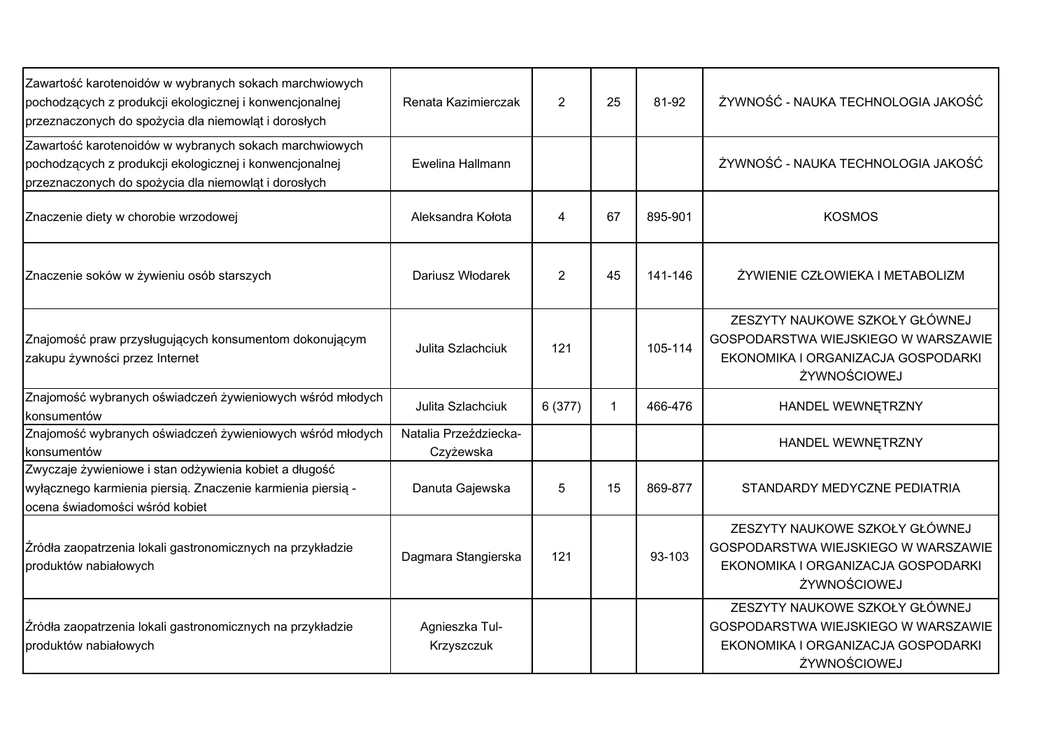| | | | | | |
|---|---|---|---|---|---|
| Zawartość karotenoidów w wybranych sokach marchwiowych pochodzących z produkcji ekologicznej i konwencjonalnej przeznaczonych do spożycia dla niemowląt i dorosłych | Renata Kazimierczak | 2 | 25 | 81-92 | ŻYWNOŚĆ - NAUKA TECHNOLOGIA JAKOŚĆ |
| Zawartość karotenoidów w wybranych sokach marchwiowych pochodzących z produkcji ekologicznej i konwencjonalnej przeznaczonych do spożycia dla niemowląt i dorosłych | Ewelina Hallmann | | | | ŻYWNOŚĆ - NAUKA TECHNOLOGIA JAKOŚĆ |
| Znaczenie diety w chorobie wrzodowej | Aleksandra Kołota | 4 | 67 | 895-901 | KOSMOS |
| Znaczenie soków w żywieniu osób starszych | Dariusz Włodarek | 2 | 45 | 141-146 | ŻYWIENIE CZŁOWIEKA I METABOLIZM |
| Znajomość praw przysługujących konsumentom dokonującym zakupu żywności przez Internet | Julita Szlachciuk | 121 | | 105-114 | ZESZYTY NAUKOWE SZKOŁY GŁÓWNEJ GOSPODARSTWA WIEJSKIEGO W WARSZAWIE EKONOMIKA I ORGANIZACJA GOSPODARKI ŻYWNOŚCIOWEJ |
| Znajomość wybranych oświadczeń żywieniowych wśród młodych konsumentów | Julita Szlachciuk | 6 (377) | 1 | 466-476 | HANDEL WEWNĘTRZNY |
| Znajomość wybranych oświadczeń żywieniowych wśród młodych konsumentów | Natalia Przeździecka-Czyżewska | | | | HANDEL WEWNĘTRZNY |
| Zwyczaje żywieniowe i stan odżywienia kobiet a długość wyłącznego karmienia piersią. Znaczenie karmienia piersią - ocena świadomości wśród kobiet | Danuta Gajewska | 5 | 15 | 869-877 | STANDARDY MEDYCZNE PEDIATRIA |
| Źródła zaopatrzenia lokali gastronomicznych na przykładzie produktów nabiałowych | Dagmara Stangierska | 121 | | 93-103 | ZESZYTY NAUKOWE SZKOŁY GŁÓWNEJ GOSPODARSTWA WIEJSKIEGO W WARSZAWIE EKONOMIKA I ORGANIZACJA GOSPODARKI ŻYWNOŚCIOWEJ |
| Źródła zaopatrzenia lokali gastronomicznych na przykładzie produktów nabiałowych | Agnieszka Tul-Krzyszczuk | | | | ZESZYTY NAUKOWE SZKOŁY GŁÓWNEJ GOSPODARSTWA WIEJSKIEGO W WARSZAWIE EKONOMIKA I ORGANIZACJA GOSPODARKI ŻYWNOŚCIOWEJ |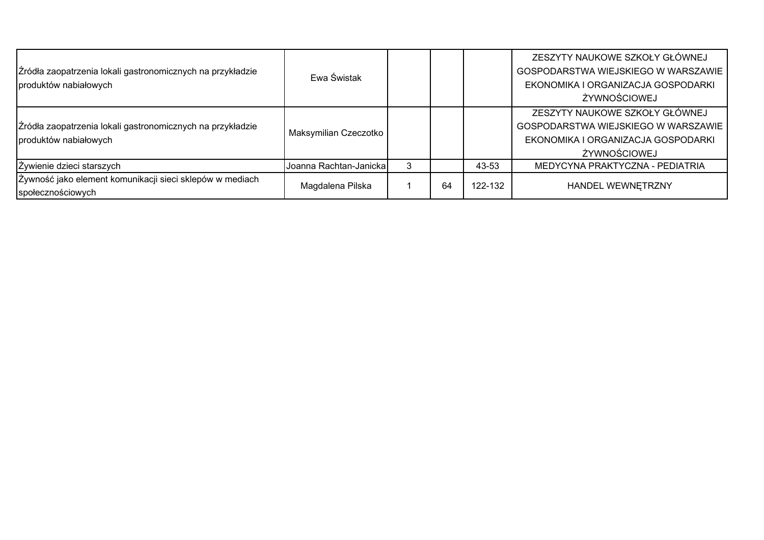| | | | | | |
|---|---|---|---|---|---|
| Źródła zaopatrzenia lokali gastronomicznych na przykładzie produktów nabiałowych | Ewa Świstak | | | | ZESZYTY NAUKOWE SZKOŁY GŁÓWNEJ GOSPODARSTWA WIEJSKIEGO W WARSZAWIE EKONOMIKA I ORGANIZACJA GOSPODARKI ŻYWNOŚCIOWEJ |
| Źródła zaopatrzenia lokali gastronomicznych na przykładzie produktów nabiałowych | Maksymilian Czeczotko | | | | ZESZYTY NAUKOWE SZKOŁY GŁÓWNEJ GOSPODARSTWA WIEJSKIEGO W WARSZAWIE EKONOMIKA I ORGANIZACJA GOSPODARKI ŻYWNOŚCIOWEJ |
| Żywienie dzieci starszych | Joanna Rachtan-Janicka | 3 | | 43-53 | MEDYCYNA PRAKTYCZNA - PEDIATRIA |
| Żywność jako element komunikacji sieci sklepów w mediach społecznościowych | Magdalena Pilska | 1 | 64 | 122-132 | HANDEL WEWNĘTRZNY |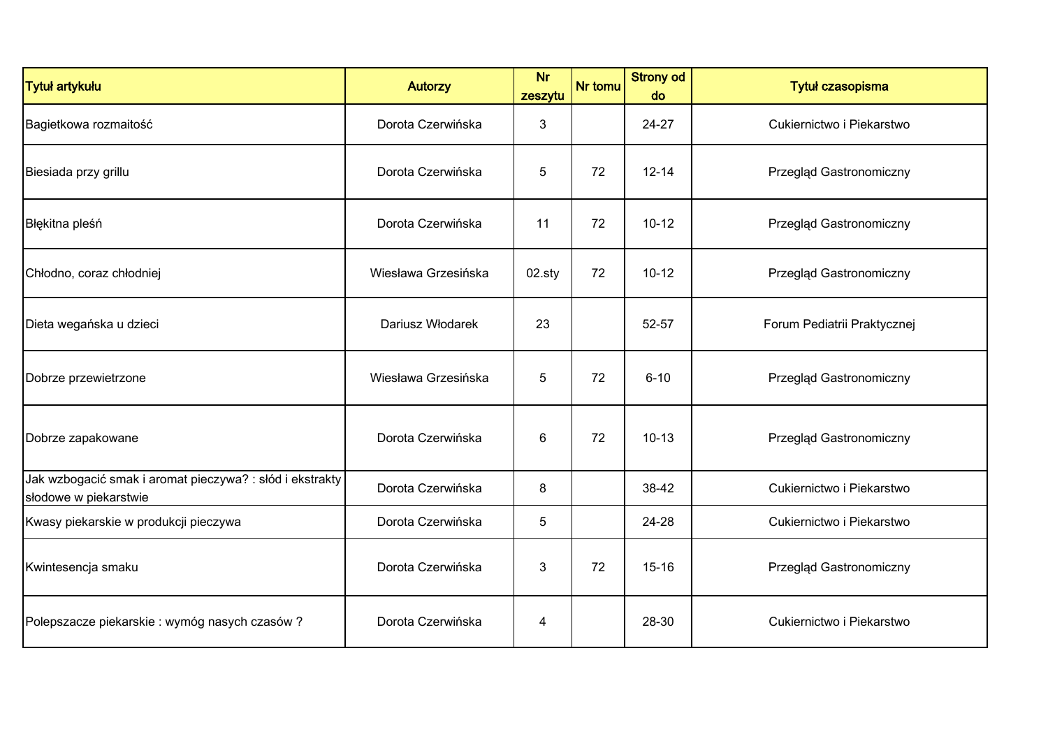| Tytuł artykułu | Autorzy | Nr zeszytu | Nr tomu | Strony od do | Tytuł czasopisma |
|---|---|---|---|---|---|
| Bagietkowa rozmaitość | Dorota Czerwińska | 3 | | 24-27 | Cukiernictwo i Piekarstwo |
| Biesiada przy grillu | Dorota Czerwińska | 5 | 72 | 12-14 | Przegląd Gastronomiczny |
| Błękitna pleśń | Dorota Czerwińska | 11 | 72 | 10-12 | Przegląd Gastronomiczny |
| Chłodno, coraz chłodniej | Wiesława Grzesińska | 02.sty | 72 | 10-12 | Przegląd Gastronomiczny |
| Dieta wegańska u dzieci | Dariusz Włodarek | 23 | | 52-57 | Forum Pediatrii Praktycznej |
| Dobrze przewietrzone | Wiesława Grzesińska | 5 | 72 | 6-10 | Przegląd Gastronomiczny |
| Dobrze zapakowane | Dorota Czerwińska | 6 | 72 | 10-13 | Przegląd Gastronomiczny |
| Jak wzbogacić smak i aromat pieczywa? : słód i ekstrakty słodowe w piekarstwie | Dorota Czerwińska | 8 | | 38-42 | Cukiernictwo i Piekarstwo |
| Kwasy piekarskie w produkcji pieczywa | Dorota Czerwińska | 5 | | 24-28 | Cukiernictwo i Piekarstwo |
| Kwintesencja smaku | Dorota Czerwińska | 3 | 72 | 15-16 | Przegląd Gastronomiczny |
| Polepszacze piekarskie : wymóg nasych czasów ? | Dorota Czerwińska | 4 | | 28-30 | Cukiernictwo i Piekarstwo |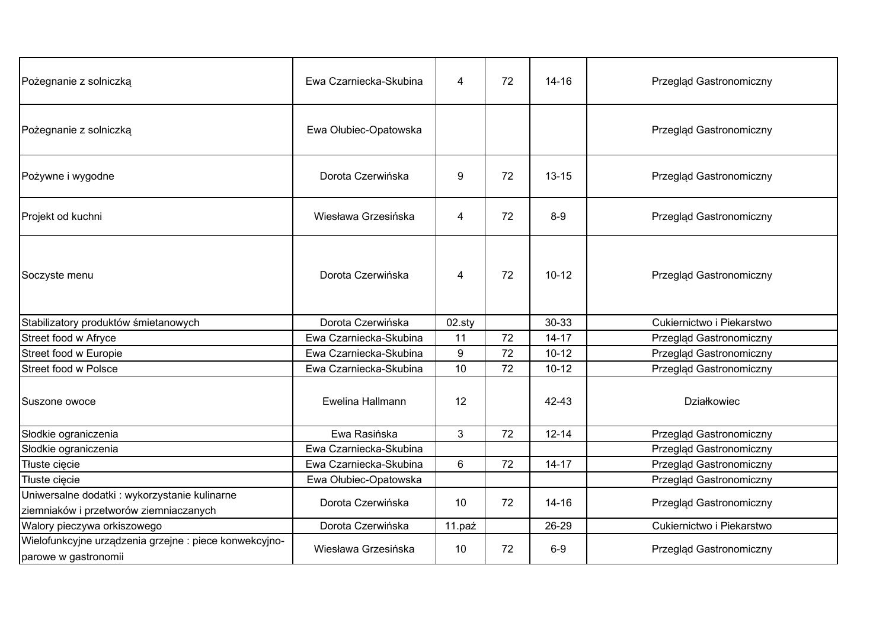| | | | | | |
|---|---|---|---|---|---|
| Pożegnanie z solniczką | Ewa Czarniecka-Skubina | 4 | 72 | 14-16 | Przegląd Gastronomiczny |
| Pożegnanie z solniczką | Ewa Ołubiec-Opatowska | | | | Przegląd Gastronomiczny |
| Pożywne i wygodne | Dorota Czerwińska | 9 | 72 | 13-15 | Przegląd Gastronomiczny |
| Projekt od kuchni | Wiesława Grzesińska | 4 | 72 | 8-9 | Przegląd Gastronomiczny |
| Soczyste menu | Dorota Czerwińska | 4 | 72 | 10-12 | Przegląd Gastronomiczny |
| Stabilizatory produktów śmietanowych | Dorota Czerwińska | 02.sty | | 30-33 | Cukiernictwo i Piekarstwo |
| Street food w Afryce | Ewa Czarniecka-Skubina | 11 | 72 | 14-17 | Przegląd Gastronomiczny |
| Street food w Europie | Ewa Czarniecka-Skubina | 9 | 72 | 10-12 | Przegląd Gastronomiczny |
| Street food w Polsce | Ewa Czarniecka-Skubina | 10 | 72 | 10-12 | Przegląd Gastronomiczny |
| Suszone owoce | Ewelina Hallmann | 12 | | 42-43 | Działkowiec |
| Słodkie ograniczenia | Ewa Rasińska | 3 | 72 | 12-14 | Przegląd Gastronomiczny |
| Słodkie ograniczenia | Ewa Czarniecka-Skubina | | | | Przegląd Gastronomiczny |
| Tłuste cięcie | Ewa Czarniecka-Skubina | 6 | 72 | 14-17 | Przegląd Gastronomiczny |
| Tłuste cięcie | Ewa Ołubiec-Opatowska | | | | Przegląd Gastronomiczny |
| Uniwersalne dodatki : wykorzystanie kulinarne ziemniaków i przetworów ziemniaczanych | Dorota Czerwińska | 10 | 72 | 14-16 | Przegląd Gastronomiczny |
| Walory pieczywa orkiszowego | Dorota Czerwińska | 11.paź | | 26-29 | Cukiernictwo i Piekarstwo |
| Wielofunkcyjne urządzenia grzejne : piece konwekcyjno-parowe w gastronomii | Wiesława Grzesińska | 10 | 72 | 6-9 | Przegląd Gastronomiczny |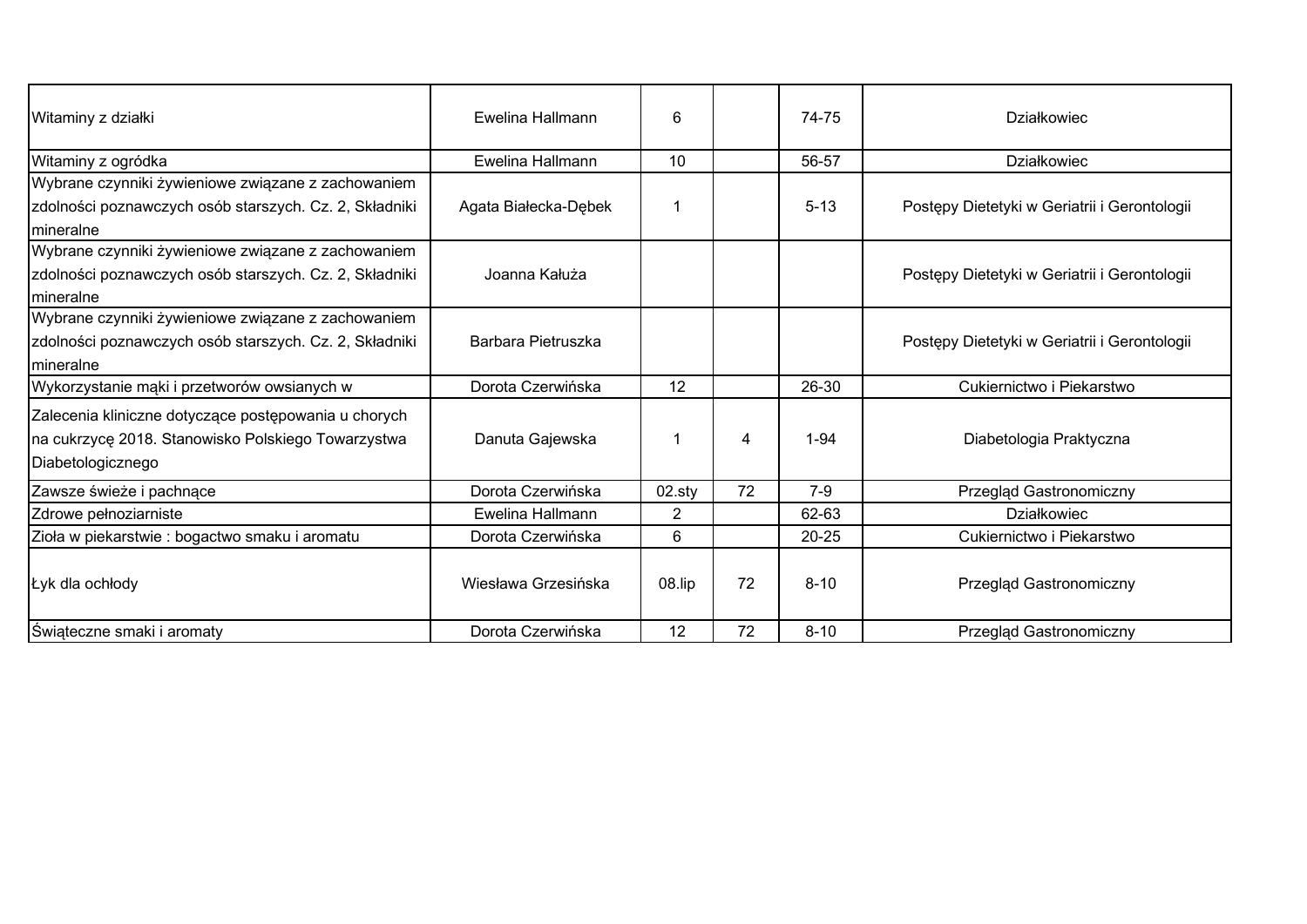| | | | | | |
|---|---|---|---|---|---|
| Witaminy z działki | Ewelina Hallmann | 6 | | 74-75 | Działkowiec |
| Witaminy z ogródka | Ewelina Hallmann | 10 | | 56-57 | Działkowiec |
| Wybrane czynniki żywieniowe związane z zachowaniem zdolności poznawczych osób starszych. Cz. 2, Składniki mineralne | Agata Białecka-Dębek | 1 | | 5-13 | Postępy Dietetyki w Geriatrii i Gerontologii |
| Wybrane czynniki żywieniowe związane z zachowaniem zdolności poznawczych osób starszych. Cz. 2, Składniki mineralne | Joanna Kałuża | | | | Postępy Dietetyki w Geriatrii i Gerontologii |
| Wybrane czynniki żywieniowe związane z zachowaniem zdolności poznawczych osób starszych. Cz. 2, Składniki mineralne | Barbara Pietruszka | | | | Postępy Dietetyki w Geriatrii i Gerontologii |
| Wykorzystanie mąki i przetworów owsianych w | Dorota Czerwińska | 12 | | 26-30 | Cukiernictwo i Piekarstwo |
| Zalecenia kliniczne dotyczące postępowania u chorych na cukrzycę 2018. Stanowisko Polskiego Towarzystwa Diabetologicznego | Danuta Gajewska | 1 | 4 | 1-94 | Diabetologia Praktyczna |
| Zawsze świeże i pachnące | Dorota Czerwińska | 02.sty | 72 | 7-9 | Przegląd Gastronomiczny |
| Zdrowe pełnoziarniste | Ewelina Hallmann | 2 | | 62-63 | Działkowiec |
| Zioła w piekarstwie : bogactwo smaku i aromatu | Dorota Czerwińska | 6 | | 20-25 | Cukiernictwo i Piekarstwo |
| Łyk dla ochłody | Wiesława Grzesińska | 08.lip | 72 | 8-10 | Przegląd Gastronomiczny |
| Świąteczne smaki i aromaty | Dorota Czerwińska | 12 | 72 | 8-10 | Przegląd Gastronomiczny |